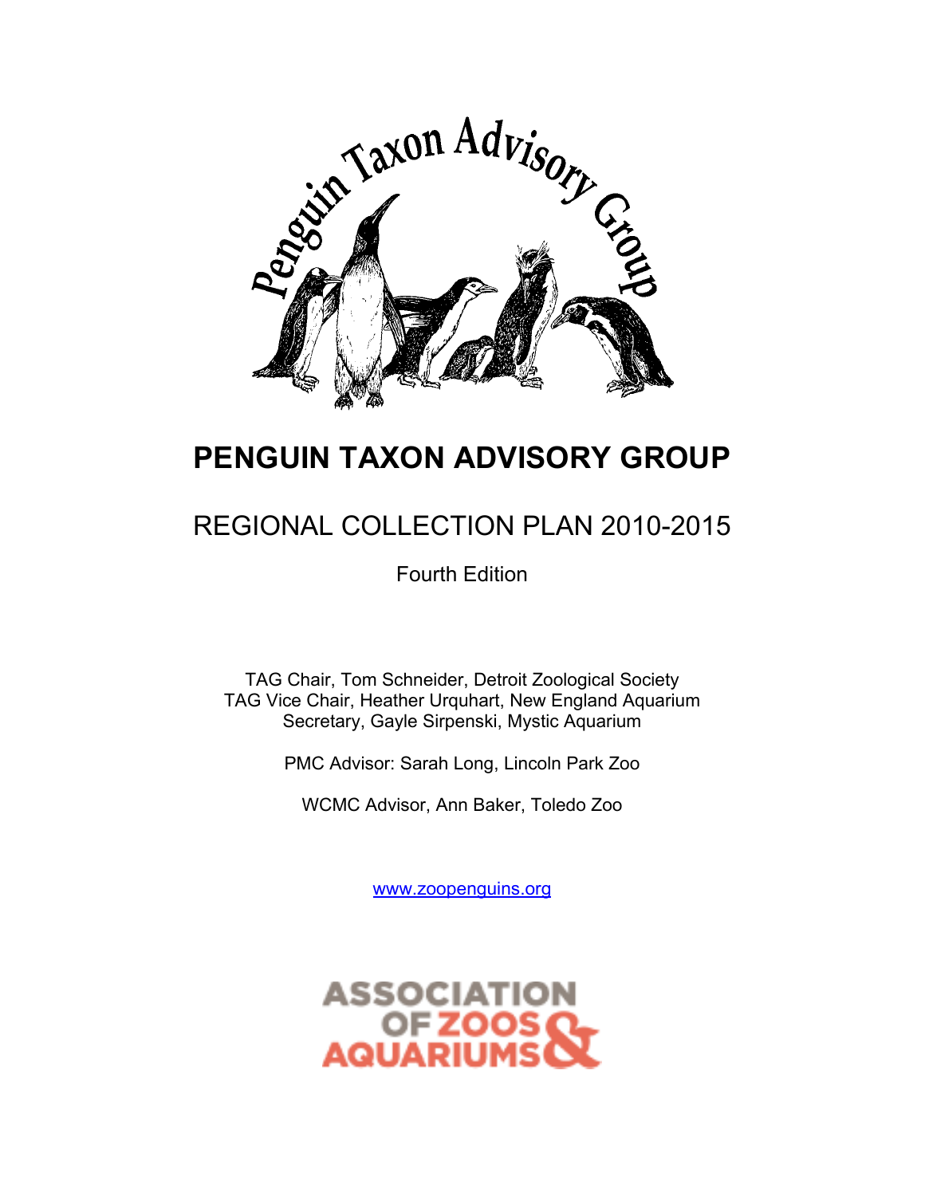# PENGUIN TAXON ADVISORY GROUP

## REGIONAL COLLECTION PLAN 2010-2015

Fourth Edition

TAG Chair, Tom Schneider, Detroit Zoological Society
TAG Vice Chair, Heather Urquhart, New England Aquarium
Secretary, Gayle Sirpenski, Mystic Aquarium

PMC Advisor: Sarah Long, Lincoln Park Zoo

WCMC Advisor, Ann Baker, Toledo Zoo

www.zoopenguins.org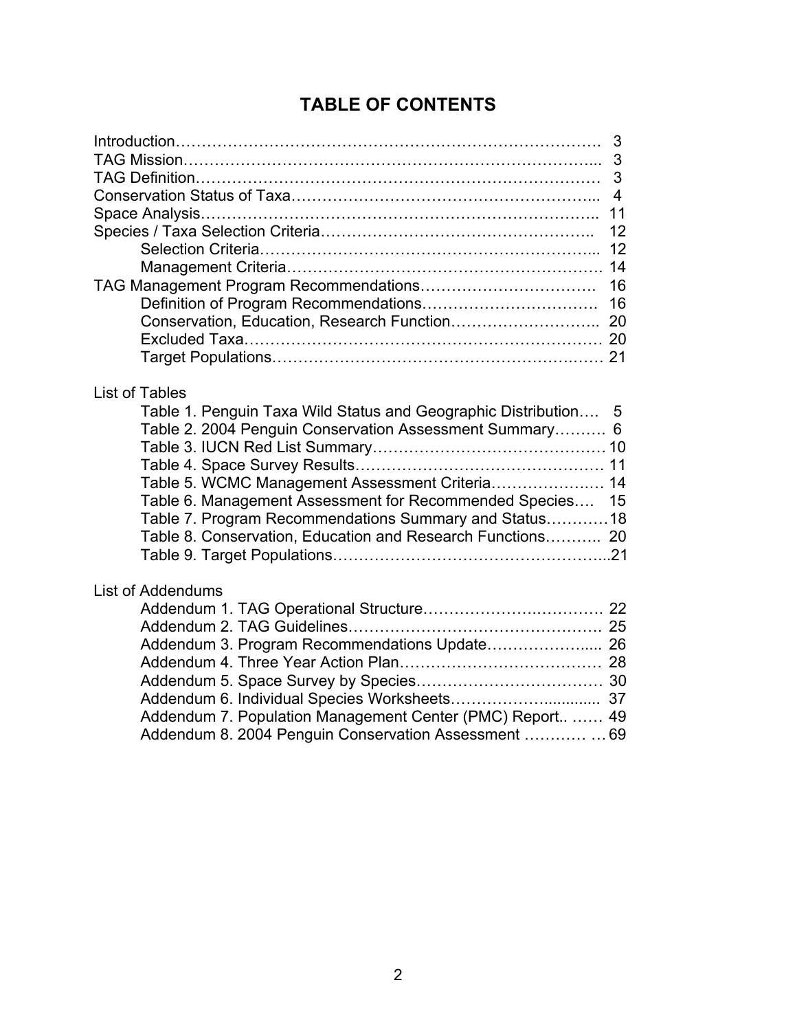# TABLE OF CONTENTS

Introduction………………………………………………………………………. 3
TAG Mission…………………………………………………………………….... 3
TAG Definition…………………………………………………………………… 3
Conservation Status of Taxa……………………………………………….... 4
Space Analysis…………………………………………………………………. 11
Species / Taxa Selection Criteria…………………………………………….. 12
    Selection Criteria……………………………………………………... 12
    Management Criteria…………………………………………………. 14
TAG Management Program Recommendations……………………………. 16
    Definition of Program Recommendations……………………………. 16
    Conservation, Education, Research Function……………………….. 20
    Excluded Taxa…………………………………………………………… 20
    Target Populations……………………………………………………… 21

List of Tables
    Table 1. Penguin Taxa Wild Status and Geographic Distribution…. 5
    Table 2. 2004 Penguin Conservation Assessment Summary………. 6
    Table 3. IUCN Red List Summary……………………………………… 10
    Table 4. Space Survey Results…………………………………………. 11
    Table 5. WCMC Management Assessment Criteria…………………. 14
    Table 6. Management Assessment for Recommended Species…. 15
    Table 7. Program Recommendations Summary and Status…………18
    Table 8. Conservation, Education and Research Functions……….. 20
    Table 9. Target Populations……………………………………………...21

List of Addendums
    Addendum 1. TAG Operational Structure……………………………. 22
    Addendum 2. TAG Guidelines…………………………………………. 25
    Addendum 3. Program Recommendations Update………………..... 26
    Addendum 4. Three Year Action Plan…………………………………. 28
    Addendum 5. Space Survey by Species……………………………… 30
    Addendum 6. Individual Species Worksheets…………………............ 37
    Addendum 7. Population Management Center (PMC) Report.. …… 49
    Addendum 8. 2004 Penguin Conservation Assessment ………… … 69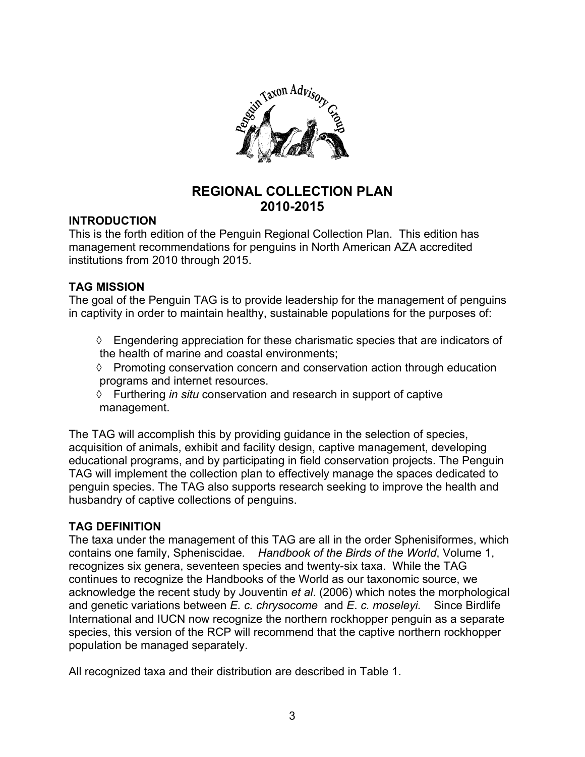# REGIONAL COLLECTION PLAN
# 2010-2015

## INTRODUCTION

This is the forth edition of the Penguin Regional Collection Plan. This edition has management recommendations for penguins in North American AZA accredited institutions from 2010 through 2015.

## TAG MISSION

The goal of the Penguin TAG is to provide leadership for the management of penguins in captivity in order to maintain healthy, sustainable populations for the purposes of:

◊ Engendering appreciation for these charismatic species that are indicators of the health of marine and coastal environments;

◊ Promoting conservation concern and conservation action through education programs and internet resources.

◊ Furthering *in situ* conservation and research in support of captive management.

The TAG will accomplish this by providing guidance in the selection of species, acquisition of animals, exhibit and facility design, captive management, developing educational programs, and by participating in field conservation projects. The Penguin TAG will implement the collection plan to effectively manage the spaces dedicated to penguin species. The TAG also supports research seeking to improve the health and husbandry of captive collections of penguins.

## TAG DEFINITION

The taxa under the management of this TAG are all in the order Sphenisiformes, which contains one family, Spheniscidae. *Handbook of the Birds of the World*, Volume 1, recognizes six genera, seventeen species and twenty-six taxa. While the TAG continues to recognize the Handbooks of the World as our taxonomic source, we acknowledge the recent study by Jouventin *et al*. (2006) which notes the morphological and genetic variations between *E. c. chrysocome* and *E. c. moseleyi.* Since Birdlife International and IUCN now recognize the northern rockhopper penguin as a separate species, this version of the RCP will recommend that the captive northern rockhopper population be managed separately.

All recognized taxa and their distribution are described in Table 1.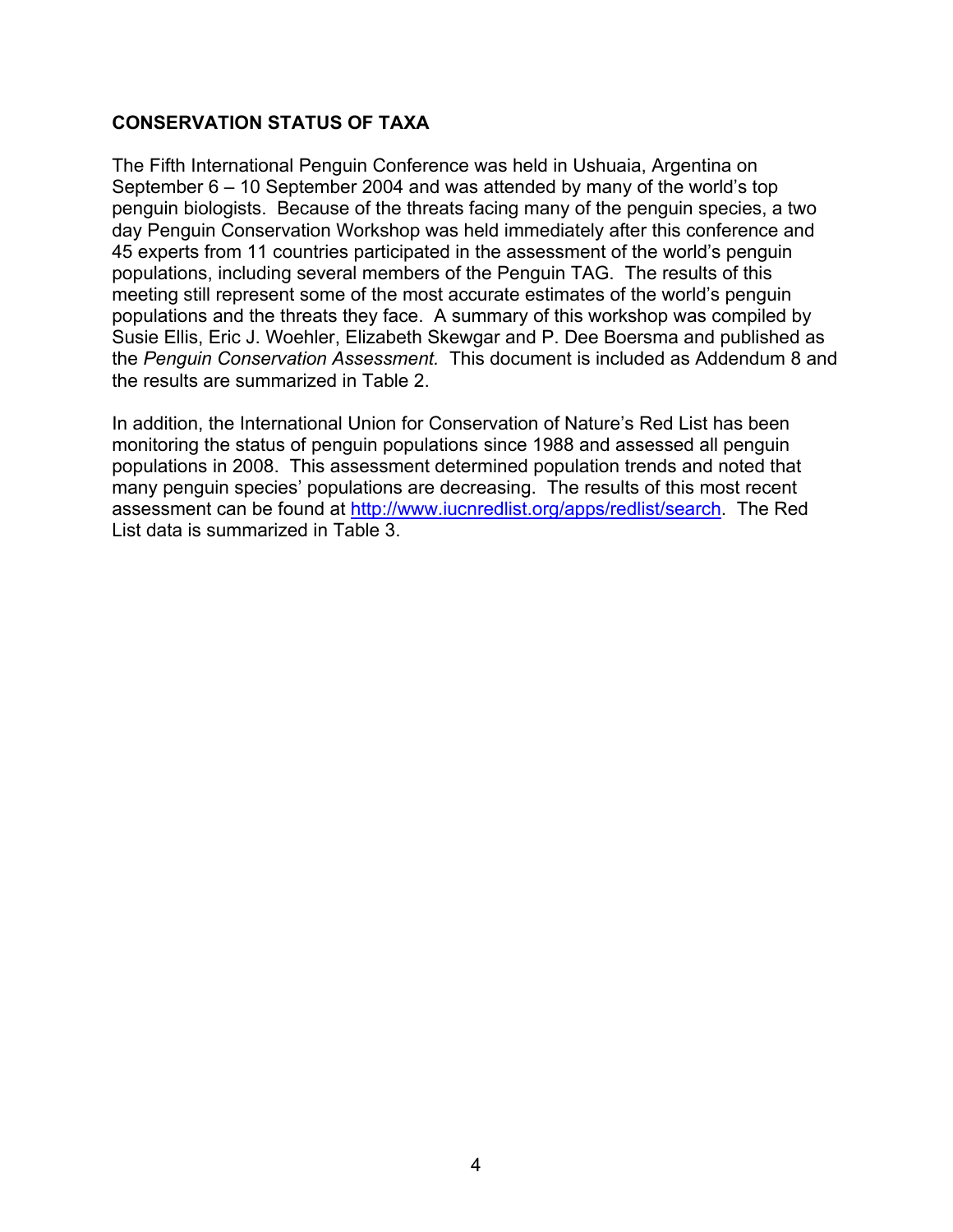**CONSERVATION STATUS OF TAXA**

The Fifth International Penguin Conference was held in Ushuaia, Argentina on September 6 – 10 September 2004 and was attended by many of the world's top penguin biologists. Because of the threats facing many of the penguin species, a two day Penguin Conservation Workshop was held immediately after this conference and 45 experts from 11 countries participated in the assessment of the world's penguin populations, including several members of the Penguin TAG. The results of this meeting still represent some of the most accurate estimates of the world's penguin populations and the threats they face. A summary of this workshop was compiled by Susie Ellis, Eric J. Woehler, Elizabeth Skewgar and P. Dee Boersma and published as the *Penguin Conservation Assessment.* This document is included as Addendum 8 and the results are summarized in Table 2.

In addition, the International Union for Conservation of Nature's Red List has been monitoring the status of penguin populations since 1988 and assessed all penguin populations in 2008. This assessment determined population trends and noted that many penguin species' populations are decreasing. The results of this most recent assessment can be found at [http://www.iucnredlist.org/apps/redlist/search](http://www.iucnredlist.org/apps/redlist/search). The Red List data is summarized in Table 3.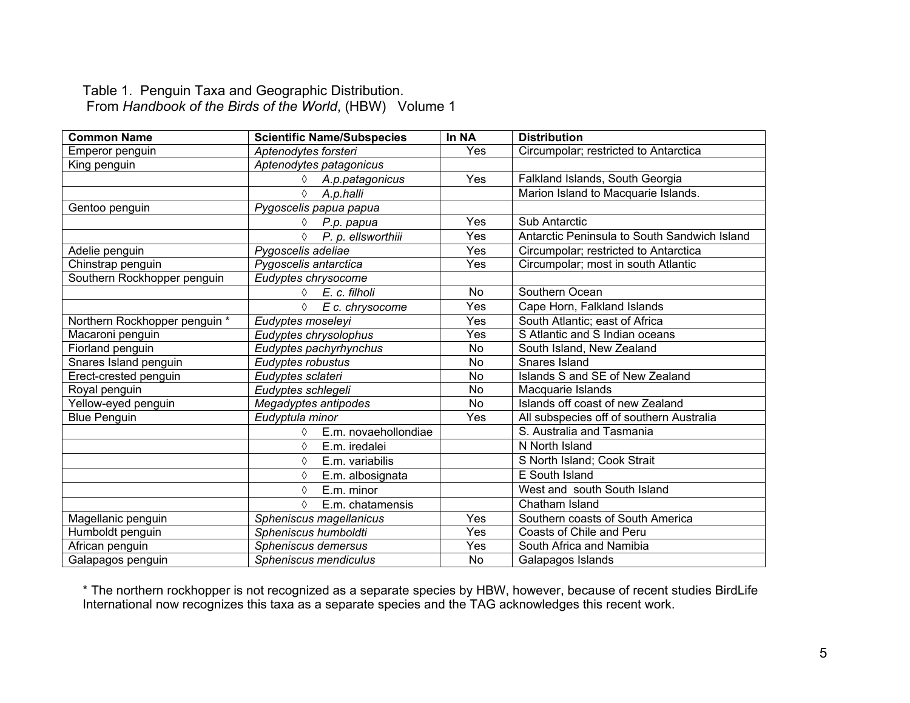Table 1. Penguin Taxa and Geographic Distribution.
From *Handbook of the Birds of the World*, (HBW) Volume 1

| Common Name | Scientific Name/Subspecies | In NA | Distribution |
|---|---|---|---|
| Emperor penguin | *Aptenodytes forsteri* | Yes | Circumpolar; restricted to Antarctica |
| King penguin | *Aptenodytes patagonicus* | | |
| | ◊ *A.p.patagonicus* | Yes | Falkland Islands, South Georgia |
| | ◊ *A.p.halli* | | Marion Island to Macquarie Islands. |
| Gentoo penguin | *Pygoscelis papua papua* | | |
| | ◊ *P.p. papua* | Yes | Sub Antarctic |
| | ◊ *P. p. ellsworthiii* | Yes | Antarctic Peninsula to South Sandwich Island |
| Adelie penguin | *Pygoscelis adeliae* | Yes | Circumpolar; restricted to Antarctica |
| Chinstrap penguin | *Pygoscelis antarctica* | Yes | Circumpolar; most in south Atlantic |
| Southern Rockhopper penguin | *Eudyptes chrysocome* | | |
| | ◊ *E. c. filholi* | No | Southern Ocean |
| | ◊ *E c. chrysocome* | Yes | Cape Horn, Falkland Islands |
| Northern Rockhopper penguin * | *Eudyptes moseleyi* | Yes | South Atlantic; east of Africa |
| Macaroni penguin | *Eudyptes chrysolophus* | Yes | S Atlantic and S Indian oceans |
| Fiorland penguin | *Eudyptes pachyrhynchus* | No | South Island, New Zealand |
| Snares Island penguin | *Eudyptes robustus* | No | Snares Island |
| Erect-crested penguin | *Eudyptes sclateri* | No | Islands S and SE of New Zealand |
| Royal penguin | *Eudyptes schlegeli* | No | Macquarie Islands |
| Yellow-eyed penguin | *Megadyptes antipodes* | No | Islands off coast of new Zealand |
| Blue Penguin | *Eudyptula minor* | Yes | All subspecies off of southern Australia |
| | ◊ E.m. novaehollondiae | | S. Australia and Tasmania |
| | ◊ E.m. iredalei | | N North Island |
| | ◊ E.m. variabilis | | S North Island; Cook Strait |
| | ◊ E.m. albosignata | | E South Island |
| | ◊ E.m. minor | | West and south South Island |
| | ◊ E.m. chatamensis | | Chatham Island |
| Magellanic penguin | *Spheniscus magellanicus* | Yes | Southern coasts of South America |
| Humboldt penguin | *Spheniscus humboldti* | Yes | Coasts of Chile and Peru |
| African penguin | *Spheniscus demersus* | Yes | South Africa and Namibia |
| Galapagos penguin | *Spheniscus mendiculus* | No | Galapagos Islands |

* The northern rockhopper is not recognized as a separate species by HBW, however, because of recent studies BirdLife International now recognizes this taxa as a separate species and the TAG acknowledges this recent work.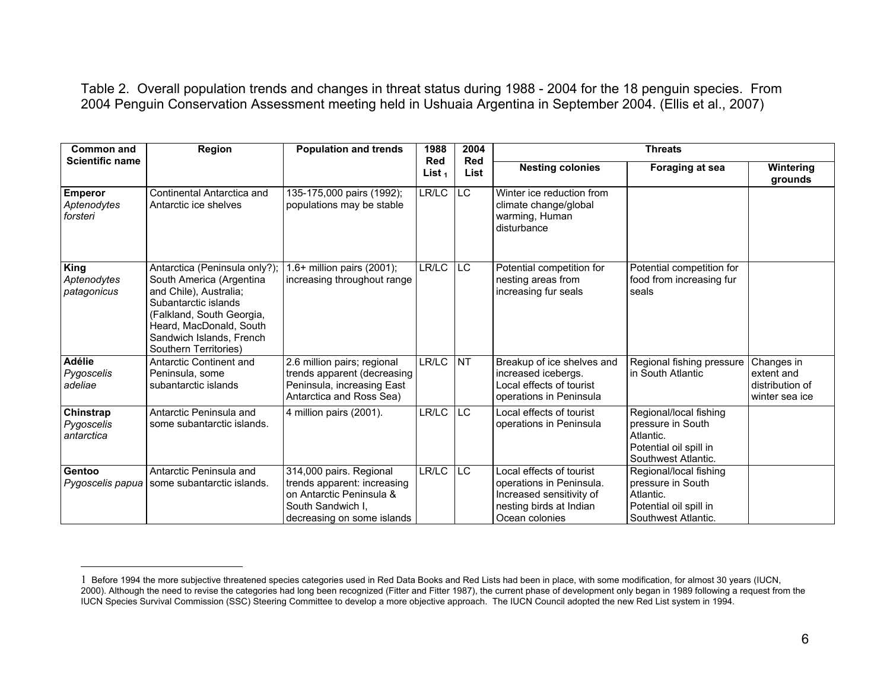Table 2. Overall population trends and changes in threat status during 1988 - 2004 for the 18 penguin species. From 2004 Penguin Conservation Assessment meeting held in Ushuaia Argentina in September 2004. (Ellis et al., 2007)

| Common and Scientific name | Region | Population and trends | 1988 Red List [1] | 2004 Red List | Threats | | |
|---|---|---|---|---|---|---|---|
| | | | | | Nesting colonies | Foraging at sea | Wintering grounds |
| **Emperor** *Aptenodytes forsteri* | Continental Antarctica and Antarctic ice shelves | 135-175,000 pairs (1992); populations may be stable | LR/LC | LC | Winter ice reduction from climate change/global warming, Human disturbance | | |
| **King** *Aptenodytes patagonicus* | Antarctica (Peninsula only?); South America (Argentina and Chile), Australia; Subantarctic islands (Falkland, South Georgia, Heard, MacDonald, South Sandwich Islands, French Southern Territories) | 1.6+ million pairs (2001); increasing throughout range | LR/LC | LC | Potential competition for nesting areas from increasing fur seals | Potential competition for food from increasing fur seals | |
| **Adélie** *Pygoscelis adeliae* | Antarctic Continent and Peninsula, some subantarctic islands | 2.6 million pairs; regional trends apparent (decreasing Peninsula, increasing East Antarctica and Ross Sea) | LR/LC | NT | Breakup of ice shelves and increased icebergs. Local effects of tourist operations in Peninsula | Regional fishing pressure in South Atlantic | Changes in extent and distribution of winter sea ice |
| **Chinstrap** *Pygoscelis antarctica* | Antarctic Peninsula and some subantarctic islands. | 4 million pairs (2001). | LR/LC | LC | Local effects of tourist operations in Peninsula | Regional/local fishing pressure in South Atlantic. Potential oil spill in Southwest Atlantic. | |
| **Gentoo** *Pygoscelis papua* | Antarctic Peninsula and some subantarctic islands. | 314,000 pairs. Regional trends apparent: increasing on Antarctic Peninsula & South Sandwich I, decreasing on some islands | LR/LC | LC | Local effects of tourist operations in Peninsula. Increased sensitivity of nesting birds at Indian Ocean colonies | Regional/local fishing pressure in South Atlantic. Potential oil spill in Southwest Atlantic. | |

[1] Before 1994 the more subjective threatened species categories used in Red Data Books and Red Lists had been in place, with some modification, for almost 30 years (IUCN, 2000). Although the need to revise the categories had long been recognized (Fitter and Fitter 1987), the current phase of development only began in 1989 following a request from the IUCN Species Survival Commission (SSC) Steering Committee to develop a more objective approach. The IUCN Council adopted the new Red List system in 1994.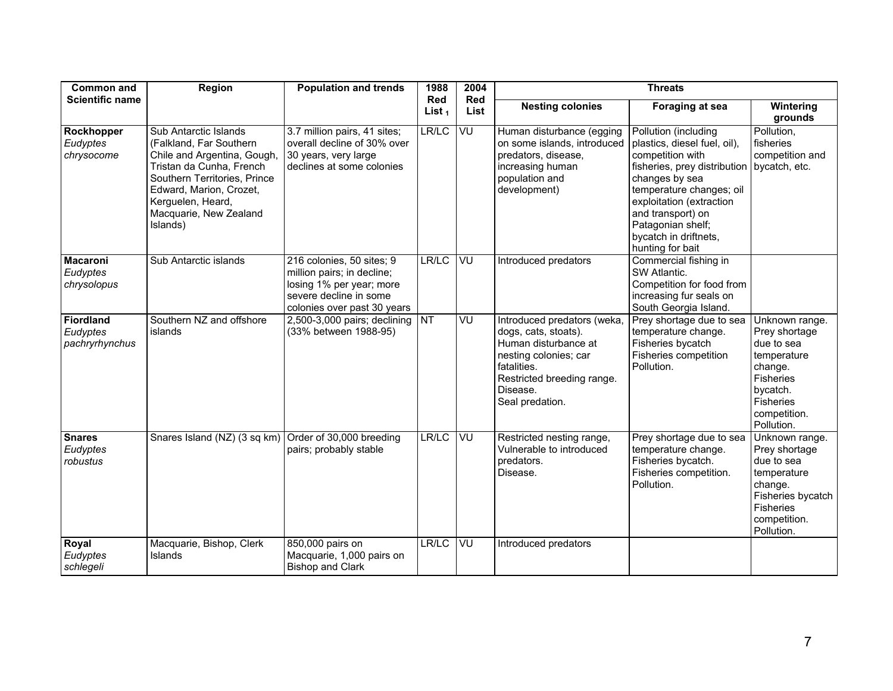| Common and Scientific name | Region | Population and trends | 1988 Red List [1] | 2004 Red List | Threats | | |
|---|---|---|---|---|---|---|---|
| | | | | | Nesting colonies | Foraging at sea | Wintering grounds |
| **Rockhopper** *Eudyptes chrysocome* | Sub Antarctic Islands (Falkland, Far Southern Chile and Argentina, Gough, Tristan da Cunha, French Southern Territories, Prince Edward, Marion, Crozet, Kerguelen, Heard, Macquarie, New Zealand Islands) | 3.7 million pairs, 41 sites; overall decline of 30% over 30 years, very large declines at some colonies | LR/LC | VU | Human disturbance (egging on some islands, introduced predators, disease, increasing human population and development) | Pollution (including plastics, diesel fuel, oil), competition with fisheries, prey distribution changes by sea temperature changes; oil exploitation (extraction and transport) on Patagonian shelf; bycatch in driftnets, hunting for bait | Pollution, fisheries competition and bycatch, etc. |
| **Macaroni** *Eudyptes chrysolopus* | Sub Antarctic islands | 216 colonies, 50 sites; 9 million pairs; in decline; losing 1% per year; more severe decline in some colonies over past 30 years | LR/LC | VU | Introduced predators | Commercial fishing in SW Atlantic. Competition for food from increasing fur seals on South Georgia Island. | |
| **Fiordland** *Eudyptes pachryrhynchus* | Southern NZ and offshore islands | 2,500-3,000 pairs; declining (33% between 1988-95) | NT | VU | Introduced predators (weka, dogs, cats, stoats). Human disturbance at nesting colonies; car fatalities. Restricted breeding range. Disease. Seal predation. | Prey shortage due to sea temperature change. Fisheries bycatch Fisheries competition Pollution. | Unknown range. Prey shortage due to sea temperature change. Fisheries bycatch. Fisheries competition. Pollution. |
| **Snares** *Eudyptes robustus* | Snares Island (NZ) (3 sq km) | Order of 30,000 breeding pairs; probably stable | LR/LC | VU | Restricted nesting range, Vulnerable to introduced predators. Disease. | Prey shortage due to sea temperature change. Fisheries bycatch. Fisheries competition. Pollution. | Unknown range. Prey shortage due to sea temperature change. Fisheries bycatch Fisheries competition. Pollution. |
| **Royal** *Eudyptes schlegeli* | Macquarie, Bishop, Clerk Islands | 850,000 pairs on Macquarie, 1,000 pairs on Bishop and Clark | LR/LC | VU | Introduced predators | | |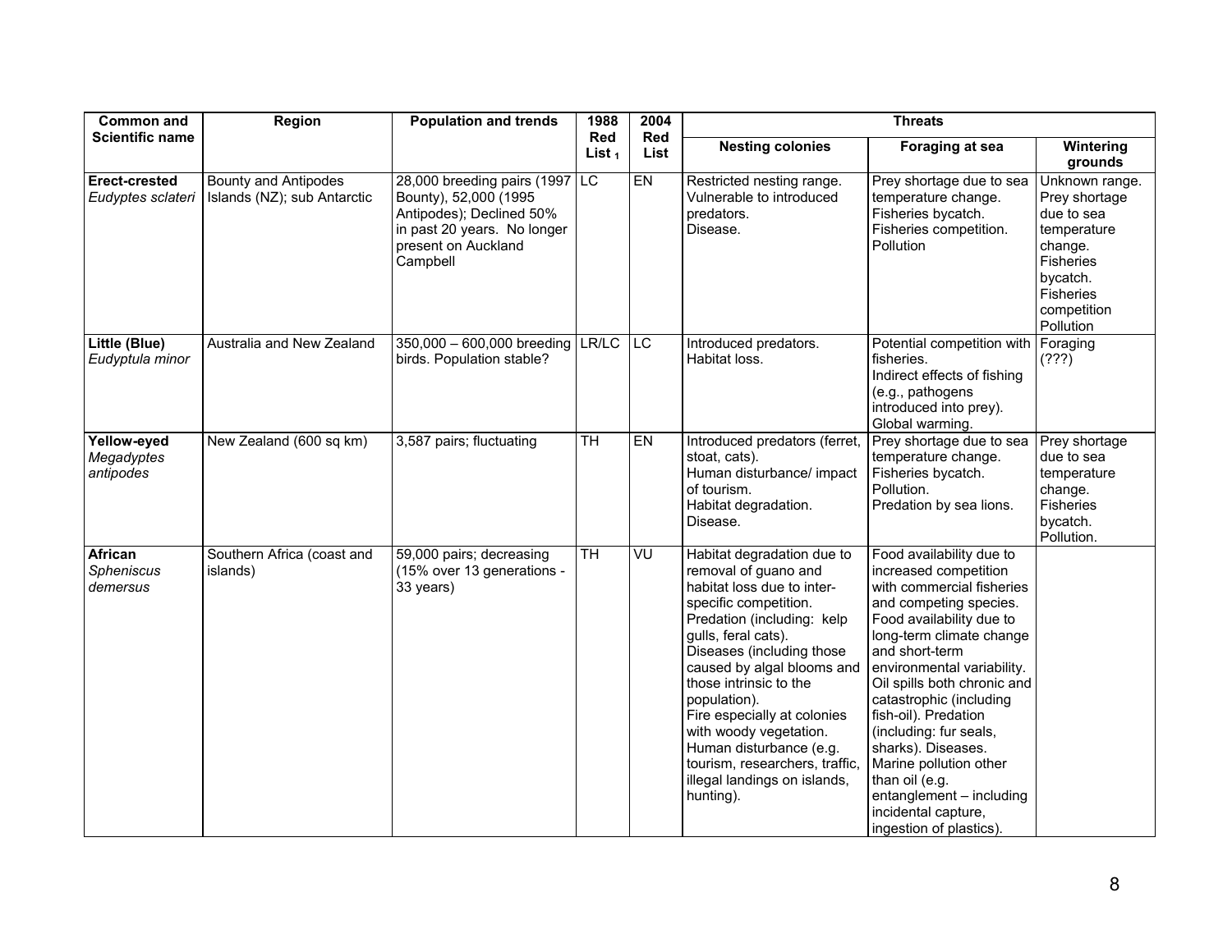| Common and Scientific name | Region | Population and trends | 1988 Red List [1] | 2004 Red List | Threats | | |
|---|---|---|---|---|---|---|---|
| | | | | | Nesting colonies | Foraging at sea | Wintering grounds |
| **Erect-crested** *Eudyptes sclateri* | Bounty and Antipodes Islands (NZ); sub Antarctic | 28,000 breeding pairs (1997 Bounty), 52,000 (1995 Antipodes); Declined 50% in past 20 years. No longer present on Auckland Campbell | LC | EN | Restricted nesting range. Vulnerable to introduced predators. Disease. | Prey shortage due to sea temperature change. Fisheries bycatch. Fisheries competition. Pollution | Unknown range. Prey shortage due to sea temperature change. Fisheries bycatch. Fisheries competition Pollution |
| **Little (Blue)** *Eudyptula minor* | Australia and New Zealand | 350,000 – 600,000 breeding birds. Population stable? | LR/LC | LC | Introduced predators. Habitat loss. | Potential competition with fisheries. Indirect effects of fishing (e.g., pathogens introduced into prey). Global warming. | Foraging (???) |
| **Yellow-eyed** *Megadyptes antipodes* | New Zealand (600 sq km) | 3,587 pairs; fluctuating | TH | EN | Introduced predators (ferret, stoat, cats). Human disturbance/ impact of tourism. Habitat degradation. Disease. | Prey shortage due to sea temperature change. Fisheries bycatch. Pollution. Predation by sea lions. | Prey shortage due to sea temperature change. Fisheries bycatch. Pollution. |
| **African** *Spheniscus demersus* | Southern Africa (coast and islands) | 59,000 pairs; decreasing (15% over 13 generations - 33 years) | TH | VU | Habitat degradation due to removal of guano and habitat loss due to inter-specific competition. Predation (including: kelp gulls, feral cats). Diseases (including those caused by algal blooms and those intrinsic to the population). Fire especially at colonies with woody vegetation. Human disturbance (e.g. tourism, researchers, traffic, illegal landings on islands, hunting). | Food availability due to increased competition with commercial fisheries and competing species. Food availability due to long-term climate change and short-term environmental variability. Oil spills both chronic and catastrophic (including fish-oil). Predation (including: fur seals, sharks). Diseases. Marine pollution other than oil (e.g. entanglement – including incidental capture, ingestion of plastics). | |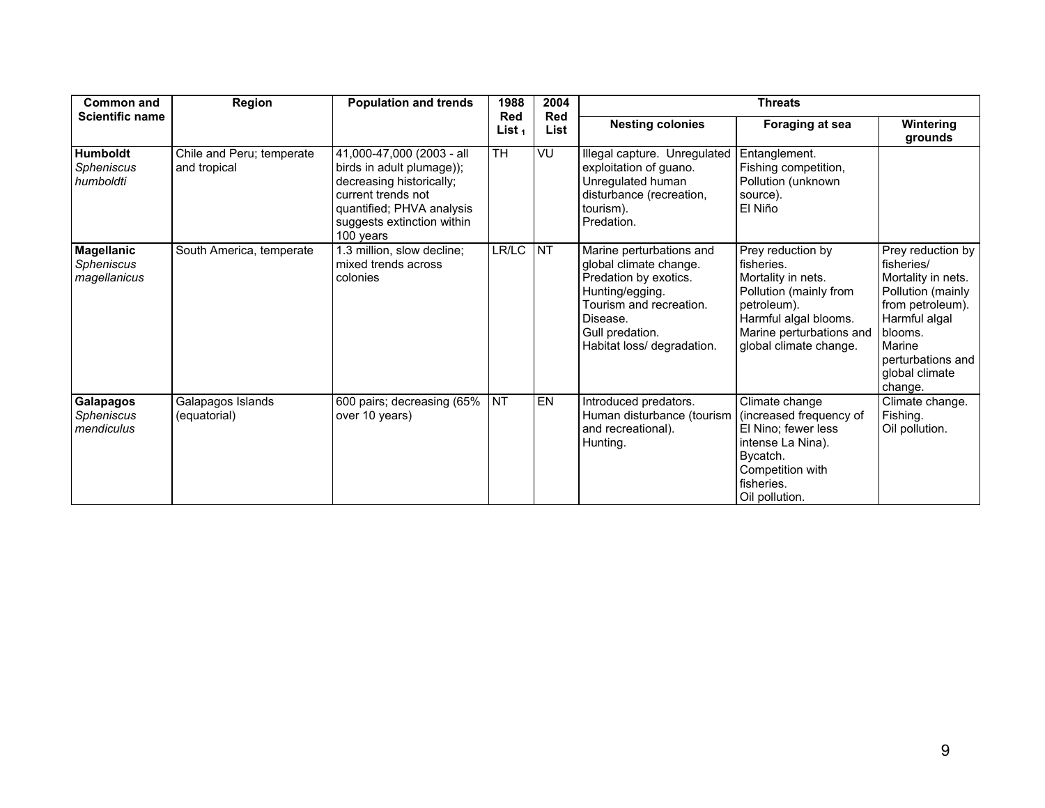| Common and Scientific name | Region | Population and trends | 1988 Red List [1] | 2004 Red List | Threats | | |
|---|---|---|---|---|---|---|---|
| | | | | | Nesting colonies | Foraging at sea | Wintering grounds |
| **Humboldt** *Spheniscus humboldti* | Chile and Peru; temperate and tropical | 41,000-47,000 (2003 - all birds in adult plumage)); decreasing historically; current trends not quantified; PHVA analysis suggests extinction within 100 years | TH | VU | Illegal capture. Unregulated exploitation of guano. Unregulated human disturbance (recreation, tourism). Predation. | Entanglement. Fishing competition, Pollution (unknown source). El Niño | |
| **Magellanic** *Spheniscus magellanicus* | South America, temperate | 1.3 million, slow decline; mixed trends across colonies | LR/LC | NT | Marine perturbations and global climate change. Predation by exotics. Hunting/egging. Tourism and recreation. Disease. Gull predation. Habitat loss/ degradation. | Prey reduction by fisheries. Mortality in nets. Pollution (mainly from petroleum). Harmful algal blooms. Marine perturbations and global climate change. | Prey reduction by fisheries/ Mortality in nets. Pollution (mainly from petroleum). Harmful algal blooms. Marine perturbations and global climate change. |
| **Galapagos** *Spheniscus mendiculus* | Galapagos Islands (equatorial) | 600 pairs; decreasing (65% over 10 years) | NT | EN | Introduced predators. Human disturbance (tourism and recreational). Hunting. | Climate change (increased frequency of El Nino; fewer less intense La Nina). Bycatch. Competition with fisheries. Oil pollution. | Climate change. Fishing. Oil pollution. |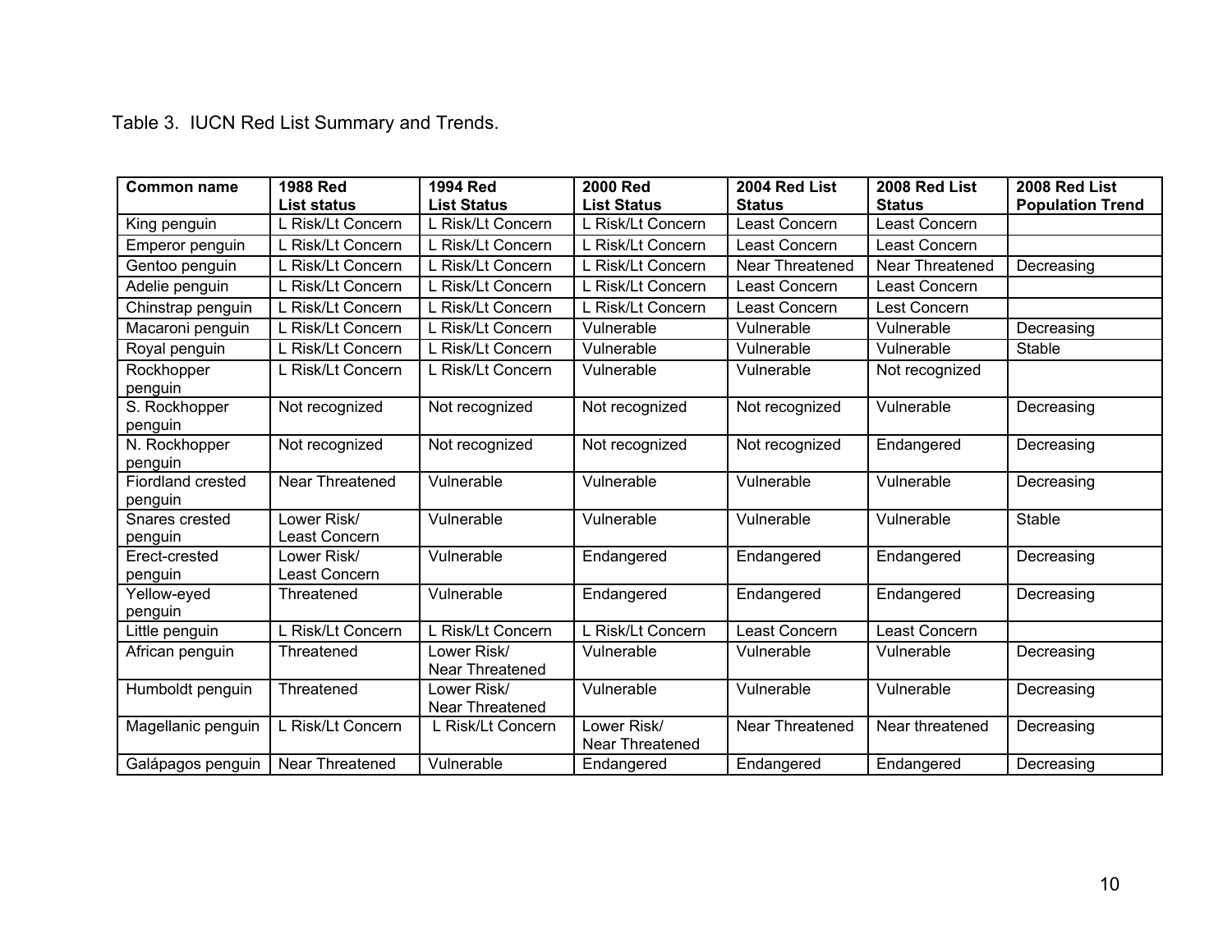Table 3. IUCN Red List Summary and Trends.

| Common name | 1988 Red List status | 1994 Red List Status | 2000 Red List Status | 2004 Red List Status | 2008 Red List Status | 2008 Red List Population Trend |
|---|---|---|---|---|---|---|
| King penguin | L Risk/Lt Concern | L Risk/Lt Concern | L Risk/Lt Concern | Least Concern | Least Concern | |
| Emperor penguin | L Risk/Lt Concern | L Risk/Lt Concern | L Risk/Lt Concern | Least Concern | Least Concern | |
| Gentoo penguin | L Risk/Lt Concern | L Risk/Lt Concern | L Risk/Lt Concern | Near Threatened | Near Threatened | Decreasing |
| Adelie penguin | L Risk/Lt Concern | L Risk/Lt Concern | L Risk/Lt Concern | Least Concern | Least Concern | |
| Chinstrap penguin | L Risk/Lt Concern | L Risk/Lt Concern | L Risk/Lt Concern | Least Concern | Lest Concern | |
| Macaroni penguin | L Risk/Lt Concern | L Risk/Lt Concern | Vulnerable | Vulnerable | Vulnerable | Decreasing |
| Royal penguin | L Risk/Lt Concern | L Risk/Lt Concern | Vulnerable | Vulnerable | Vulnerable | Stable |
| Rockhopper penguin | L Risk/Lt Concern | L Risk/Lt Concern | Vulnerable | Vulnerable | Not recognized | |
| S. Rockhopper penguin | Not recognized | Not recognized | Not recognized | Not recognized | Vulnerable | Decreasing |
| N. Rockhopper penguin | Not recognized | Not recognized | Not recognized | Not recognized | Endangered | Decreasing |
| Fiordland crested penguin | Near Threatened | Vulnerable | Vulnerable | Vulnerable | Vulnerable | Decreasing |
| Snares crested penguin | Lower Risk/ Least Concern | Vulnerable | Vulnerable | Vulnerable | Vulnerable | Stable |
| Erect-crested penguin | Lower Risk/ Least Concern | Vulnerable | Endangered | Endangered | Endangered | Decreasing |
| Yellow-eyed penguin | Threatened | Vulnerable | Endangered | Endangered | Endangered | Decreasing |
| Little penguin | L Risk/Lt Concern | L Risk/Lt Concern | L Risk/Lt Concern | Least Concern | Least Concern | |
| African penguin | Threatened | Lower Risk/ Near Threatened | Vulnerable | Vulnerable | Vulnerable | Decreasing |
| Humboldt penguin | Threatened | Lower Risk/ Near Threatened | Vulnerable | Vulnerable | Vulnerable | Decreasing |
| Magellanic penguin | L Risk/Lt Concern | L Risk/Lt Concern | Lower Risk/ Near Threatened | Near Threatened | Near threatened | Decreasing |
| Galápagos penguin | Near Threatened | Vulnerable | Endangered | Endangered | Endangered | Decreasing |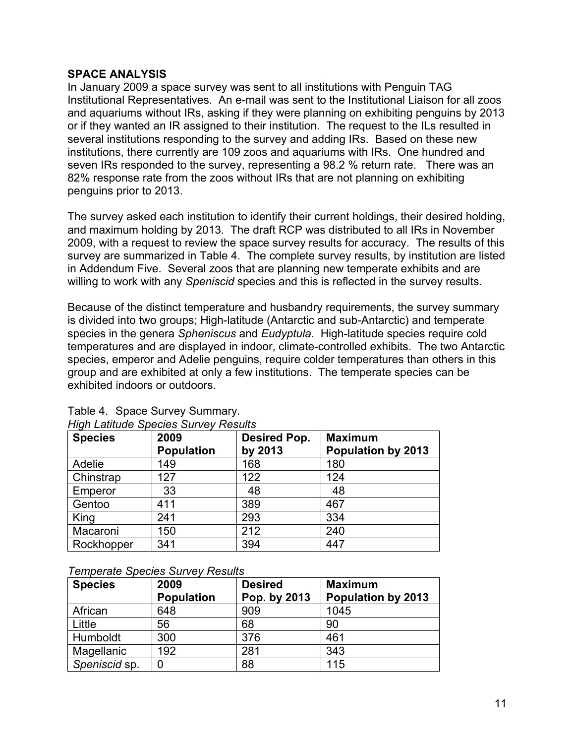**SPACE ANALYSIS**

In January 2009 a space survey was sent to all institutions with Penguin TAG Institutional Representatives. An e-mail was sent to the Institutional Liaison for all zoos and aquariums without IRs, asking if they were planning on exhibiting penguins by 2013 or if they wanted an IR assigned to their institution. The request to the ILs resulted in several institutions responding to the survey and adding IRs. Based on these new institutions, there currently are 109 zoos and aquariums with IRs. One hundred and seven IRs responded to the survey, representing a 98.2 % return rate. There was an 82% response rate from the zoos without IRs that are not planning on exhibiting penguins prior to 2013.

The survey asked each institution to identify their current holdings, their desired holding, and maximum holding by 2013. The draft RCP was distributed to all IRs in November 2009, with a request to review the space survey results for accuracy. The results of this survey are summarized in Table 4. The complete survey results, by institution are listed in Addendum Five. Several zoos that are planning new temperate exhibits and are willing to work with any *Speniscid* species and this is reflected in the survey results.

Because of the distinct temperature and husbandry requirements, the survey summary is divided into two groups; High-latitude (Antarctic and sub-Antarctic) and temperate species in the genera *Spheniscus* and *Eudyptula*. High-latitude species require cold temperatures and are displayed in indoor, climate-controlled exhibits. The two Antarctic species, emperor and Adelie penguins, require colder temperatures than others in this group and are exhibited at only a few institutions. The temperate species can be exhibited indoors or outdoors.

Table 4. Space Survey Summary.

*High Latitude Species Survey Results*

| Species | 2009 Population | Desired Pop. by 2013 | Maximum Population by 2013 |
|---|---|---|---|
| Adelie | 149 | 168 | 180 |
| Chinstrap | 127 | 122 | 124 |
| Emperor | 33 | 48 | 48 |
| Gentoo | 411 | 389 | 467 |
| King | 241 | 293 | 334 |
| Macaroni | 150 | 212 | 240 |
| Rockhopper | 341 | 394 | 447 |

*Temperate Species Survey Results*

| Species | 2009 Population | Desired Pop. by 2013 | Maximum Population by 2013 |
|---|---|---|---|
| African | 648 | 909 | 1045 |
| Little | 56 | 68 | 90 |
| Humboldt | 300 | 376 | 461 |
| Magellanic | 192 | 281 | 343 |
| *Speniscid* sp. | 0 | 88 | 115 |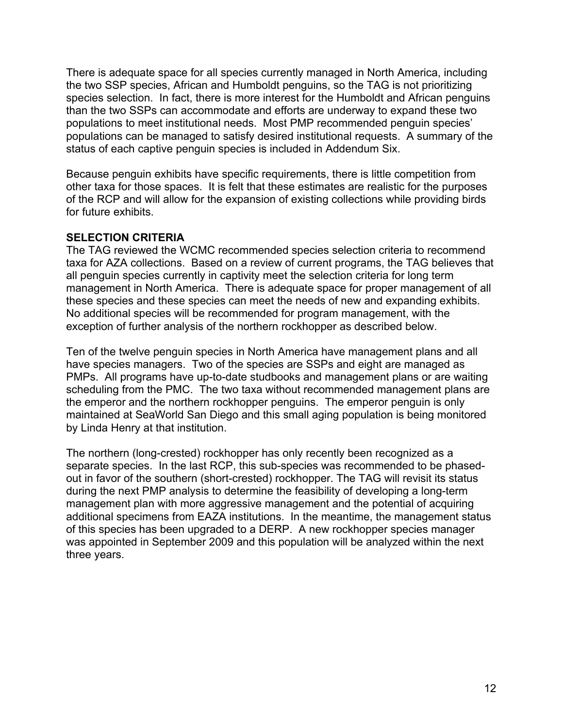There is adequate space for all species currently managed in North America, including the two SSP species, African and Humboldt penguins, so the TAG is not prioritizing species selection. In fact, there is more interest for the Humboldt and African penguins than the two SSPs can accommodate and efforts are underway to expand these two populations to meet institutional needs. Most PMP recommended penguin species' populations can be managed to satisfy desired institutional requests. A summary of the status of each captive penguin species is included in Addendum Six.

Because penguin exhibits have specific requirements, there is little competition from other taxa for those spaces. It is felt that these estimates are realistic for the purposes of the RCP and will allow for the expansion of existing collections while providing birds for future exhibits.

## SELECTION CRITERIA

The TAG reviewed the WCMC recommended species selection criteria to recommend taxa for AZA collections. Based on a review of current programs, the TAG believes that all penguin species currently in captivity meet the selection criteria for long term management in North America. There is adequate space for proper management of all these species and these species can meet the needs of new and expanding exhibits. No additional species will be recommended for program management, with the exception of further analysis of the northern rockhopper as described below.

Ten of the twelve penguin species in North America have management plans and all have species managers. Two of the species are SSPs and eight are managed as PMPs. All programs have up-to-date studbooks and management plans or are waiting scheduling from the PMC. The two taxa without recommended management plans are the emperor and the northern rockhopper penguins. The emperor penguin is only maintained at SeaWorld San Diego and this small aging population is being monitored by Linda Henry at that institution.

The northern (long-crested) rockhopper has only recently been recognized as a separate species. In the last RCP, this sub-species was recommended to be phased-out in favor of the southern (short-crested) rockhopper. The TAG will revisit its status during the next PMP analysis to determine the feasibility of developing a long-term management plan with more aggressive management and the potential of acquiring additional specimens from EAZA institutions. In the meantime, the management status of this species has been upgraded to a DERP. A new rockhopper species manager was appointed in September 2009 and this population will be analyzed within the next three years.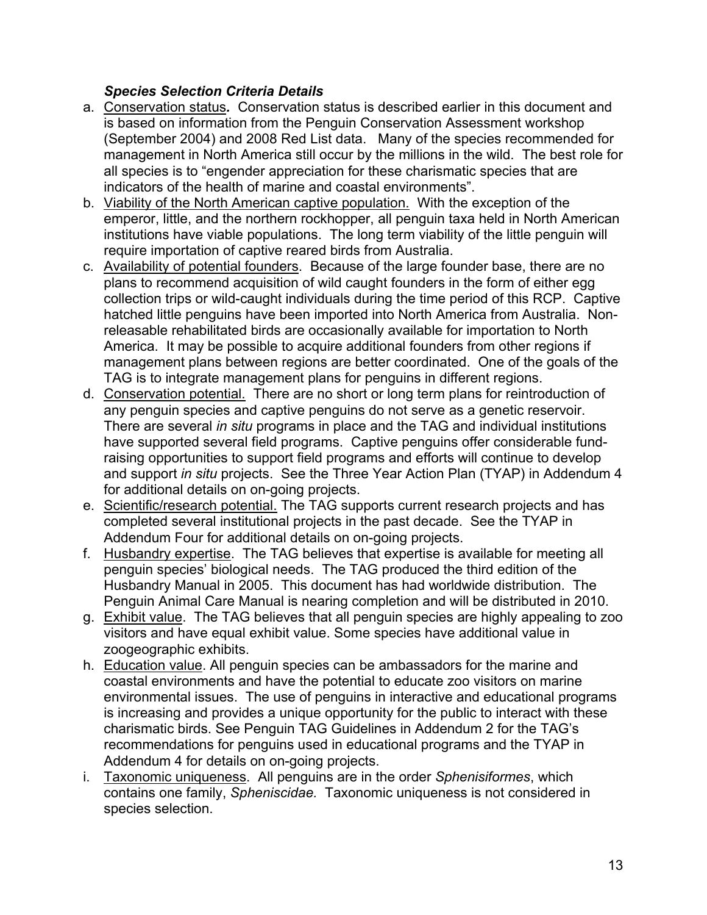### *Species Selection Criteria Details*

a. Conservation status*.* Conservation status is described earlier in this document and is based on information from the Penguin Conservation Assessment workshop (September 2004) and 2008 Red List data. Many of the species recommended for management in North America still occur by the millions in the wild. The best role for all species is to "engender appreciation for these charismatic species that are indicators of the health of marine and coastal environments".

b. Viability of the North American captive population. With the exception of the emperor, little, and the northern rockhopper, all penguin taxa held in North American institutions have viable populations. The long term viability of the little penguin will require importation of captive reared birds from Australia.

c. Availability of potential founders. Because of the large founder base, there are no plans to recommend acquisition of wild caught founders in the form of either egg collection trips or wild-caught individuals during the time period of this RCP. Captive hatched little penguins have been imported into North America from Australia. Non-releasable rehabilitated birds are occasionally available for importation to North America. It may be possible to acquire additional founders from other regions if management plans between regions are better coordinated. One of the goals of the TAG is to integrate management plans for penguins in different regions.

d. Conservation potential. There are no short or long term plans for reintroduction of any penguin species and captive penguins do not serve as a genetic reservoir. There are several *in situ* programs in place and the TAG and individual institutions have supported several field programs. Captive penguins offer considerable fund-raising opportunities to support field programs and efforts will continue to develop and support *in situ* projects. See the Three Year Action Plan (TYAP) in Addendum 4 for additional details on on-going projects.

e. Scientific/research potential. The TAG supports current research projects and has completed several institutional projects in the past decade. See the TYAP in Addendum Four for additional details on on-going projects.

f. Husbandry expertise. The TAG believes that expertise is available for meeting all penguin species' biological needs. The TAG produced the third edition of the Husbandry Manual in 2005. This document has had worldwide distribution. The Penguin Animal Care Manual is nearing completion and will be distributed in 2010.

g. Exhibit value. The TAG believes that all penguin species are highly appealing to zoo visitors and have equal exhibit value. Some species have additional value in zoogeographic exhibits.

h. Education value. All penguin species can be ambassadors for the marine and coastal environments and have the potential to educate zoo visitors on marine environmental issues. The use of penguins in interactive and educational programs is increasing and provides a unique opportunity for the public to interact with these charismatic birds. See Penguin TAG Guidelines in Addendum 2 for the TAG's recommendations for penguins used in educational programs and the TYAP in Addendum 4 for details on on-going projects.

i. Taxonomic uniqueness. All penguins are in the order *Sphenisiformes*, which contains one family, *Spheniscidae.* Taxonomic uniqueness is not considered in species selection.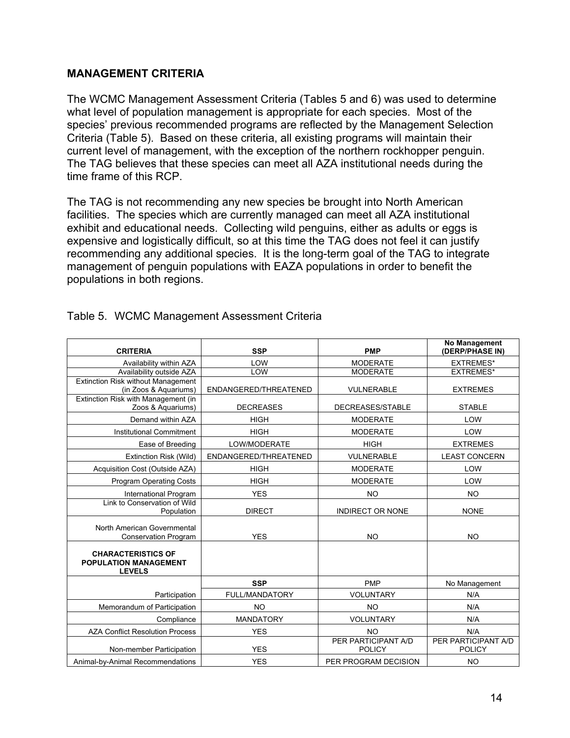## MANAGEMENT CRITERIA

The WCMC Management Assessment Criteria (Tables 5 and 6) was used to determine what level of population management is appropriate for each species. Most of the species' previous recommended programs are reflected by the Management Selection Criteria (Table 5). Based on these criteria, all existing programs will maintain their current level of management, with the exception of the northern rockhopper penguin. The TAG believes that these species can meet all AZA institutional needs during the time frame of this RCP.

The TAG is not recommending any new species be brought into North American facilities. The species which are currently managed can meet all AZA institutional exhibit and educational needs. Collecting wild penguins, either as adults or eggs is expensive and logistically difficult, so at this time the TAG does not feel it can justify recommending any additional species. It is the long-term goal of the TAG to integrate management of penguin populations with EAZA populations in order to benefit the populations in both regions.

Table 5. WCMC Management Assessment Criteria

| CRITERIA | SSP | PMP | No Management (DERP/PHASE IN) |
|---|---|---|---|
| Availability within AZA | LOW | MODERATE | EXTREMES* |
| Availability outside AZA | LOW | MODERATE | EXTREMES* |
| Extinction Risk without Management (in Zoos & Aquariums) | ENDANGERED/THREATENED | VULNERABLE | EXTREMES |
| Extinction Risk with Management (in Zoos & Aquariums) | DECREASES | DECREASES/STABLE | STABLE |
| Demand within AZA | HIGH | MODERATE | LOW |
| Institutional Commitment | HIGH | MODERATE | LOW |
| Ease of Breeding | LOW/MODERATE | HIGH | EXTREMES |
| Extinction Risk (Wild) | ENDANGERED/THREATENED | VULNERABLE | LEAST CONCERN |
| Acquisition Cost (Outside AZA) | HIGH | MODERATE | LOW |
| Program Operating Costs | HIGH | MODERATE | LOW |
| International Program | YES | NO | NO |
| Link to Conservation of Wild Population | DIRECT | INDIRECT OR NONE | NONE |
| North American Governmental Conservation Program | YES | NO | NO |
| **CHARACTERISTICS OF POPULATION MANAGEMENT LEVELS** | | | |
| | **SSP** | PMP | No Management |
| Participation | FULL/MANDATORY | VOLUNTARY | N/A |
| Memorandum of Participation | NO | NO | N/A |
| Compliance | MANDATORY | VOLUNTARY | N/A |
| AZA Conflict Resolution Process | YES | NO | N/A |
| Non-member Participation | YES | PER PARTICIPANT A/D POLICY | PER PARTICIPANT A/D POLICY |
| Animal-by-Animal Recommendations | YES | PER PROGRAM DECISION | NO |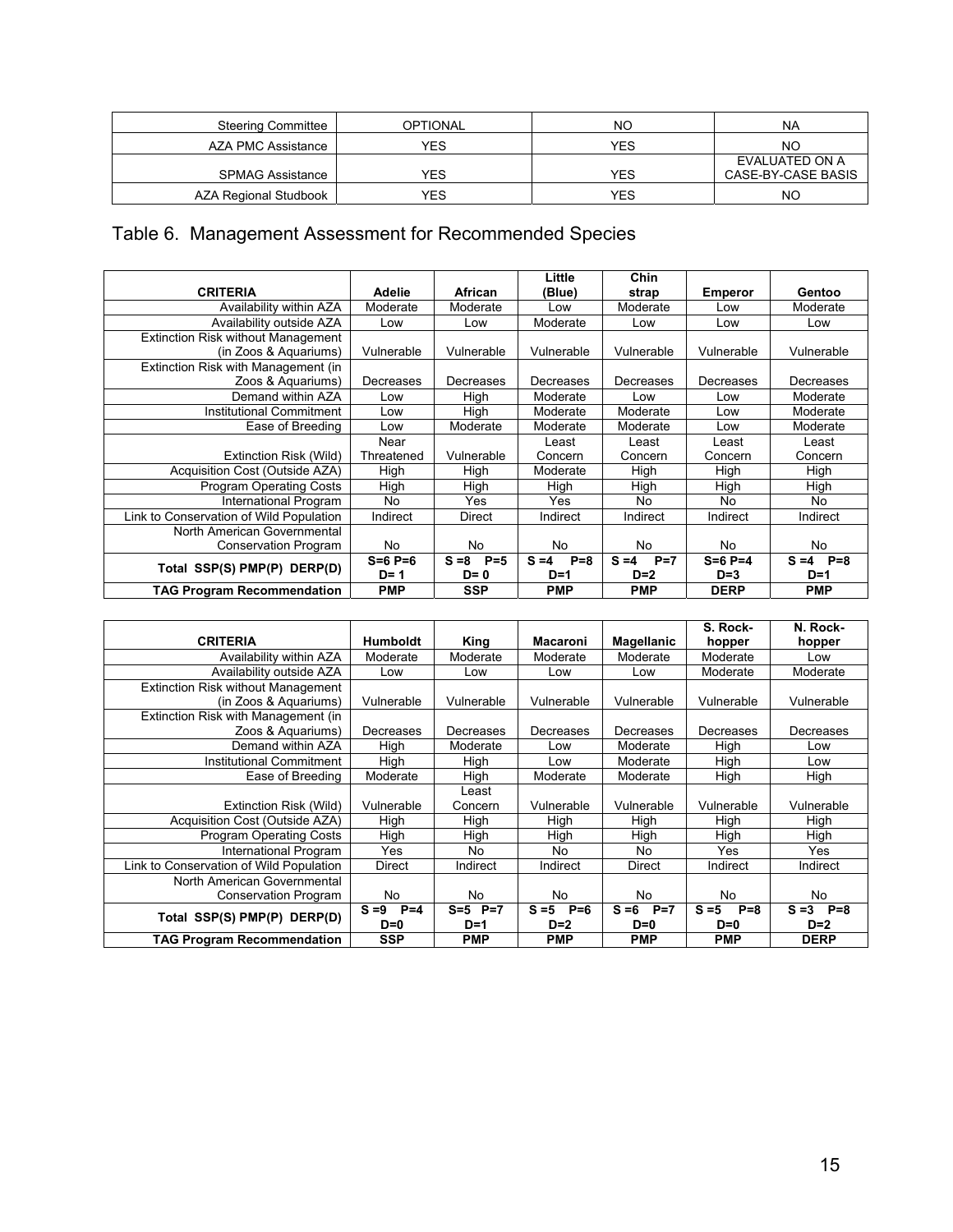| Steering Committee | OPTIONAL | NO | NA |
|---|---|---|---|
| AZA PMC Assistance | YES | YES | NO |
| SPMAG Assistance | YES | YES | EVALUATED ON A CASE-BY-CASE BASIS |
| AZA Regional Studbook | YES | YES | NO |

## Table 6. Management Assessment for Recommended Species

| CRITERIA | Adelie | African | Little (Blue) | Chin strap | Emperor | Gentoo |
|---|---|---|---|---|---|---|
| Availability within AZA | Moderate | Moderate | Low | Moderate | Low | Moderate |
| Availability outside AZA | Low | Low | Moderate | Low | Low | Low |
| Extinction Risk without Management (in Zoos & Aquariums) | Vulnerable | Vulnerable | Vulnerable | Vulnerable | Vulnerable | Vulnerable |
| Extinction Risk with Management (in Zoos & Aquariums) | Decreases | Decreases | Decreases | Decreases | Decreases | Decreases |
| Demand within AZA | Low | High | Moderate | Low | Low | Moderate |
| Institutional Commitment | Low | High | Moderate | Moderate | Low | Moderate |
| Ease of Breeding | Low | Moderate | Moderate | Moderate | Low | Moderate |
| Extinction Risk (Wild) | Near Threatened | Vulnerable | Least Concern | Least Concern | Least Concern | Least Concern |
| Acquisition Cost (Outside AZA) | High | High | Moderate | High | High | High |
| Program Operating Costs | High | High | High | High | High | High |
| International Program | No | Yes | Yes | No | No | No |
| Link to Conservation of Wild Population | Indirect | Direct | Indirect | Indirect | Indirect | Indirect |
| North American Governmental Conservation Program | No | No | No | No | No | No |
| **Total SSP(S) PMP(P) DERP(D)** | **S=6 P=6 D= 1** | **S =8 P=5 D= 0** | **S =4 P=8 D=1** | **S =4 P=7 D=2** | **S=6 P=4 D=3** | **S =4 P=8 D=1** |
| **TAG Program Recommendation** | **PMP** | **SSP** | **PMP** | **PMP** | **DERP** | **PMP** |

| CRITERIA | Humboldt | King | Macaroni | Magellanic | S. Rock-hopper | N. Rock-hopper |
|---|---|---|---|---|---|---|
| Availability within AZA | Moderate | Moderate | Moderate | Moderate | Moderate | Low |
| Availability outside AZA | Low | Low | Low | Low | Moderate | Moderate |
| Extinction Risk without Management (in Zoos & Aquariums) | Vulnerable | Vulnerable | Vulnerable | Vulnerable | Vulnerable | Vulnerable |
| Extinction Risk with Management (in Zoos & Aquariums) | Decreases | Decreases | Decreases | Decreases | Decreases | Decreases |
| Demand within AZA | High | Moderate | Low | Moderate | High | Low |
| Institutional Commitment | High | High | Low | Moderate | High | Low |
| Ease of Breeding | Moderate | High | Moderate | Moderate | High | High |
| Extinction Risk (Wild) | Vulnerable | Least Concern | Vulnerable | Vulnerable | Vulnerable | Vulnerable |
| Acquisition Cost (Outside AZA) | High | High | High | High | High | High |
| Program Operating Costs | High | High | High | High | High | High |
| International Program | Yes | No | No | No | Yes | Yes |
| Link to Conservation of Wild Population | Direct | Indirect | Indirect | Direct | Indirect | Indirect |
| North American Governmental Conservation Program | No | No | No | No | No | No |
| **Total SSP(S) PMP(P) DERP(D)** | **S =9 P=4 D=0** | **S=5 P=7 D=1** | **S =5 P=6 D=2** | **S =6 P=7 D=0** | **S =5 P=8 D=0** | **S =3 P=8 D=2** |
| **TAG Program Recommendation** | **SSP** | **PMP** | **PMP** | **PMP** | **PMP** | **DERP** |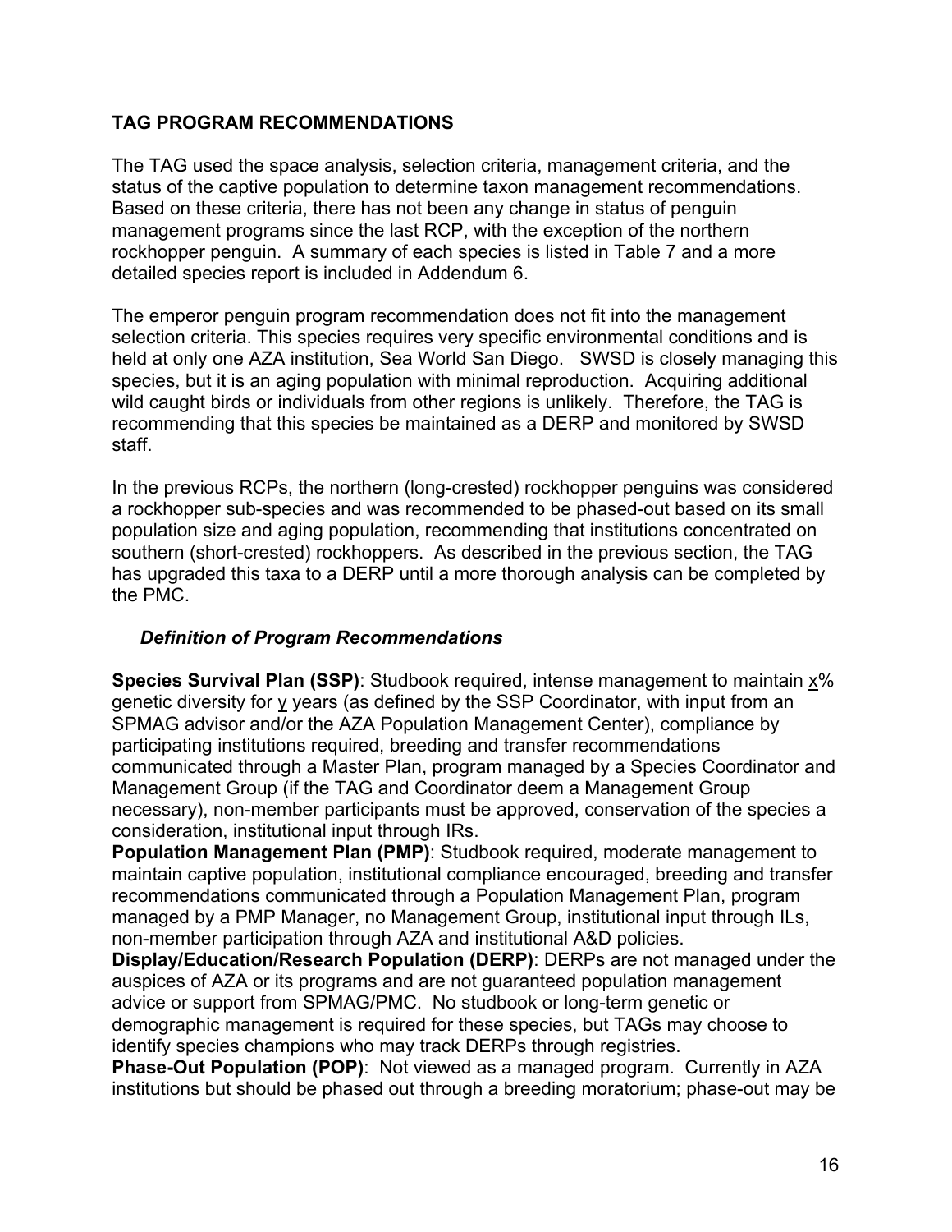## TAG PROGRAM RECOMMENDATIONS

The TAG used the space analysis, selection criteria, management criteria, and the status of the captive population to determine taxon management recommendations. Based on these criteria, there has not been any change in status of penguin management programs since the last RCP, with the exception of the northern rockhopper penguin. A summary of each species is listed in Table 7 and a more detailed species report is included in Addendum 6.

The emperor penguin program recommendation does not fit into the management selection criteria. This species requires very specific environmental conditions and is held at only one AZA institution, Sea World San Diego. SWSD is closely managing this species, but it is an aging population with minimal reproduction. Acquiring additional wild caught birds or individuals from other regions is unlikely. Therefore, the TAG is recommending that this species be maintained as a DERP and monitored by SWSD staff.

In the previous RCPs, the northern (long-crested) rockhopper penguins was considered a rockhopper sub-species and was recommended to be phased-out based on its small population size and aging population, recommending that institutions concentrated on southern (short-crested) rockhoppers. As described in the previous section, the TAG has upgraded this taxa to a DERP until a more thorough analysis can be completed by the PMC.

### *Definition of Program Recommendations*

**Species Survival Plan (SSP)**: Studbook required, intense management to maintain x% genetic diversity for y years (as defined by the SSP Coordinator, with input from an SPMAG advisor and/or the AZA Population Management Center), compliance by participating institutions required, breeding and transfer recommendations communicated through a Master Plan, program managed by a Species Coordinator and Management Group (if the TAG and Coordinator deem a Management Group necessary), non-member participants must be approved, conservation of the species a consideration, institutional input through IRs.
**Population Management Plan (PMP)**: Studbook required, moderate management to maintain captive population, institutional compliance encouraged, breeding and transfer recommendations communicated through a Population Management Plan, program managed by a PMP Manager, no Management Group, institutional input through ILs, non-member participation through AZA and institutional A&D policies.
**Display/Education/Research Population (DERP)**: DERPs are not managed under the auspices of AZA or its programs and are not guaranteed population management advice or support from SPMAG/PMC. No studbook or long-term genetic or demographic management is required for these species, but TAGs may choose to identify species champions who may track DERPs through registries.
**Phase-Out Population (POP)**: Not viewed as a managed program. Currently in AZA institutions but should be phased out through a breeding moratorium; phase-out may be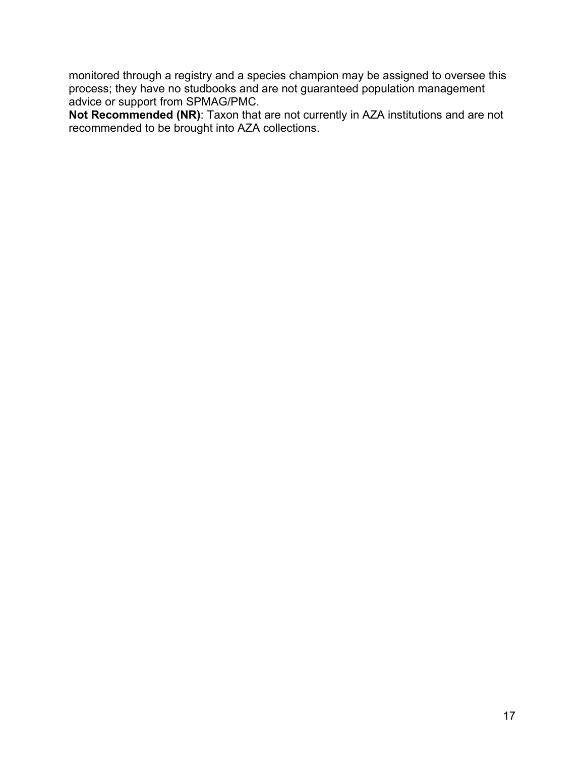monitored through a registry and a species champion may be assigned to oversee this process; they have no studbooks and are not guaranteed population management advice or support from SPMAG/PMC.

**Not Recommended (NR)**: Taxon that are not currently in AZA institutions and are not recommended to be brought into AZA collections.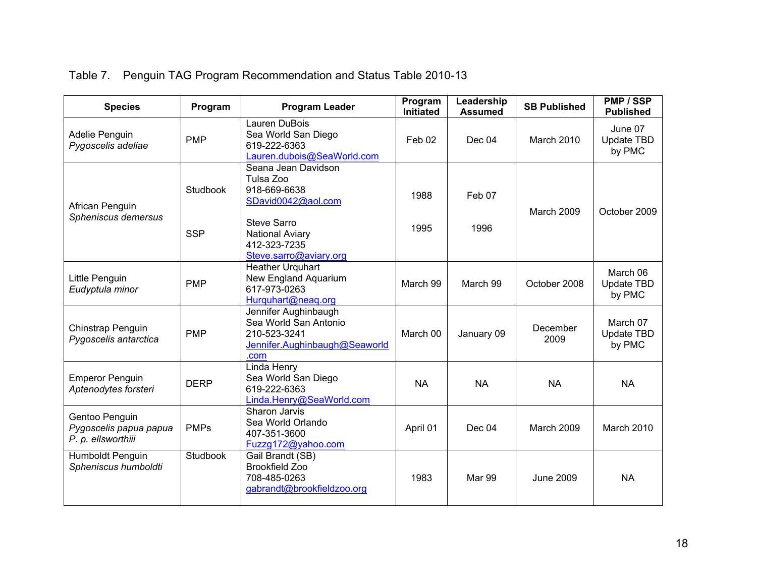Table 7. Penguin TAG Program Recommendation and Status Table 2010-13

| Species | Program | Program Leader | Program Initiated | Leadership Assumed | SB Published | PMP / SSP Published |
|---|---|---|---|---|---|---|
| Adelie Penguin *Pygoscelis adeliae* | PMP | Lauren DuBois Sea World San Diego 619-222-6363 Lauren.dubois@SeaWorld.com | Feb 02 | Dec 04 | March 2010 | June 07 Update TBD by PMC |
| African Penguin *Spheniscus demersus* | Studbook | Seana Jean Davidson Tulsa Zoo 918-669-6638 SDavid0042@aol.com | 1988 | Feb 07 | March 2009 | October 2009 |
| | SSP | Steve Sarro National Aviary 412-323-7235 Steve.sarro@aviary.org | 1995 | 1996 | | |
| Little Penguin *Eudyptula minor* | PMP | Heather Urquhart New England Aquarium 617-973-0263 Hurquhart@neaq.org | March 99 | March 99 | October 2008 | March 06 Update TBD by PMC |
| Chinstrap Penguin *Pygoscelis antarctica* | PMP | Jennifer Aughinbaugh Sea World San Antonio 210-523-3241 Jennifer.Aughinbaugh@Seaworld.com | March 00 | January 09 | December 2009 | March 07 Update TBD by PMC |
| Emperor Penguin *Aptenodytes forsteri* | DERP | Linda Henry Sea World San Diego 619-222-6363 Linda.Henry@SeaWorld.com | NA | NA | NA | NA |
| Gentoo Penguin *Pygoscelis papua papua* *P. p. ellsworthiii* | PMPs | Sharon Jarvis Sea World Orlando 407-351-3600 Fuzzg172@yahoo.com | April 01 | Dec 04 | March 2009 | March 2010 |
| Humboldt Penguin *Spheniscus humboldti* | Studbook | Gail Brandt (SB) Brookfield Zoo 708-485-0263 gabrandt@brookfieldzoo.org | 1983 | Mar 99 | June 2009 | NA |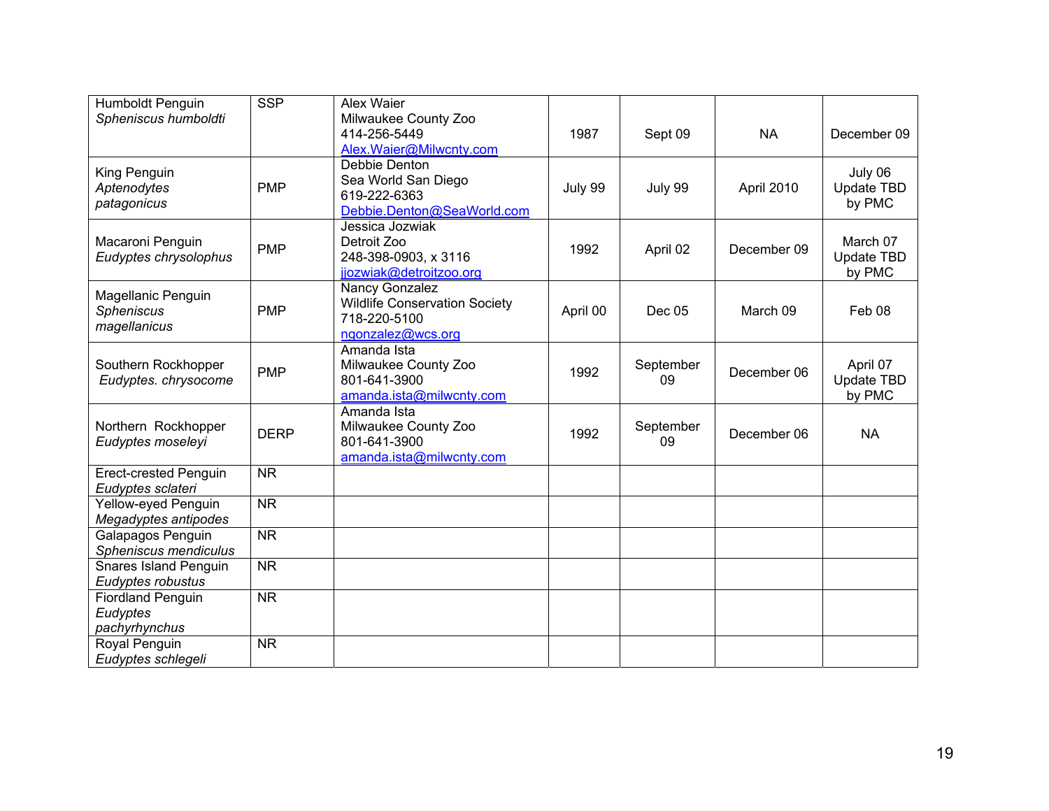| | | | | | | |
|---|---|---|---|---|---|---|
| Humboldt Penguin *Spheniscus humboldti* | SSP | Alex Waier Milwaukee County Zoo 414-256-5449 Alex.Waier@Milwcnty.com | 1987 | Sept 09 | NA | December 09 |
| King Penguin *Aptenodytes patagonicus* | PMP | Debbie Denton Sea World San Diego 619-222-6363 Debbie.Denton@SeaWorld.com | July 99 | July 99 | April 2010 | July 06 Update TBD by PMC |
| Macaroni Penguin *Eudyptes chrysolophus* | PMP | Jessica Jozwiak Detroit Zoo 248-398-0903, x 3116 jjozwiak@detroitzoo.org | 1992 | April 02 | December 09 | March 07 Update TBD by PMC |
| Magellanic Penguin *Spheniscus magellanicus* | PMP | Nancy Gonzalez Wildlife Conservation Society 718-220-5100 ngonzalez@wcs.org | April 00 | Dec 05 | March 09 | Feb 08 |
| Southern Rockhopper *Eudyptes. chrysocome* | PMP | Amanda Ista Milwaukee County Zoo 801-641-3900 amanda.ista@milwcnty.com | 1992 | September 09 | December 06 | April 07 Update TBD by PMC |
| Northern Rockhopper *Eudyptes moseleyi* | DERP | Amanda Ista Milwaukee County Zoo 801-641-3900 amanda.ista@milwcnty.com | 1992 | September 09 | December 06 | NA |
| Erect-crested Penguin *Eudyptes sclateri* | NR | | | | | |
| Yellow-eyed Penguin *Megadyptes antipodes* | NR | | | | | |
| Galapagos Penguin *Spheniscus mendiculus* | NR | | | | | |
| Snares Island Penguin *Eudyptes robustus* | NR | | | | | |
| Fiordland Penguin *Eudyptes pachyrhynchus* | NR | | | | | |
| Royal Penguin *Eudyptes schlegeli* | NR | | | | | |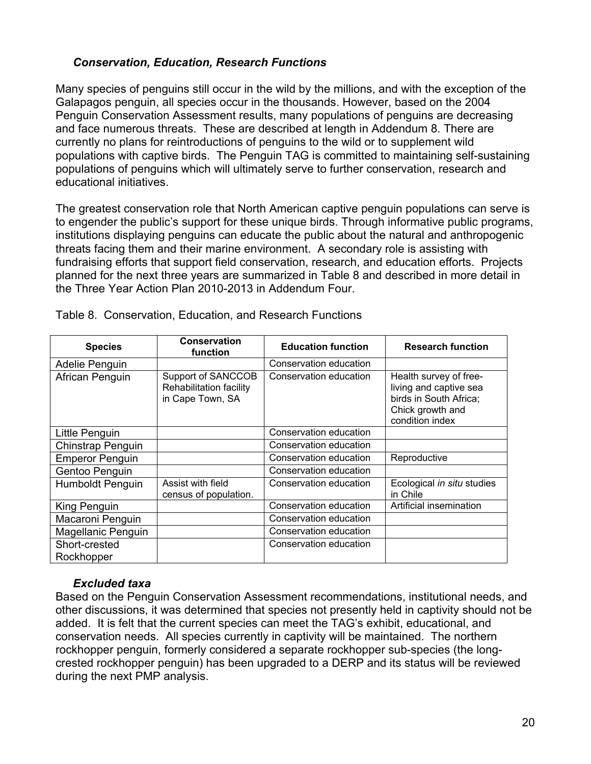### *Conservation, Education, Research Functions*

Many species of penguins still occur in the wild by the millions, and with the exception of the Galapagos penguin, all species occur in the thousands. However, based on the 2004 Penguin Conservation Assessment results, many populations of penguins are decreasing and face numerous threats. These are described at length in Addendum 8. There are currently no plans for reintroductions of penguins to the wild or to supplement wild populations with captive birds. The Penguin TAG is committed to maintaining self-sustaining populations of penguins which will ultimately serve to further conservation, research and educational initiatives.

The greatest conservation role that North American captive penguin populations can serve is to engender the public's support for these unique birds. Through informative public programs, institutions displaying penguins can educate the public about the natural and anthropogenic threats facing them and their marine environment. A secondary role is assisting with fundraising efforts that support field conservation, research, and education efforts. Projects planned for the next three years are summarized in Table 8 and described in more detail in the Three Year Action Plan 2010-2013 in Addendum Four.

Table 8. Conservation, Education, and Research Functions

| Species | Conservation function | Education function | Research function |
|---|---|---|---|
| Adelie Penguin | | Conservation education | |
| African Penguin | Support of SANCCOB Rehabilitation facility in Cape Town, SA | Conservation education | Health survey of free-living and captive sea birds in South Africa; Chick growth and condition index |
| Little Penguin | | Conservation education | |
| Chinstrap Penguin | | Conservation education | |
| Emperor Penguin | | Conservation education | Reproductive |
| Gentoo Penguin | | Conservation education | |
| Humboldt Penguin | Assist with field census of population. | Conservation education | Ecological *in situ* studies in Chile |
| King Penguin | | Conservation education | Artificial insemination |
| Macaroni Penguin | | Conservation education | |
| Magellanic Penguin | | Conservation education | |
| Short-crested Rockhopper | | Conservation education | |

### *Excluded taxa*

Based on the Penguin Conservation Assessment recommendations, institutional needs, and other discussions, it was determined that species not presently held in captivity should not be added. It is felt that the current species can meet the TAG's exhibit, educational, and conservation needs. All species currently in captivity will be maintained. The northern rockhopper penguin, formerly considered a separate rockhopper sub-species (the long-crested rockhopper penguin) has been upgraded to a DERP and its status will be reviewed during the next PMP analysis.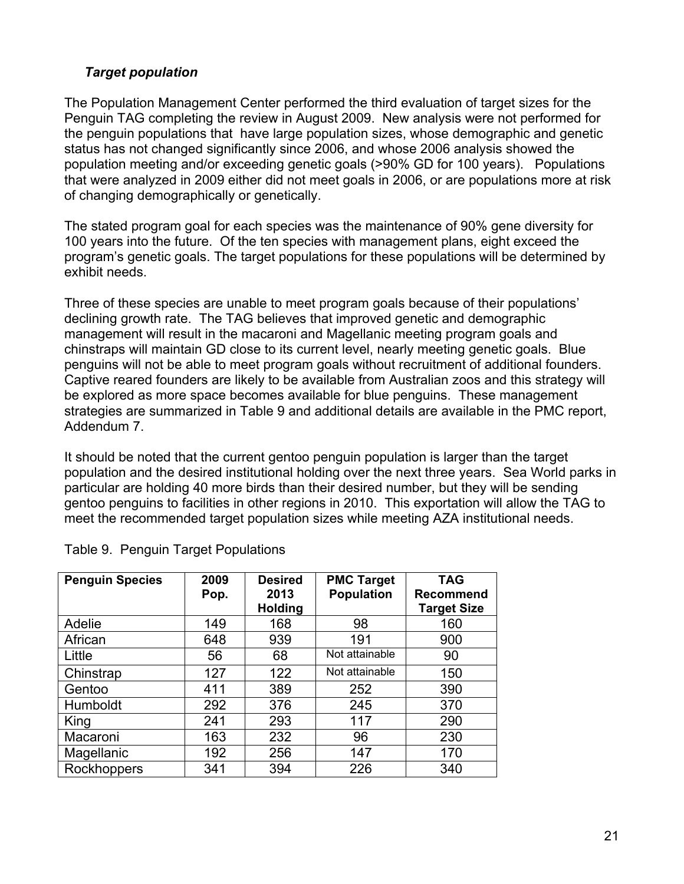### *Target population*

The Population Management Center performed the third evaluation of target sizes for the Penguin TAG completing the review in August 2009. New analysis were not performed for the penguin populations that have large population sizes, whose demographic and genetic status has not changed significantly since 2006, and whose 2006 analysis showed the population meeting and/or exceeding genetic goals (>90% GD for 100 years). Populations that were analyzed in 2009 either did not meet goals in 2006, or are populations more at risk of changing demographically or genetically.

The stated program goal for each species was the maintenance of 90% gene diversity for 100 years into the future. Of the ten species with management plans, eight exceed the program's genetic goals. The target populations for these populations will be determined by exhibit needs.

Three of these species are unable to meet program goals because of their populations' declining growth rate. The TAG believes that improved genetic and demographic management will result in the macaroni and Magellanic meeting program goals and chinstraps will maintain GD close to its current level, nearly meeting genetic goals. Blue penguins will not be able to meet program goals without recruitment of additional founders. Captive reared founders are likely to be available from Australian zoos and this strategy will be explored as more space becomes available for blue penguins. These management strategies are summarized in Table 9 and additional details are available in the PMC report, Addendum 7.

It should be noted that the current gentoo penguin population is larger than the target population and the desired institutional holding over the next three years. Sea World parks in particular are holding 40 more birds than their desired number, but they will be sending gentoo penguins to facilities in other regions in 2010. This exportation will allow the TAG to meet the recommended target population sizes while meeting AZA institutional needs.

Table 9. Penguin Target Populations

| Penguin Species | 2009 Pop. | Desired 2013 Holding | PMC Target Population | TAG Recommend Target Size |
|---|---|---|---|---|
| Adelie | 149 | 168 | 98 | 160 |
| African | 648 | 939 | 191 | 900 |
| Little | 56 | 68 | Not attainable | 90 |
| Chinstrap | 127 | 122 | Not attainable | 150 |
| Gentoo | 411 | 389 | 252 | 390 |
| Humboldt | 292 | 376 | 245 | 370 |
| King | 241 | 293 | 117 | 290 |
| Macaroni | 163 | 232 | 96 | 230 |
| Magellanic | 192 | 256 | 147 | 170 |
| Rockhoppers | 341 | 394 | 226 | 340 |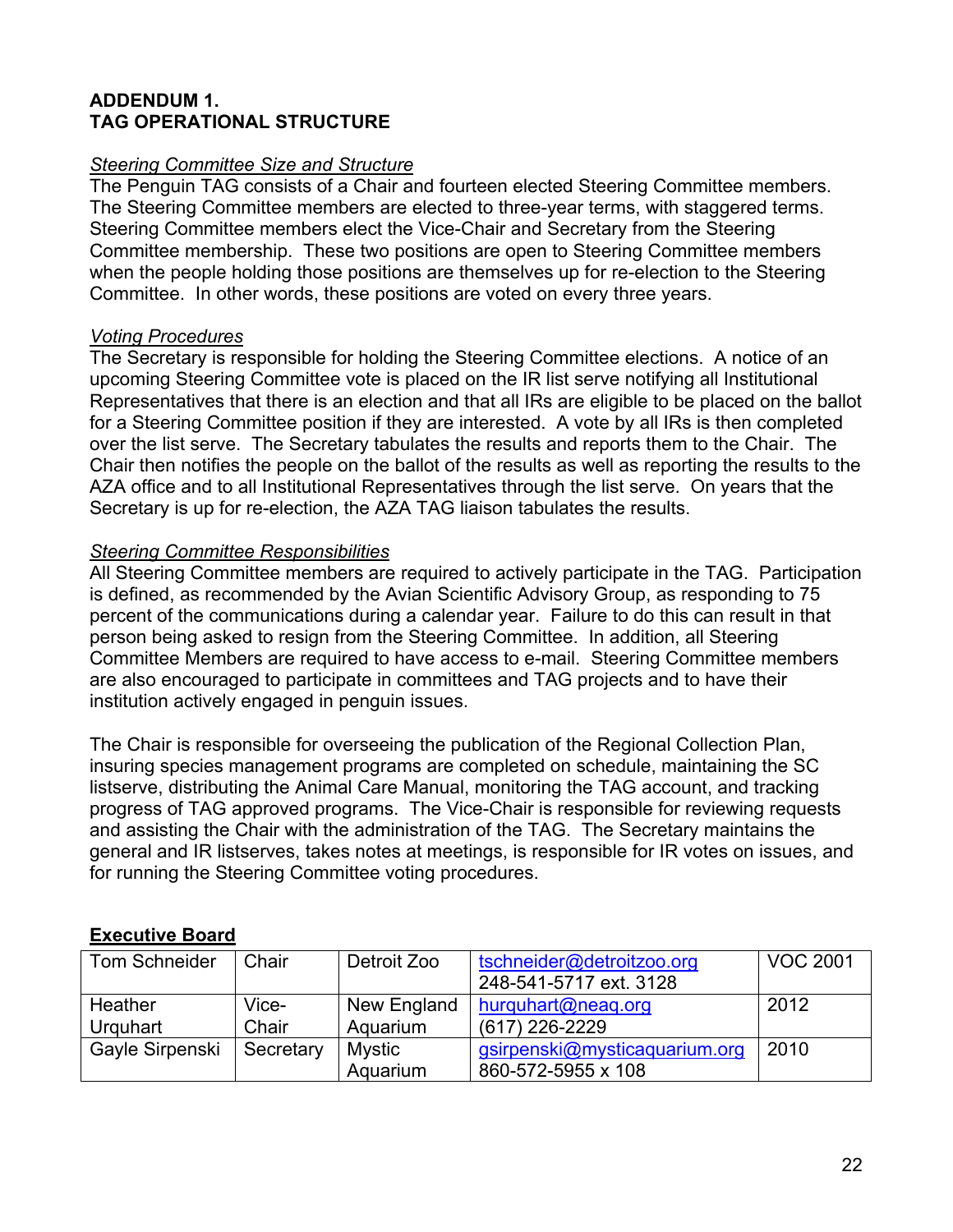**ADDENDUM 1.**
**TAG OPERATIONAL STRUCTURE**

*Steering Committee Size and Structure*
The Penguin TAG consists of a Chair and fourteen elected Steering Committee members. The Steering Committee members are elected to three-year terms, with staggered terms. Steering Committee members elect the Vice-Chair and Secretary from the Steering Committee membership. These two positions are open to Steering Committee members when the people holding those positions are themselves up for re-election to the Steering Committee. In other words, these positions are voted on every three years.

*Voting Procedures*
The Secretary is responsible for holding the Steering Committee elections. A notice of an upcoming Steering Committee vote is placed on the IR list serve notifying all Institutional Representatives that there is an election and that all IRs are eligible to be placed on the ballot for a Steering Committee position if they are interested. A vote by all IRs is then completed over the list serve. The Secretary tabulates the results and reports them to the Chair. The Chair then notifies the people on the ballot of the results as well as reporting the results to the AZA office and to all Institutional Representatives through the list serve. On years that the Secretary is up for re-election, the AZA TAG liaison tabulates the results.

*Steering Committee Responsibilities*
All Steering Committee members are required to actively participate in the TAG. Participation is defined, as recommended by the Avian Scientific Advisory Group, as responding to 75 percent of the communications during a calendar year. Failure to do this can result in that person being asked to resign from the Steering Committee. In addition, all Steering Committee Members are required to have access to e-mail. Steering Committee members are also encouraged to participate in committees and TAG projects and to have their institution actively engaged in penguin issues.

The Chair is responsible for overseeing the publication of the Regional Collection Plan, insuring species management programs are completed on schedule, maintaining the SC listserve, distributing the Animal Care Manual, monitoring the TAG account, and tracking progress of TAG approved programs. The Vice-Chair is responsible for reviewing requests and assisting the Chair with the administration of the TAG. The Secretary maintains the general and IR listserves, takes notes at meetings, is responsible for IR votes on issues, and for running the Steering Committee voting procedures.

**Executive Board**

| | | | | |
|---|---|---|---|---|
| Tom Schneider | Chair | Detroit Zoo | tschneider@detroitzoo.org 248-541-5717 ext. 3128 | VOC 2001 |
| Heather Urquhart | Vice-Chair | New England Aquarium | hurquhart@neaq.org (617) 226-2229 | 2012 |
| Gayle Sirpenski | Secretary | Mystic Aquarium | gsirpenski@mysticaquarium.org 860-572-5955 x 108 | 2010 |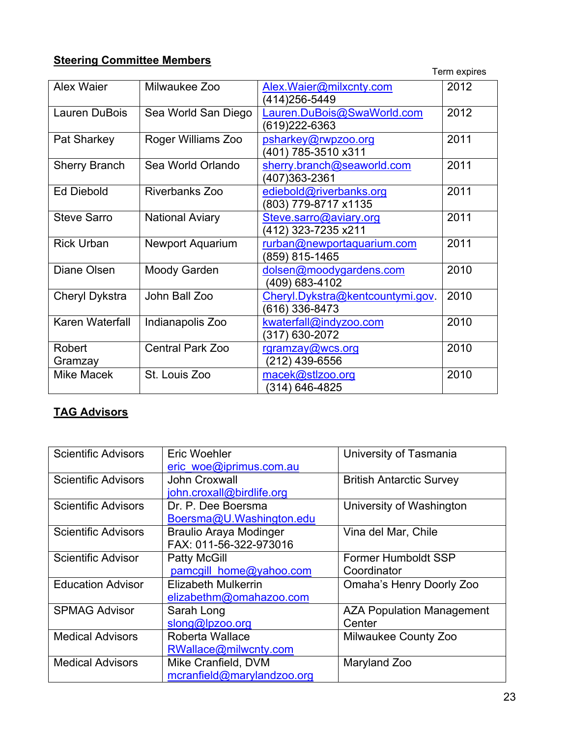**Steering Committee Members**

| | | | Term expires |
|---|---|---|---|
| Alex Waier | Milwaukee Zoo | Alex.Waier@milxcnty.com (414)256-5449 | 2012 |
| Lauren DuBois | Sea World San Diego | Lauren.DuBois@SwaWorld.com (619)222-6363 | 2012 |
| Pat Sharkey | Roger Williams Zoo | psharkey@rwpzoo.org (401) 785-3510 x311 | 2011 |
| Sherry Branch | Sea World Orlando | sherry.branch@seaworld.com (407)363-2361 | 2011 |
| Ed Diebold | Riverbanks Zoo | ediebold@riverbanks.org (803) 779-8717 x1135 | 2011 |
| Steve Sarro | National Aviary | Steve.sarro@aviary.org (412) 323-7235 x211 | 2011 |
| Rick Urban | Newport Aquarium | rurban@newportaquarium.com (859) 815-1465 | 2011 |
| Diane Olsen | Moody Garden | dolsen@moodygardens.com (409) 683-4102 | 2010 |
| Cheryl Dykstra | John Ball Zoo | Cheryl.Dykstra@kentcountymi.gov. (616) 336-8473 | 2010 |
| Karen Waterfall | Indianapolis Zoo | kwaterfall@indyzoo.com (317) 630-2072 | 2010 |
| Robert Gramzay | Central Park Zoo | rgramzay@wcs.org (212) 439-6556 | 2010 |
| Mike Macek | St. Louis Zoo | macek@stlzoo.org (314) 646-4825 | 2010 |

**TAG Advisors**

| | | |
|---|---|---|
| Scientific Advisors | Eric Woehler eric_woe@iprimus.com.au | University of Tasmania |
| Scientific Advisors | John Croxwall john.croxall@birdlife.org | British Antarctic Survey |
| Scientific Advisors | Dr. P. Dee Boersma Boersma@U.Washington.edu | University of Washington |
| Scientific Advisors | Braulio Araya Modinger FAX: 011-56-322-973016 | Vina del Mar, Chile |
| Scientific Advisor | Patty McGill pamcgill_home@yahoo.com | Former Humboldt SSP Coordinator |
| Education Advisor | Elizabeth Mulkerrin elizabethm@omahazoo.com | Omaha's Henry Doorly Zoo |
| SPMAG Advisor | Sarah Long slong@lpzoo.org | AZA Population Management Center |
| Medical Advisors | Roberta Wallace RWallace@milwcnty.com | Milwaukee County Zoo |
| Medical Advisors | Mike Cranfield, DVM mcranfield@marylandzoo.org | Maryland Zoo |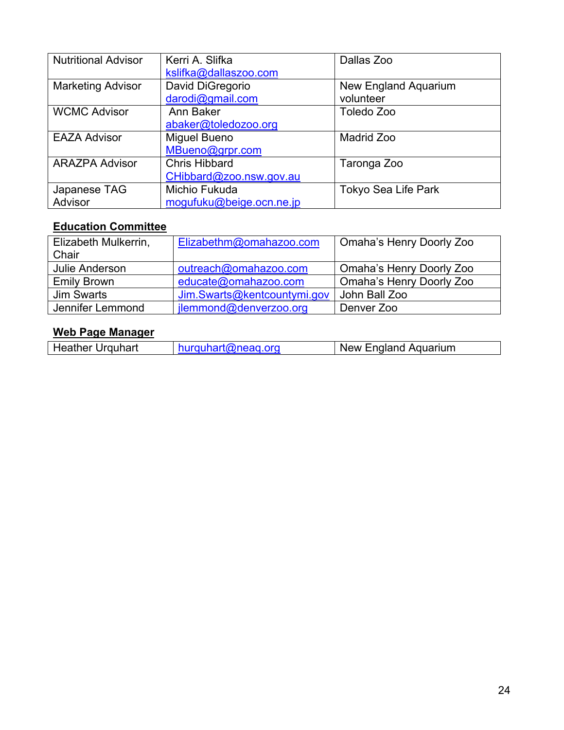| Nutritional Advisor | Kerri A. Slifka kslifka@dallaszoo.com | Dallas Zoo |
|---|---|---|
| Marketing Advisor | David DiGregorio darodi@gmail.com | New England Aquarium volunteer |
| WCMC Advisor | Ann Baker abaker@toledozoo.org | Toledo Zoo |
| EAZA Advisor | Miguel Bueno MBueno@grpr.com | Madrid Zoo |
| ARAZPA Advisor | Chris Hibbard CHibbard@zoo.nsw.gov.au | Taronga Zoo |
| Japanese TAG Advisor | Michio Fukuda mogufuku@beige.ocn.ne.jp | Tokyo Sea Life Park |

**Education Committee**

| Elizabeth Mulkerrin, Chair | Elizabethm@omahazoo.com | Omaha's Henry Doorly Zoo |
|---|---|---|
| Julie Anderson | outreach@omahazoo.com | Omaha's Henry Doorly Zoo |
| Emily Brown | educate@omahazoo.com | Omaha's Henry Doorly Zoo |
| Jim Swarts | Jim.Swarts@kentcountymi.gov | John Ball Zoo |
| Jennifer Lemmond | jlemmond@denverzoo.org | Denver Zoo |

**Web Page Manager**

| Heather Urquhart | hurquhart@neaq.org | New England Aquarium |
|---|---|---|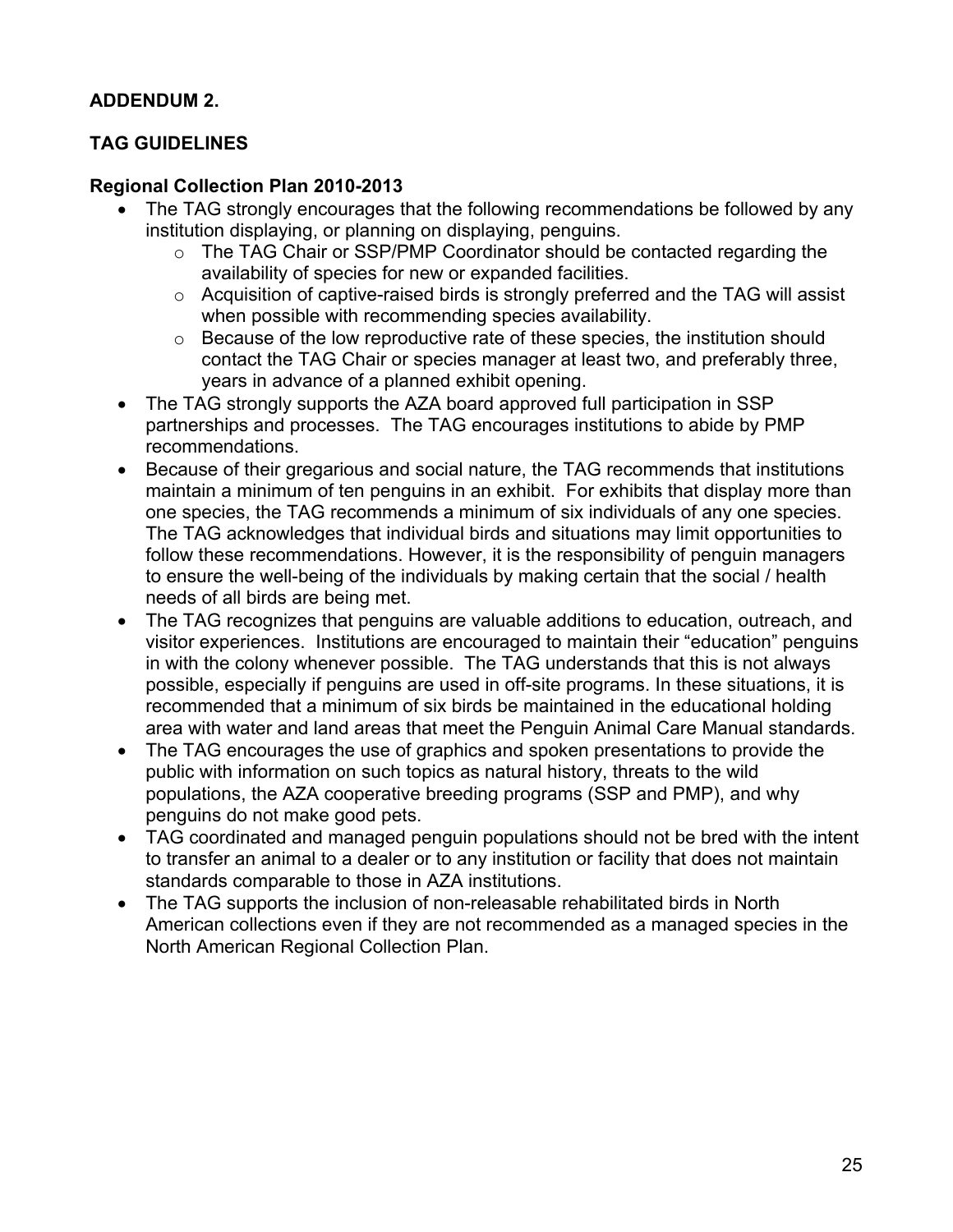**ADDENDUM 2.**

**TAG GUIDELINES**

**Regional Collection Plan 2010-2013**

- The TAG strongly encourages that the following recommendations be followed by any institution displaying, or planning on displaying, penguins.
    - The TAG Chair or SSP/PMP Coordinator should be contacted regarding the availability of species for new or expanded facilities.
    - Acquisition of captive-raised birds is strongly preferred and the TAG will assist when possible with recommending species availability.
    - Because of the low reproductive rate of these species, the institution should contact the TAG Chair or species manager at least two, and preferably three, years in advance of a planned exhibit opening.
- The TAG strongly supports the AZA board approved full participation in SSP partnerships and processes. The TAG encourages institutions to abide by PMP recommendations.
- Because of their gregarious and social nature, the TAG recommends that institutions maintain a minimum of ten penguins in an exhibit. For exhibits that display more than one species, the TAG recommends a minimum of six individuals of any one species. The TAG acknowledges that individual birds and situations may limit opportunities to follow these recommendations. However, it is the responsibility of penguin managers to ensure the well-being of the individuals by making certain that the social / health needs of all birds are being met.
- The TAG recognizes that penguins are valuable additions to education, outreach, and visitor experiences. Institutions are encouraged to maintain their "education" penguins in with the colony whenever possible. The TAG understands that this is not always possible, especially if penguins are used in off-site programs. In these situations, it is recommended that a minimum of six birds be maintained in the educational holding area with water and land areas that meet the Penguin Animal Care Manual standards.
- The TAG encourages the use of graphics and spoken presentations to provide the public with information on such topics as natural history, threats to the wild populations, the AZA cooperative breeding programs (SSP and PMP), and why penguins do not make good pets.
- TAG coordinated and managed penguin populations should not be bred with the intent to transfer an animal to a dealer or to any institution or facility that does not maintain standards comparable to those in AZA institutions.
- The TAG supports the inclusion of non-releasable rehabilitated birds in North American collections even if they are not recommended as a managed species in the North American Regional Collection Plan.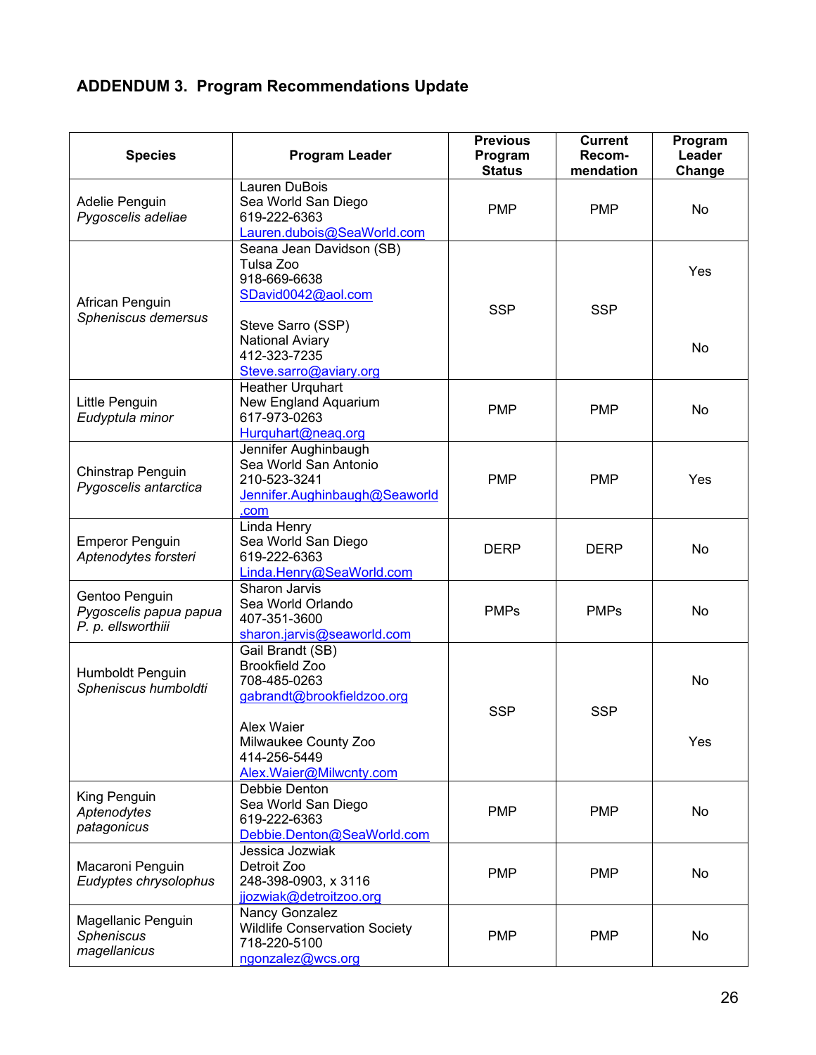## ADDENDUM 3. Program Recommendations Update

| Species | Program Leader | Previous Program Status | Current Recom-mendation | Program Leader Change |
|---|---|---|---|---|
| Adelie Penguin *Pygoscelis adeliae* | Lauren DuBois<br>Sea World San Diego<br>619-222-6363<br>Lauren.dubois@SeaWorld.com | PMP | PMP | No |
| African Penguin *Spheniscus demersus* | Seana Jean Davidson (SB)<br>Tulsa Zoo<br>918-669-6638<br>SDavid0042@aol.com<br><br>Steve Sarro (SSP)<br>National Aviary<br>412-323-7235<br>Steve.sarro@aviary.org | SSP | SSP | Yes<br><br>No |
| Little Penguin *Eudyptula minor* | Heather Urquhart<br>New England Aquarium<br>617-973-0263<br>Hurquhart@neaq.org | PMP | PMP | No |
| Chinstrap Penguin *Pygoscelis antarctica* | Jennifer Aughinbaugh<br>Sea World San Antonio<br>210-523-3241<br>Jennifer.Aughinbaugh@Seaworld.com | PMP | PMP | Yes |
| Emperor Penguin *Aptenodytes forsteri* | Linda Henry<br>Sea World San Diego<br>619-222-6363<br>Linda.Henry@SeaWorld.com | DERP | DERP | No |
| Gentoo Penguin *Pygoscelis papua papua* *P. p. ellsworthiii* | Sharon Jarvis<br>Sea World Orlando<br>407-351-3600<br>sharon.jarvis@seaworld.com | PMPs | PMPs | No |
| Humboldt Penguin *Spheniscus humboldti* | Gail Brandt (SB)<br>Brookfield Zoo<br>708-485-0263<br>gabrandt@brookfieldzoo.org<br><br>Alex Waier<br>Milwaukee County Zoo<br>414-256-5449<br>Alex.Waier@Milwcnty.com | SSP | SSP | No<br><br>Yes |
| King Penguin *Aptenodytes patagonicus* | Debbie Denton<br>Sea World San Diego<br>619-222-6363<br>Debbie.Denton@SeaWorld.com | PMP | PMP | No |
| Macaroni Penguin *Eudyptes chrysolophus* | Jessica Jozwiak<br>Detroit Zoo<br>248-398-0903, x 3116<br>jjozwiak@detroitzoo.org | PMP | PMP | No |
| Magellanic Penguin *Spheniscus magellanicus* | Nancy Gonzalez<br>Wildlife Conservation Society<br>718-220-5100<br>ngonzalez@wcs.org | PMP | PMP | No |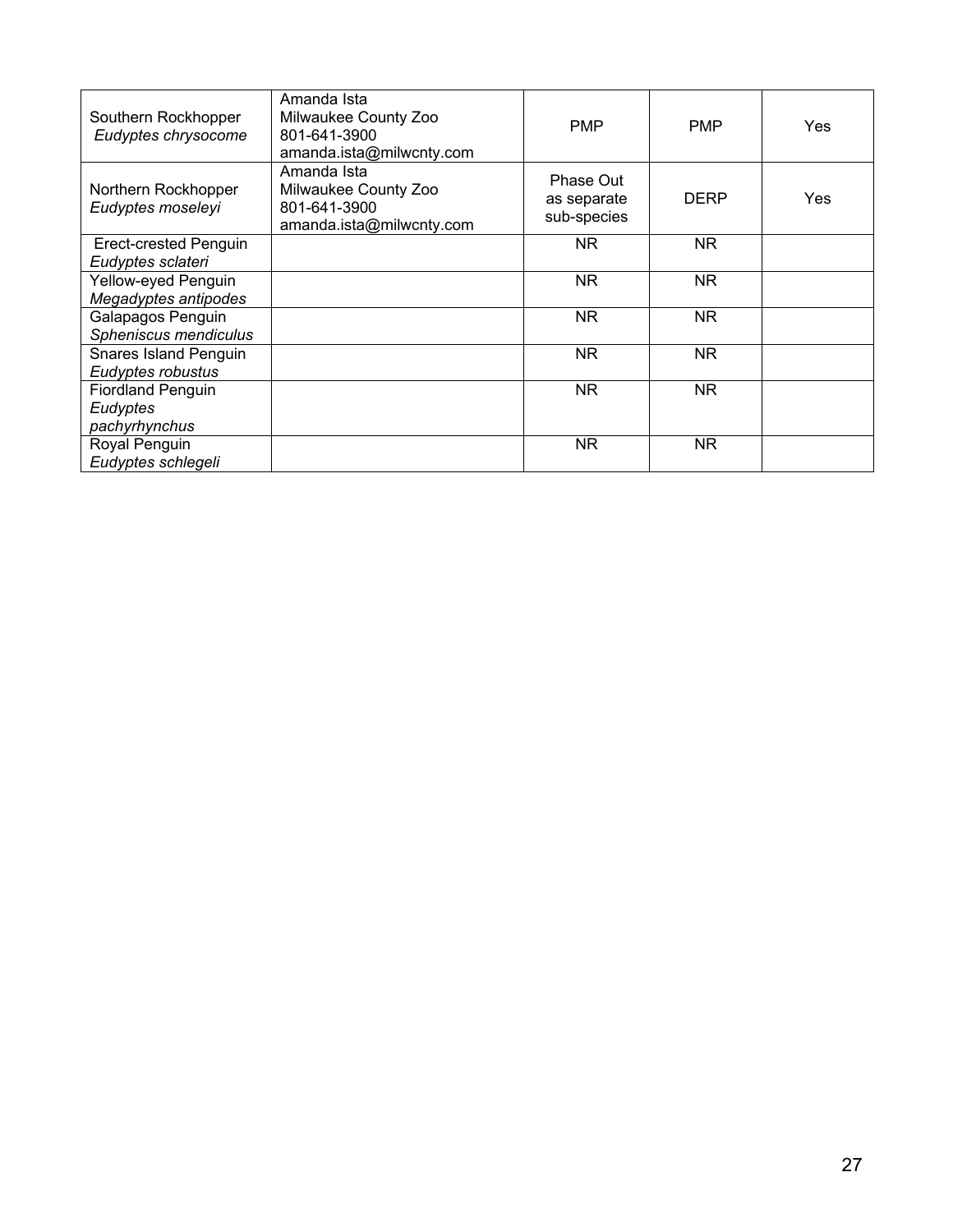| Southern Rockhopper *Eudyptes chrysocome* | Amanda Ista Milwaukee County Zoo 801-641-3900 amanda.ista@milwcnty.com | PMP | PMP | Yes |
|---|---|---|---|---|
| Northern Rockhopper *Eudyptes moseleyi* | Amanda Ista Milwaukee County Zoo 801-641-3900 amanda.ista@milwcnty.com | Phase Out as separate sub-species | DERP | Yes |
| Erect-crested Penguin *Eudyptes sclateri* | | NR | NR | |
| Yellow-eyed Penguin *Megadyptes antipodes* | | NR | NR | |
| Galapagos Penguin *Spheniscus mendiculus* | | NR | NR | |
| Snares Island Penguin *Eudyptes robustus* | | NR | NR | |
| Fiordland Penguin *Eudyptes pachyrhynchus* | | NR | NR | |
| Royal Penguin *Eudyptes schlegeli* | | NR | NR | |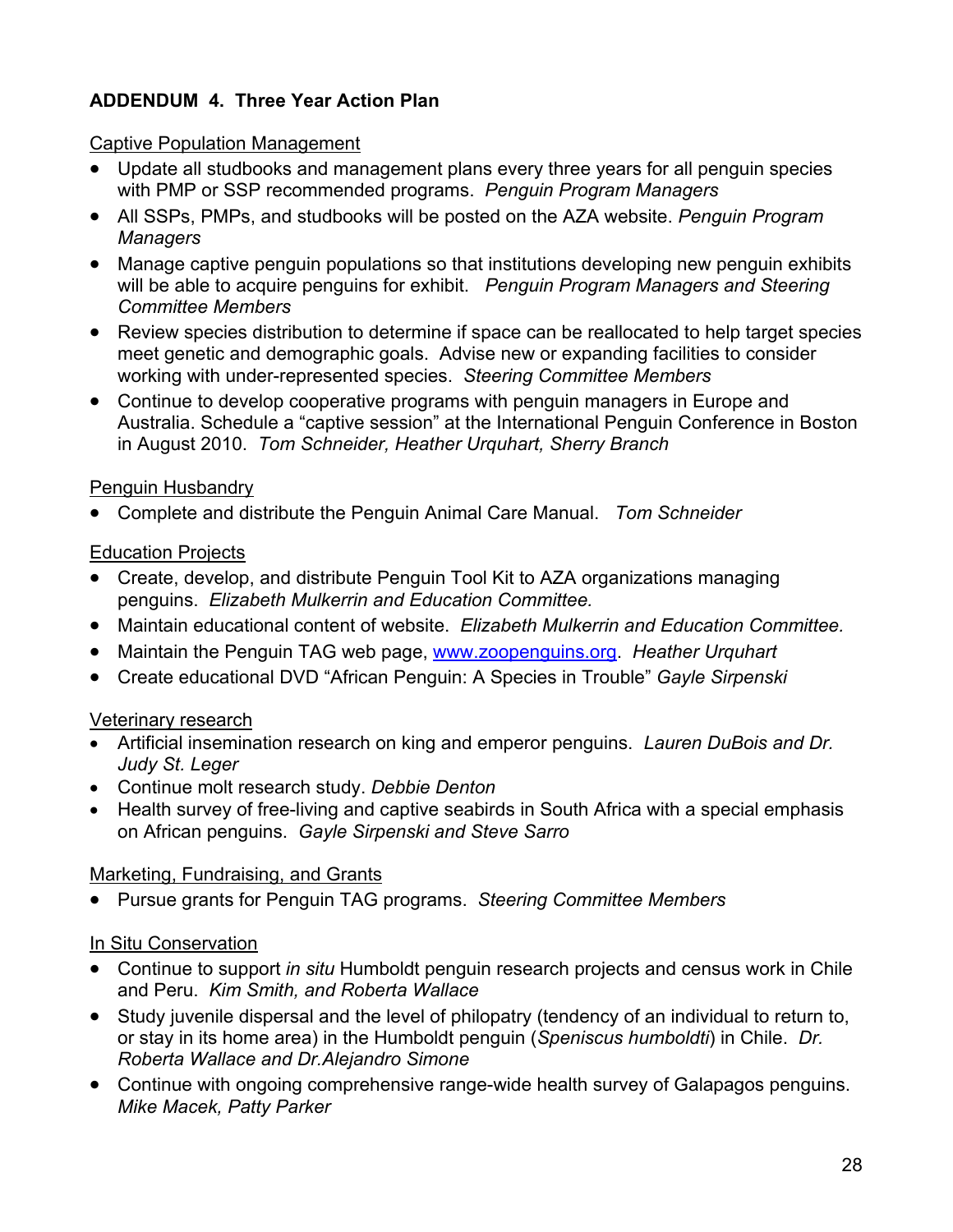**ADDENDUM 4. Three Year Action Plan**

Captive Population Management

- Update all studbooks and management plans every three years for all penguin species with PMP or SSP recommended programs. *Penguin Program Managers*
- All SSPs, PMPs, and studbooks will be posted on the AZA website. *Penguin Program Managers*
- Manage captive penguin populations so that institutions developing new penguin exhibits will be able to acquire penguins for exhibit. *Penguin Program Managers and Steering Committee Members*
- Review species distribution to determine if space can be reallocated to help target species meet genetic and demographic goals. Advise new or expanding facilities to consider working with under-represented species. *Steering Committee Members*
- Continue to develop cooperative programs with penguin managers in Europe and Australia. Schedule a "captive session" at the International Penguin Conference in Boston in August 2010. *Tom Schneider, Heather Urquhart, Sherry Branch*

Penguin Husbandry

- Complete and distribute the Penguin Animal Care Manual. *Tom Schneider*

Education Projects

- Create, develop, and distribute Penguin Tool Kit to AZA organizations managing penguins. *Elizabeth Mulkerrin and Education Committee.*
- Maintain educational content of website. *Elizabeth Mulkerrin and Education Committee.*
- Maintain the Penguin TAG web page, [www.zoopenguins.org](http://www.zoopenguins.org). *Heather Urquhart*
- Create educational DVD "African Penguin: A Species in Trouble" *Gayle Sirpenski*

Veterinary research

- Artificial insemination research on king and emperor penguins. *Lauren DuBois and Dr. Judy St. Leger*
- Continue molt research study. *Debbie Denton*
- Health survey of free-living and captive seabirds in South Africa with a special emphasis on African penguins. *Gayle Sirpenski and Steve Sarro*

Marketing, Fundraising, and Grants

- Pursue grants for Penguin TAG programs. *Steering Committee Members*

In Situ Conservation

- Continue to support *in situ* Humboldt penguin research projects and census work in Chile and Peru. *Kim Smith, and Roberta Wallace*
- Study juvenile dispersal and the level of philopatry (tendency of an individual to return to, or stay in its home area) in the Humboldt penguin (*Speniscus humboldti*) in Chile. *Dr. Roberta Wallace and Dr.Alejandro Simone*
- Continue with ongoing comprehensive range-wide health survey of Galapagos penguins. *Mike Macek, Patty Parker*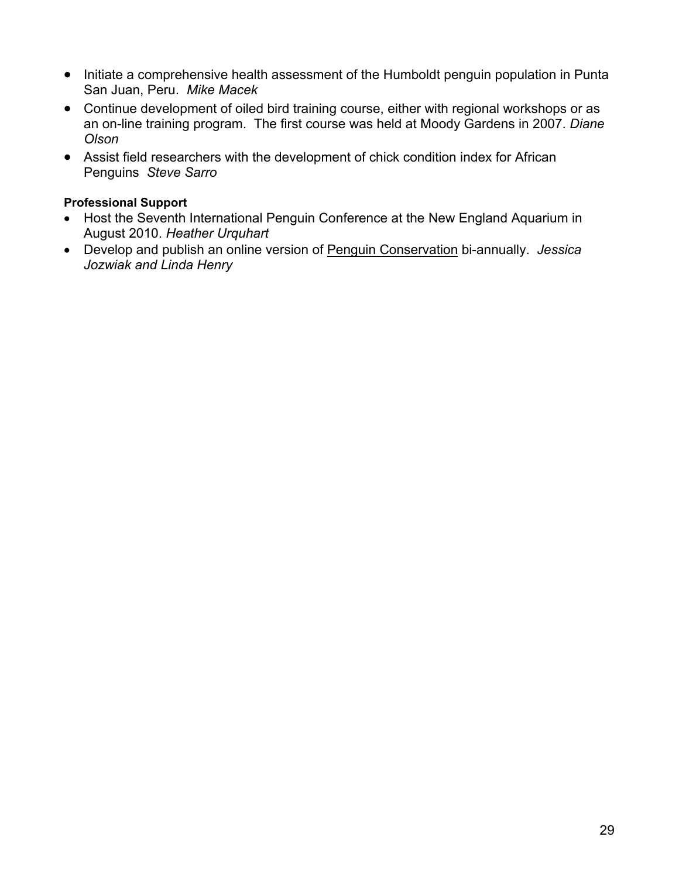- Initiate a comprehensive health assessment of the Humboldt penguin population in Punta San Juan, Peru. *Mike Macek*
- Continue development of oiled bird training course, either with regional workshops or as an on-line training program. The first course was held at Moody Gardens in 2007. *Diane Olson*
- Assist field researchers with the development of chick condition index for African Penguins *Steve Sarro*

**Professional Support**

- Host the Seventh International Penguin Conference at the New England Aquarium in August 2010. *Heather Urquhart*
- Develop and publish an online version of <u>Penguin Conservation</u> bi-annually. *Jessica Jozwiak and Linda Henry*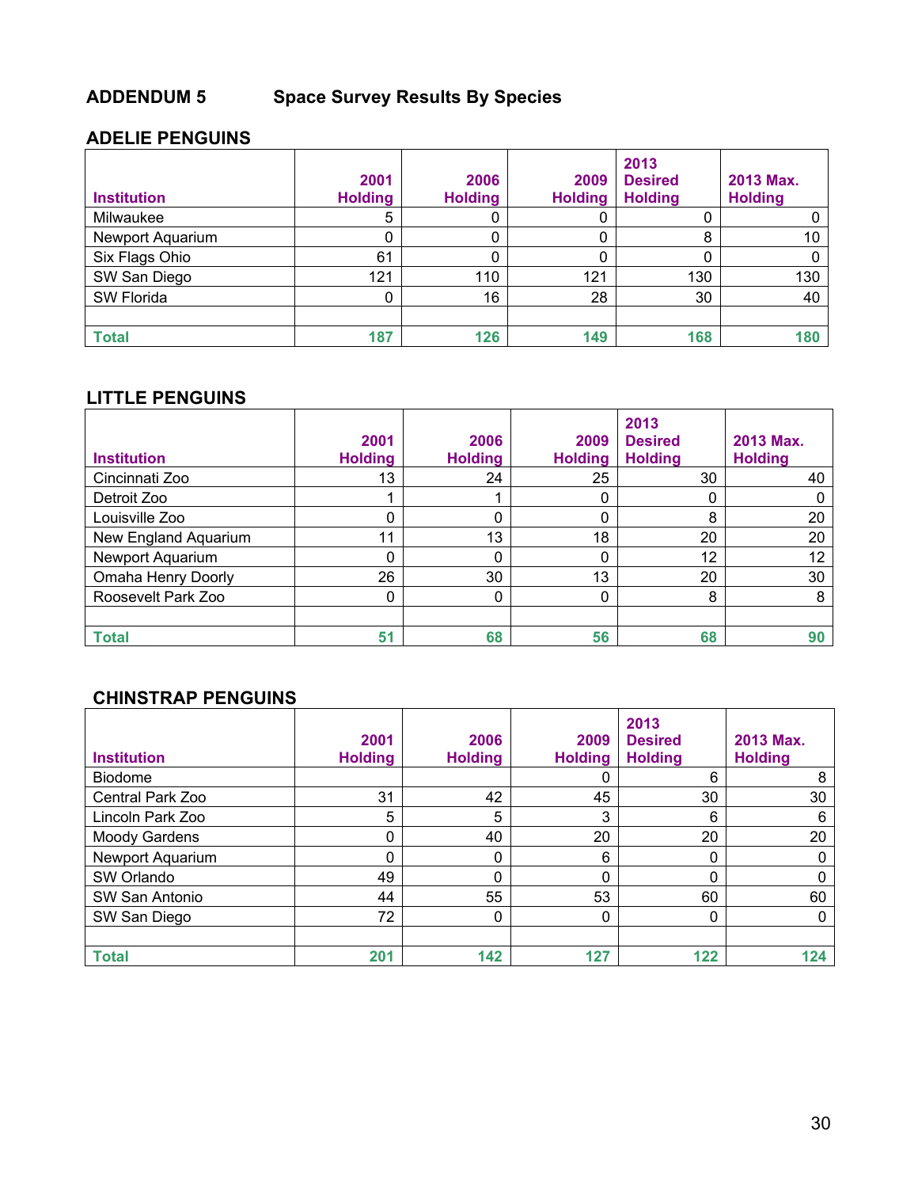## ADDENDUM 5 Space Survey Results By Species

### ADELIE PENGUINS

| Institution | 2001 Holding | 2006 Holding | 2009 Holding | 2013 Desired Holding | 2013 Max. Holding |
|---|---|---|---|---|---|
| Milwaukee | 5 | 0 | 0 | 0 | 0 |
| Newport Aquarium | 0 | 0 | 0 | 8 | 10 |
| Six Flags Ohio | 61 | 0 | 0 | 0 | 0 |
| SW San Diego | 121 | 110 | 121 | 130 | 130 |
| SW Florida | 0 | 16 | 28 | 30 | 40 |
| | | | | | |
| **Total** | **187** | **126** | **149** | **168** | **180** |

### LITTLE PENGUINS

| Institution | 2001 Holding | 2006 Holding | 2009 Holding | 2013 Desired Holding | 2013 Max. Holding |
|---|---|---|---|---|---|
| Cincinnati Zoo | 13 | 24 | 25 | 30 | 40 |
| Detroit Zoo | 1 | 1 | 0 | 0 | 0 |
| Louisville Zoo | 0 | 0 | 0 | 8 | 20 |
| New England Aquarium | 11 | 13 | 18 | 20 | 20 |
| Newport Aquarium | 0 | 0 | 0 | 12 | 12 |
| Omaha Henry Doorly | 26 | 30 | 13 | 20 | 30 |
| Roosevelt Park Zoo | 0 | 0 | 0 | 8 | 8 |
| | | | | | |
| **Total** | **51** | **68** | **56** | **68** | **90** |

### CHINSTRAP PENGUINS

| Institution | 2001 Holding | 2006 Holding | 2009 Holding | 2013 Desired Holding | 2013 Max. Holding |
|---|---|---|---|---|---|
| Biodome | | | 0 | 6 | 8 |
| Central Park Zoo | 31 | 42 | 45 | 30 | 30 |
| Lincoln Park Zoo | 5 | 5 | 3 | 6 | 6 |
| Moody Gardens | 0 | 40 | 20 | 20 | 20 |
| Newport Aquarium | 0 | 0 | 6 | 0 | 0 |
| SW Orlando | 49 | 0 | 0 | 0 | 0 |
| SW San Antonio | 44 | 55 | 53 | 60 | 60 |
| SW San Diego | 72 | 0 | 0 | 0 | 0 |
| | | | | | |
| **Total** | **201** | **142** | **127** | **122** | **124** |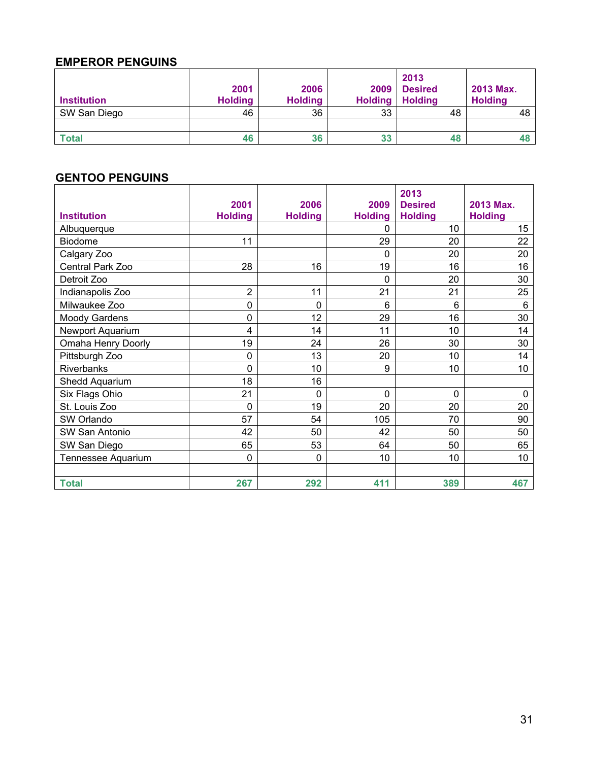## EMPEROR PENGUINS

| Institution | 2001 Holding | 2006 Holding | 2009 Holding | 2013 Desired Holding | 2013 Max. Holding |
|---|---|---|---|---|---|
| SW San Diego | 46 | 36 | 33 | 48 | 48 |
| | | | | | |
| **Total** | **46** | **36** | **33** | **48** | **48** |

## GENTOO PENGUINS

| Institution | 2001 Holding | 2006 Holding | 2009 Holding | 2013 Desired Holding | 2013 Max. Holding |
|---|---|---|---|---|---|
| Albuquerque | | | 0 | 10 | 15 |
| Biodome | 11 | | 29 | 20 | 22 |
| Calgary Zoo | | | 0 | 20 | 20 |
| Central Park Zoo | 28 | 16 | 19 | 16 | 16 |
| Detroit Zoo | | | 0 | 20 | 30 |
| Indianapolis Zoo | 2 | 11 | 21 | 21 | 25 |
| Milwaukee Zoo | 0 | 0 | 6 | 6 | 6 |
| Moody Gardens | 0 | 12 | 29 | 16 | 30 |
| Newport Aquarium | 4 | 14 | 11 | 10 | 14 |
| Omaha Henry Doorly | 19 | 24 | 26 | 30 | 30 |
| Pittsburgh Zoo | 0 | 13 | 20 | 10 | 14 |
| Riverbanks | 0 | 10 | 9 | 10 | 10 |
| Shedd Aquarium | 18 | 16 | | | |
| Six Flags Ohio | 21 | 0 | 0 | 0 | 0 |
| St. Louis Zoo | 0 | 19 | 20 | 20 | 20 |
| SW Orlando | 57 | 54 | 105 | 70 | 90 |
| SW San Antonio | 42 | 50 | 42 | 50 | 50 |
| SW San Diego | 65 | 53 | 64 | 50 | 65 |
| Tennessee Aquarium | 0 | 0 | 10 | 10 | 10 |
| | | | | | |
| **Total** | **267** | **292** | **411** | **389** | **467** |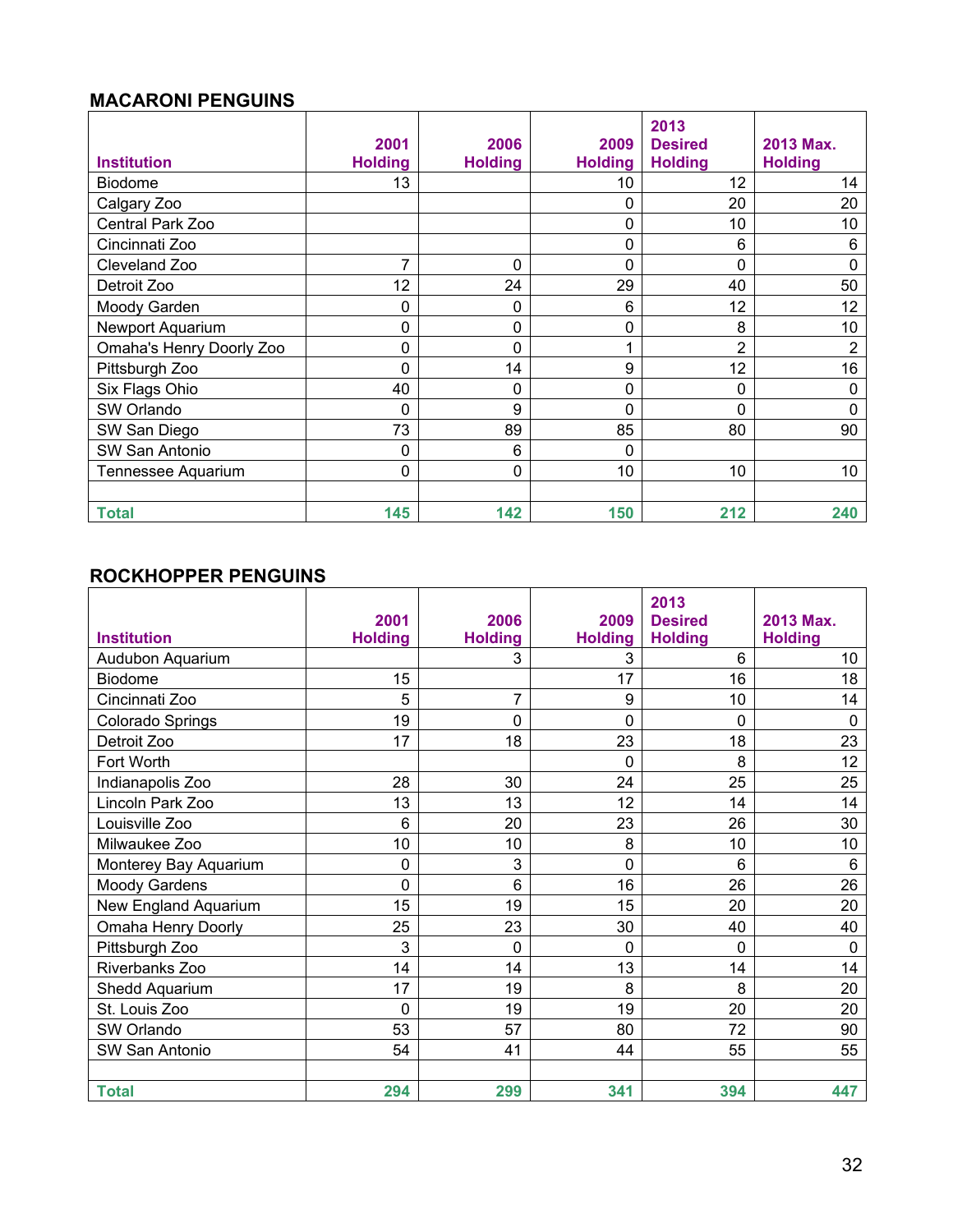## MACARONI PENGUINS

| Institution | 2001 Holding | 2006 Holding | 2009 Holding | 2013 Desired Holding | 2013 Max. Holding |
|---|---|---|---|---|---|
| Biodome | 13 | | 10 | 12 | 14 |
| Calgary Zoo | | | 0 | 20 | 20 |
| Central Park Zoo | | | 0 | 10 | 10 |
| Cincinnati Zoo | | | 0 | 6 | 6 |
| Cleveland Zoo | 7 | 0 | 0 | 0 | 0 |
| Detroit Zoo | 12 | 24 | 29 | 40 | 50 |
| Moody Garden | 0 | 0 | 6 | 12 | 12 |
| Newport Aquarium | 0 | 0 | 0 | 8 | 10 |
| Omaha's Henry Doorly Zoo | 0 | 0 | 1 | 2 | 2 |
| Pittsburgh Zoo | 0 | 14 | 9 | 12 | 16 |
| Six Flags Ohio | 40 | 0 | 0 | 0 | 0 |
| SW Orlando | 0 | 9 | 0 | 0 | 0 |
| SW San Diego | 73 | 89 | 85 | 80 | 90 |
| SW San Antonio | 0 | 6 | 0 | | |
| Tennessee Aquarium | 0 | 0 | 10 | 10 | 10 |
| | | | | | |
| **Total** | **145** | **142** | **150** | **212** | **240** |

## ROCKHOPPER PENGUINS

| Institution | 2001 Holding | 2006 Holding | 2009 Holding | 2013 Desired Holding | 2013 Max. Holding |
|---|---|---|---|---|---|
| Audubon Aquarium | | 3 | 3 | 6 | 10 |
| Biodome | 15 | | 17 | 16 | 18 |
| Cincinnati Zoo | 5 | 7 | 9 | 10 | 14 |
| Colorado Springs | 19 | 0 | 0 | 0 | 0 |
| Detroit Zoo | 17 | 18 | 23 | 18 | 23 |
| Fort Worth | | | 0 | 8 | 12 |
| Indianapolis Zoo | 28 | 30 | 24 | 25 | 25 |
| Lincoln Park Zoo | 13 | 13 | 12 | 14 | 14 |
| Louisville Zoo | 6 | 20 | 23 | 26 | 30 |
| Milwaukee Zoo | 10 | 10 | 8 | 10 | 10 |
| Monterey Bay Aquarium | 0 | 3 | 0 | 6 | 6 |
| Moody Gardens | 0 | 6 | 16 | 26 | 26 |
| New England Aquarium | 15 | 19 | 15 | 20 | 20 |
| Omaha Henry Doorly | 25 | 23 | 30 | 40 | 40 |
| Pittsburgh Zoo | 3 | 0 | 0 | 0 | 0 |
| Riverbanks Zoo | 14 | 14 | 13 | 14 | 14 |
| Shedd Aquarium | 17 | 19 | 8 | 8 | 20 |
| St. Louis Zoo | 0 | 19 | 19 | 20 | 20 |
| SW Orlando | 53 | 57 | 80 | 72 | 90 |
| SW San Antonio | 54 | 41 | 44 | 55 | 55 |
| | | | | | |
| **Total** | **294** | **299** | **341** | **394** | **447** |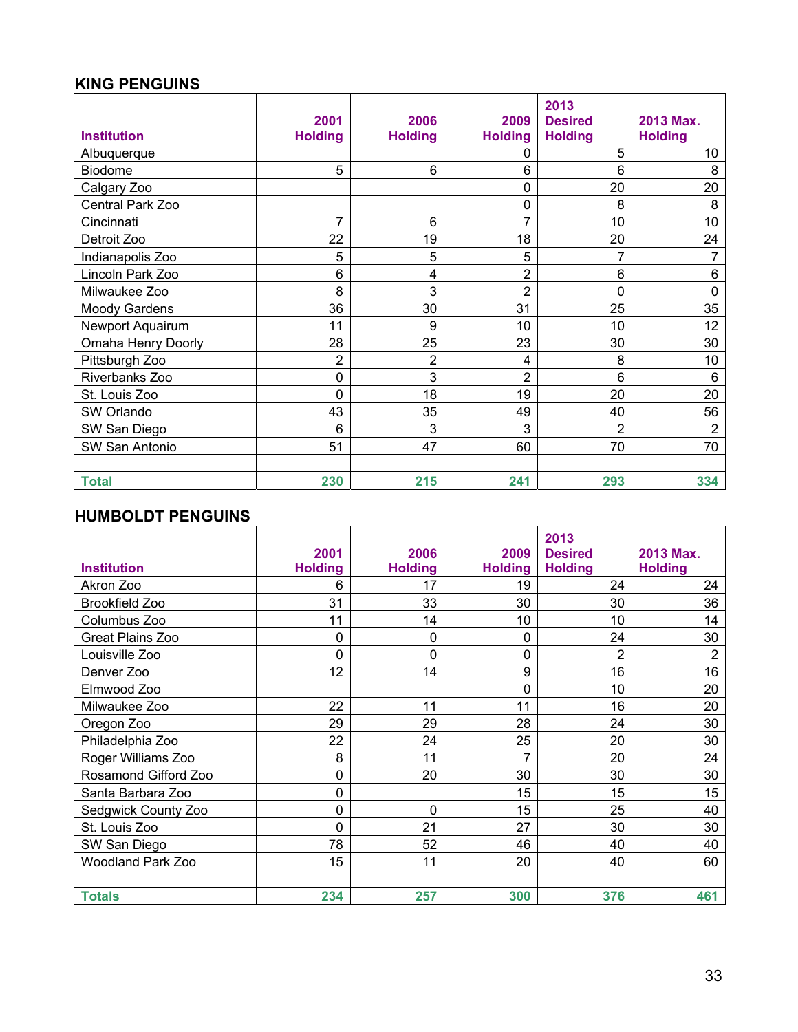### KING PENGUINS

| Institution | 2001 Holding | 2006 Holding | 2009 Holding | 2013 Desired Holding | 2013 Max. Holding |
|---|---|---|---|---|---|
| Albuquerque | | | 0 | 5 | 10 |
| Biodome | 5 | 6 | 6 | 6 | 8 |
| Calgary Zoo | | | 0 | 20 | 20 |
| Central Park Zoo | | | 0 | 8 | 8 |
| Cincinnati | 7 | 6 | 7 | 10 | 10 |
| Detroit Zoo | 22 | 19 | 18 | 20 | 24 |
| Indianapolis Zoo | 5 | 5 | 5 | 7 | 7 |
| Lincoln Park Zoo | 6 | 4 | 2 | 6 | 6 |
| Milwaukee Zoo | 8 | 3 | 2 | 0 | 0 |
| Moody Gardens | 36 | 30 | 31 | 25 | 35 |
| Newport Aquairum | 11 | 9 | 10 | 10 | 12 |
| Omaha Henry Doorly | 28 | 25 | 23 | 30 | 30 |
| Pittsburgh Zoo | 2 | 2 | 4 | 8 | 10 |
| Riverbanks Zoo | 0 | 3 | 2 | 6 | 6 |
| St. Louis Zoo | 0 | 18 | 19 | 20 | 20 |
| SW Orlando | 43 | 35 | 49 | 40 | 56 |
| SW San Diego | 6 | 3 | 3 | 2 | 2 |
| SW San Antonio | 51 | 47 | 60 | 70 | 70 |
| | | | | | |
| **Total** | **230** | **215** | **241** | **293** | **334** |

### HUMBOLDT PENGUINS

| Institution | 2001 Holding | 2006 Holding | 2009 Holding | 2013 Desired Holding | 2013 Max. Holding |
|---|---|---|---|---|---|
| Akron Zoo | 6 | 17 | 19 | 24 | 24 |
| Brookfield Zoo | 31 | 33 | 30 | 30 | 36 |
| Columbus Zoo | 11 | 14 | 10 | 10 | 14 |
| Great Plains Zoo | 0 | 0 | 0 | 24 | 30 |
| Louisville Zoo | 0 | 0 | 0 | 2 | 2 |
| Denver Zoo | 12 | 14 | 9 | 16 | 16 |
| Elmwood Zoo | | | 0 | 10 | 20 |
| Milwaukee Zoo | 22 | 11 | 11 | 16 | 20 |
| Oregon Zoo | 29 | 29 | 28 | 24 | 30 |
| Philadelphia Zoo | 22 | 24 | 25 | 20 | 30 |
| Roger Williams Zoo | 8 | 11 | 7 | 20 | 24 |
| Rosamond Gifford Zoo | 0 | 20 | 30 | 30 | 30 |
| Santa Barbara Zoo | 0 | | 15 | 15 | 15 |
| Sedgwick County Zoo | 0 | 0 | 15 | 25 | 40 |
| St. Louis Zoo | 0 | 21 | 27 | 30 | 30 |
| SW San Diego | 78 | 52 | 46 | 40 | 40 |
| Woodland Park Zoo | 15 | 11 | 20 | 40 | 60 |
| | | | | | |
| **Totals** | **234** | **257** | **300** | **376** | **461** |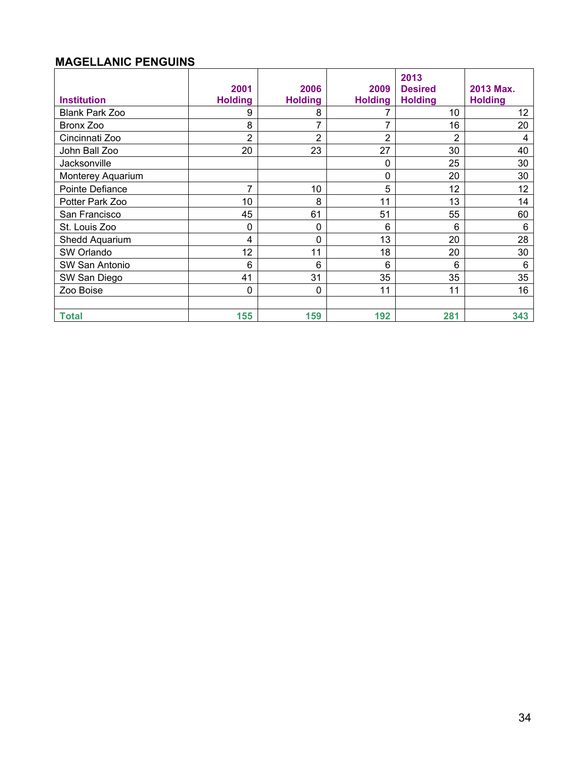**MAGELLANIC PENGUINS**

| Institution | 2001 Holding | 2006 Holding | 2009 Holding | 2013 Desired Holding | 2013 Max. Holding |
|---|---|---|---|---|---|
| Blank Park Zoo | 9 | 8 | 7 | 10 | 12 |
| Bronx Zoo | 8 | 7 | 7 | 16 | 20 |
| Cincinnati Zoo | 2 | 2 | 2 | 2 | 4 |
| John Ball Zoo | 20 | 23 | 27 | 30 | 40 |
| Jacksonville | | | 0 | 25 | 30 |
| Monterey Aquarium | | | 0 | 20 | 30 |
| Pointe Defiance | 7 | 10 | 5 | 12 | 12 |
| Potter Park Zoo | 10 | 8 | 11 | 13 | 14 |
| San Francisco | 45 | 61 | 51 | 55 | 60 |
| St. Louis Zoo | 0 | 0 | 6 | 6 | 6 |
| Shedd Aquarium | 4 | 0 | 13 | 20 | 28 |
| SW Orlando | 12 | 11 | 18 | 20 | 30 |
| SW San Antonio | 6 | 6 | 6 | 6 | 6 |
| SW San Diego | 41 | 31 | 35 | 35 | 35 |
| Zoo Boise | 0 | 0 | 11 | 11 | 16 |
| | | | | | |
| **Total** | **155** | **159** | **192** | **281** | **343** |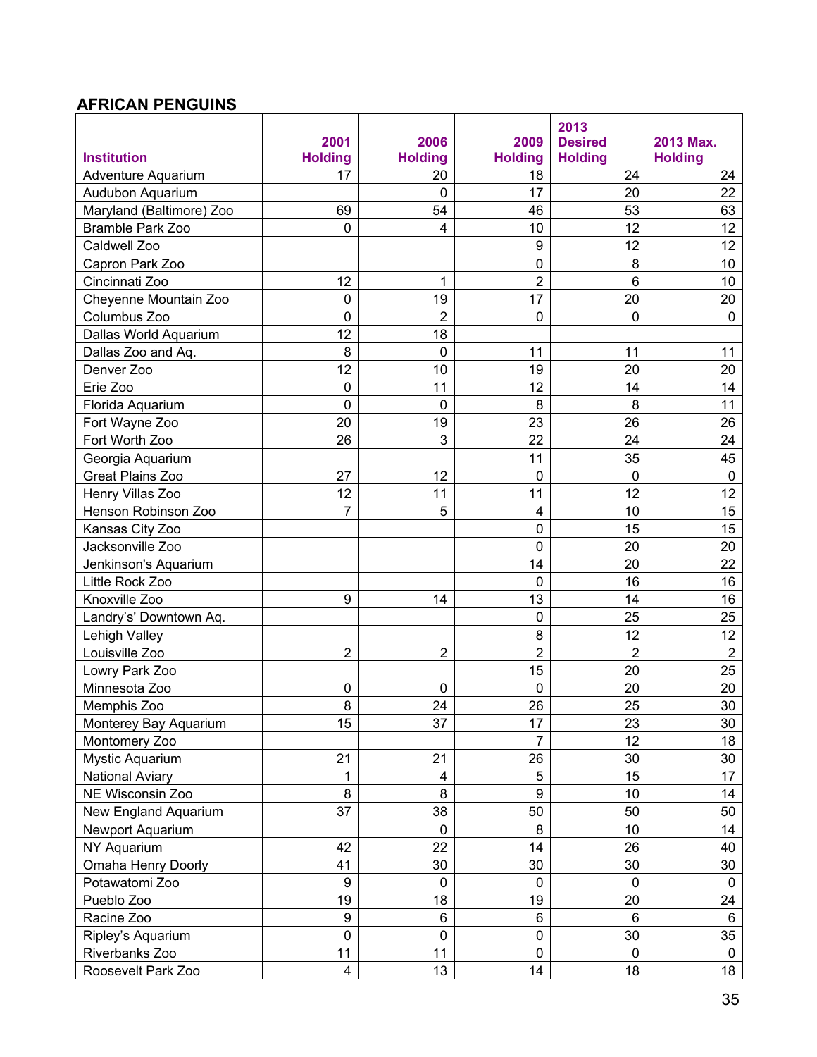## AFRICAN PENGUINS

| Institution | 2001 Holding | 2006 Holding | 2009 Holding | 2013 Desired Holding | 2013 Max. Holding |
|---|---|---|---|---|---|
| Adventure Aquarium | 17 | 20 | 18 | 24 | 24 |
| Audubon Aquarium | | 0 | 17 | 20 | 22 |
| Maryland (Baltimore) Zoo | 69 | 54 | 46 | 53 | 63 |
| Bramble Park Zoo | 0 | 4 | 10 | 12 | 12 |
| Caldwell Zoo | | | 9 | 12 | 12 |
| Capron Park Zoo | | | 0 | 8 | 10 |
| Cincinnati Zoo | 12 | 1 | 2 | 6 | 10 |
| Cheyenne Mountain Zoo | 0 | 19 | 17 | 20 | 20 |
| Columbus Zoo | 0 | 2 | 0 | 0 | 0 |
| Dallas World Aquarium | 12 | 18 | | | |
| Dallas Zoo and Aq. | 8 | 0 | 11 | 11 | 11 |
| Denver Zoo | 12 | 10 | 19 | 20 | 20 |
| Erie Zoo | 0 | 11 | 12 | 14 | 14 |
| Florida Aquarium | 0 | 0 | 8 | 8 | 11 |
| Fort Wayne Zoo | 20 | 19 | 23 | 26 | 26 |
| Fort Worth Zoo | 26 | 3 | 22 | 24 | 24 |
| Georgia Aquarium | | | 11 | 35 | 45 |
| Great Plains Zoo | 27 | 12 | 0 | 0 | 0 |
| Henry Villas Zoo | 12 | 11 | 11 | 12 | 12 |
| Henson Robinson Zoo | 7 | 5 | 4 | 10 | 15 |
| Kansas City Zoo | | | 0 | 15 | 15 |
| Jacksonville Zoo | | | 0 | 20 | 20 |
| Jenkinson's Aquarium | | | 14 | 20 | 22 |
| Little Rock Zoo | | | 0 | 16 | 16 |
| Knoxville Zoo | 9 | 14 | 13 | 14 | 16 |
| Landry's' Downtown Aq. | | | 0 | 25 | 25 |
| Lehigh Valley | | | 8 | 12 | 12 |
| Louisville Zoo | 2 | 2 | 2 | 2 | 2 |
| Lowry Park Zoo | | | 15 | 20 | 25 |
| Minnesota Zoo | 0 | 0 | 0 | 20 | 20 |
| Memphis Zoo | 8 | 24 | 26 | 25 | 30 |
| Monterey Bay Aquarium | 15 | 37 | 17 | 23 | 30 |
| Montomery Zoo | | | 7 | 12 | 18 |
| Mystic Aquarium | 21 | 21 | 26 | 30 | 30 |
| National Aviary | 1 | 4 | 5 | 15 | 17 |
| NE Wisconsin Zoo | 8 | 8 | 9 | 10 | 14 |
| New England Aquarium | 37 | 38 | 50 | 50 | 50 |
| Newport Aquarium | | 0 | 8 | 10 | 14 |
| NY Aquarium | 42 | 22 | 14 | 26 | 40 |
| Omaha Henry Doorly | 41 | 30 | 30 | 30 | 30 |
| Potawatomi Zoo | 9 | 0 | 0 | 0 | 0 |
| Pueblo Zoo | 19 | 18 | 19 | 20 | 24 |
| Racine Zoo | 9 | 6 | 6 | 6 | 6 |
| Ripley's Aquarium | 0 | 0 | 0 | 30 | 35 |
| Riverbanks Zoo | 11 | 11 | 0 | 0 | 0 |
| Roosevelt Park Zoo | 4 | 13 | 14 | 18 | 18 |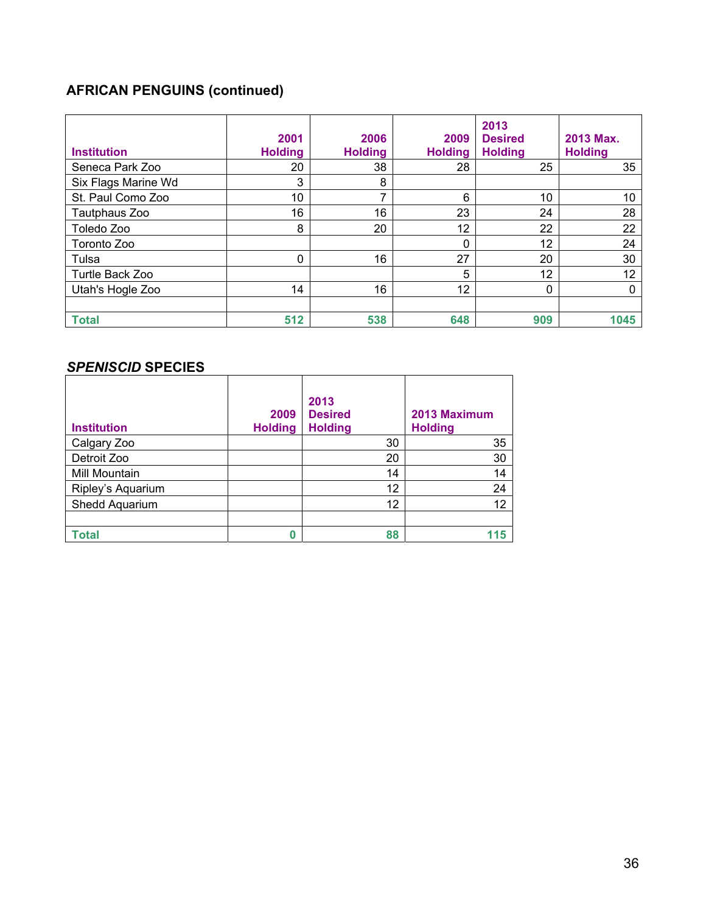## AFRICAN PENGUINS (continued)

| Institution | 2001 Holding | 2006 Holding | 2009 Holding | 2013 Desired Holding | 2013 Max. Holding |
|---|---|---|---|---|---|
| Seneca Park Zoo | 20 | 38 | 28 | 25 | 35 |
| Six Flags Marine Wd | 3 | 8 | | | |
| St. Paul Como Zoo | 10 | 7 | 6 | 10 | 10 |
| Tautphaus Zoo | 16 | 16 | 23 | 24 | 28 |
| Toledo Zoo | 8 | 20 | 12 | 22 | 22 |
| Toronto Zoo | | | 0 | 12 | 24 |
| Tulsa | 0 | 16 | 27 | 20 | 30 |
| Turtle Back Zoo | | | 5 | 12 | 12 |
| Utah's Hogle Zoo | 14 | 16 | 12 | 0 | 0 |
| | | | | | |
| **Total** | **512** | **538** | **648** | **909** | **1045** |

## *SPENISCID* SPECIES

| Institution | 2009 Holding | 2013 Desired Holding | 2013 Maximum Holding |
|---|---|---|---|
| Calgary Zoo | | 30 | 35 |
| Detroit Zoo | | 20 | 30 |
| Mill Mountain | | 14 | 14 |
| Ripley's Aquarium | | 12 | 24 |
| Shedd Aquarium | | 12 | 12 |
| | | | |
| **Total** | **0** | **88** | **115** |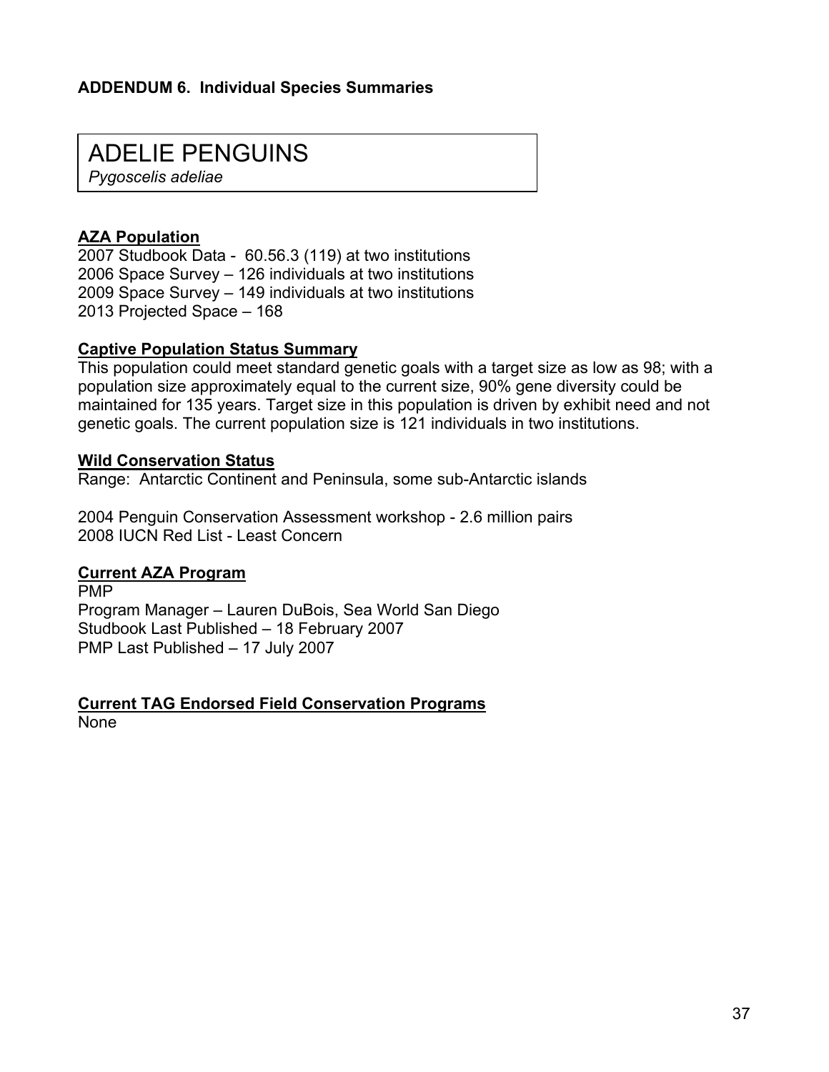**ADDENDUM 6. Individual Species Summaries**

# ADELIE PENGUINS

*Pygoscelis adeliae*

**AZA Population**

2007 Studbook Data - 60.56.3 (119) at two institutions
2006 Space Survey – 126 individuals at two institutions
2009 Space Survey – 149 individuals at two institutions
2013 Projected Space – 168

**Captive Population Status Summary**

This population could meet standard genetic goals with a target size as low as 98; with a population size approximately equal to the current size, 90% gene diversity could be maintained for 135 years. Target size in this population is driven by exhibit need and not genetic goals. The current population size is 121 individuals in two institutions.

**Wild Conservation Status**

Range: Antarctic Continent and Peninsula, some sub-Antarctic islands

2004 Penguin Conservation Assessment workshop - 2.6 million pairs
2008 IUCN Red List - Least Concern

**Current AZA Program**

PMP
Program Manager – Lauren DuBois, Sea World San Diego
Studbook Last Published – 18 February 2007
PMP Last Published – 17 July 2007

**Current TAG Endorsed Field Conservation Programs**

None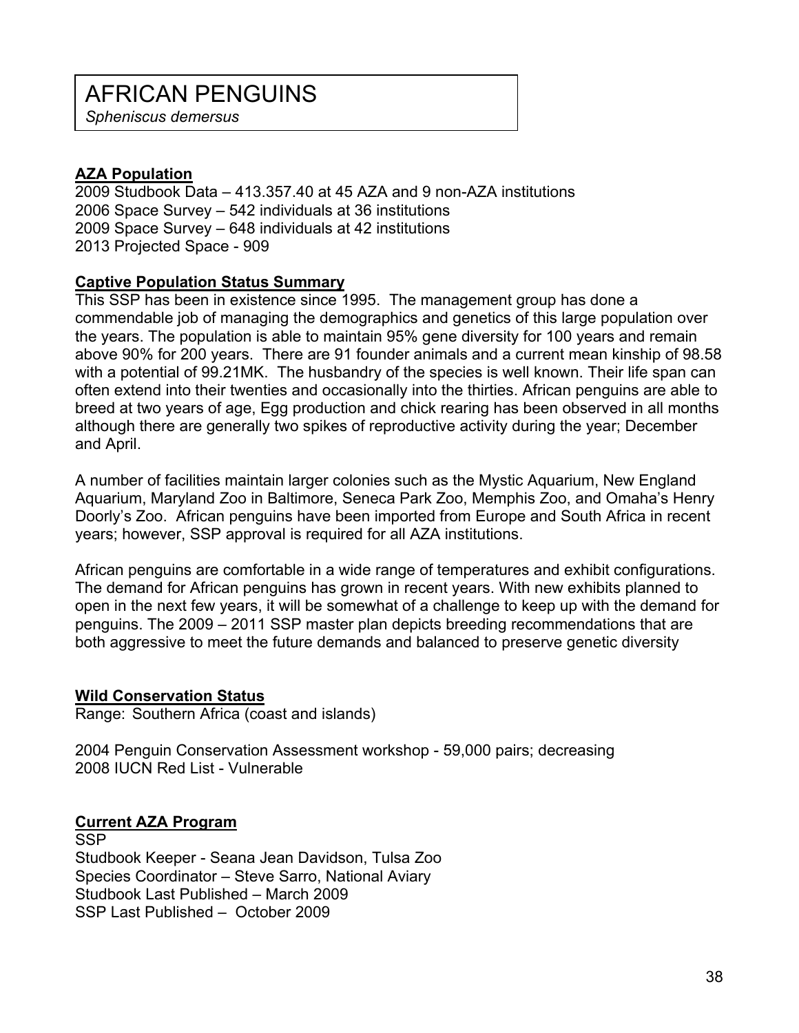# AFRICAN PENGUINS

*Spheniscus demersus*

**AZA Population**

2009 Studbook Data – 413.357.40 at 45 AZA and 9 non-AZA institutions
2006 Space Survey – 542 individuals at 36 institutions
2009 Space Survey – 648 individuals at 42 institutions
2013 Projected Space - 909

**Captive Population Status Summary**

This SSP has been in existence since 1995. The management group has done a commendable job of managing the demographics and genetics of this large population over the years. The population is able to maintain 95% gene diversity for 100 years and remain above 90% for 200 years. There are 91 founder animals and a current mean kinship of 98.58 with a potential of 99.21MK. The husbandry of the species is well known. Their life span can often extend into their twenties and occasionally into the thirties. African penguins are able to breed at two years of age, Egg production and chick rearing has been observed in all months although there are generally two spikes of reproductive activity during the year; December and April.

A number of facilities maintain larger colonies such as the Mystic Aquarium, New England Aquarium, Maryland Zoo in Baltimore, Seneca Park Zoo, Memphis Zoo, and Omaha's Henry Doorly's Zoo. African penguins have been imported from Europe and South Africa in recent years; however, SSP approval is required for all AZA institutions.

African penguins are comfortable in a wide range of temperatures and exhibit configurations. The demand for African penguins has grown in recent years. With new exhibits planned to open in the next few years, it will be somewhat of a challenge to keep up with the demand for penguins. The 2009 – 2011 SSP master plan depicts breeding recommendations that are both aggressive to meet the future demands and balanced to preserve genetic diversity

**Wild Conservation Status**

Range: Southern Africa (coast and islands)

2004 Penguin Conservation Assessment workshop - 59,000 pairs; decreasing
2008 IUCN Red List - Vulnerable

**Current AZA Program**

SSP
Studbook Keeper - Seana Jean Davidson, Tulsa Zoo
Species Coordinator – Steve Sarro, National Aviary
Studbook Last Published – March 2009
SSP Last Published – October 2009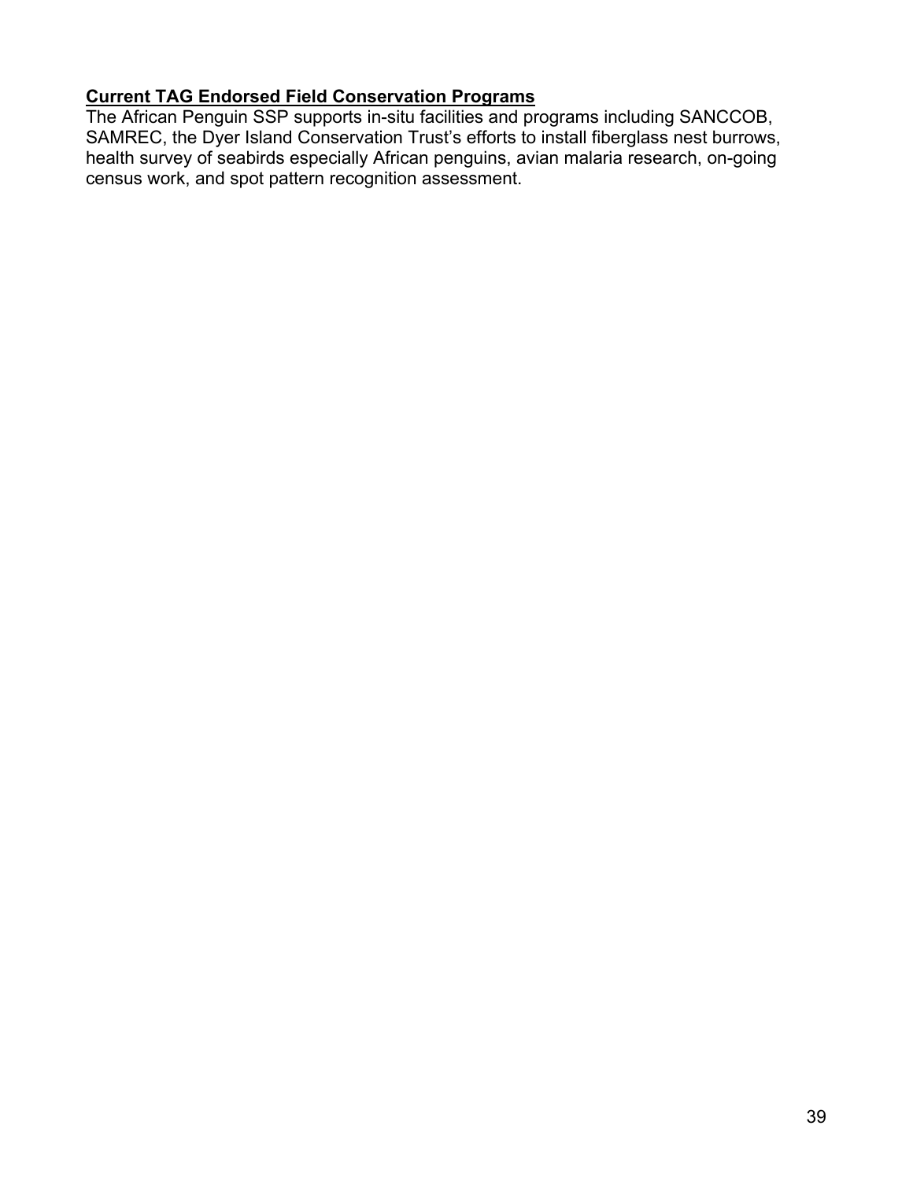**Current TAG Endorsed Field Conservation Programs**

The African Penguin SSP supports in-situ facilities and programs including SANCCOB, SAMREC, the Dyer Island Conservation Trust's efforts to install fiberglass nest burrows, health survey of seabirds especially African penguins, avian malaria research, on-going census work, and spot pattern recognition assessment.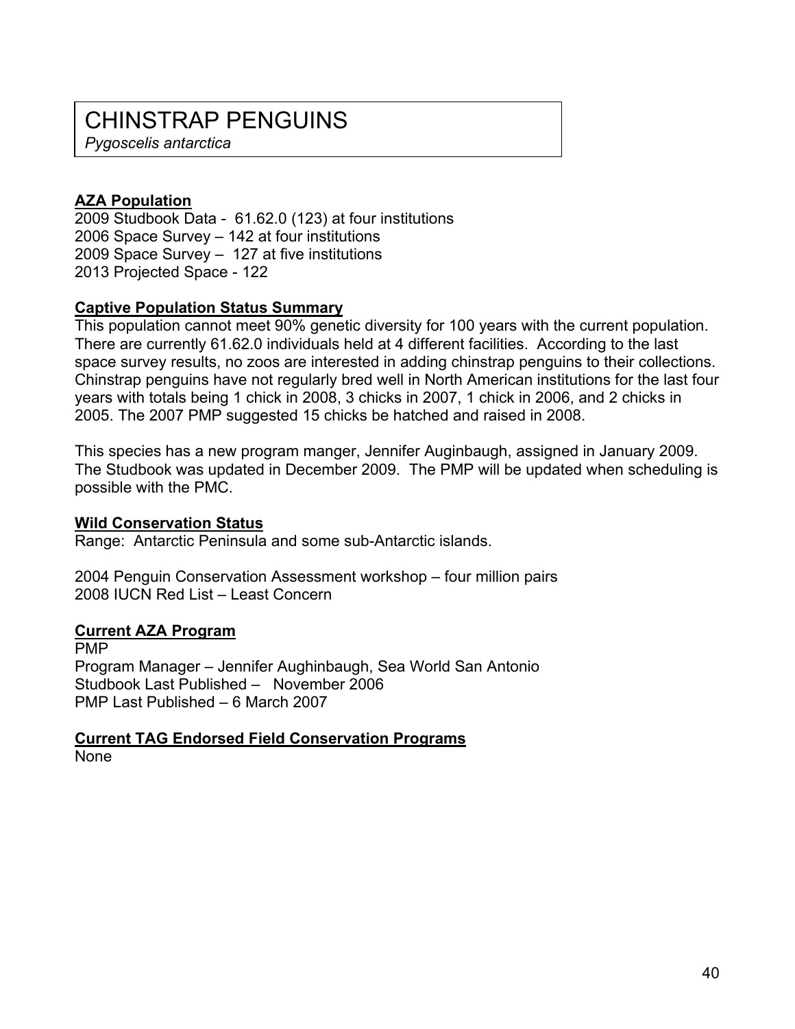# CHINSTRAP PENGUINS

*Pygoscelis antarctica*

**AZA Population**

2009 Studbook Data - 61.62.0 (123) at four institutions
2006 Space Survey – 142 at four institutions
2009 Space Survey – 127 at five institutions
2013 Projected Space - 122

**Captive Population Status Summary**

This population cannot meet 90% genetic diversity for 100 years with the current population. There are currently 61.62.0 individuals held at 4 different facilities. According to the last space survey results, no zoos are interested in adding chinstrap penguins to their collections. Chinstrap penguins have not regularly bred well in North American institutions for the last four years with totals being 1 chick in 2008, 3 chicks in 2007, 1 chick in 2006, and 2 chicks in 2005. The 2007 PMP suggested 15 chicks be hatched and raised in 2008.

This species has a new program manger, Jennifer Auginbaugh, assigned in January 2009. The Studbook was updated in December 2009. The PMP will be updated when scheduling is possible with the PMC.

**Wild Conservation Status**

Range: Antarctic Peninsula and some sub-Antarctic islands.

2004 Penguin Conservation Assessment workshop – four million pairs
2008 IUCN Red List – Least Concern

**Current AZA Program**

PMP
Program Manager – Jennifer Aughinbaugh, Sea World San Antonio
Studbook Last Published – November 2006
PMP Last Published – 6 March 2007

**Current TAG Endorsed Field Conservation Programs**

None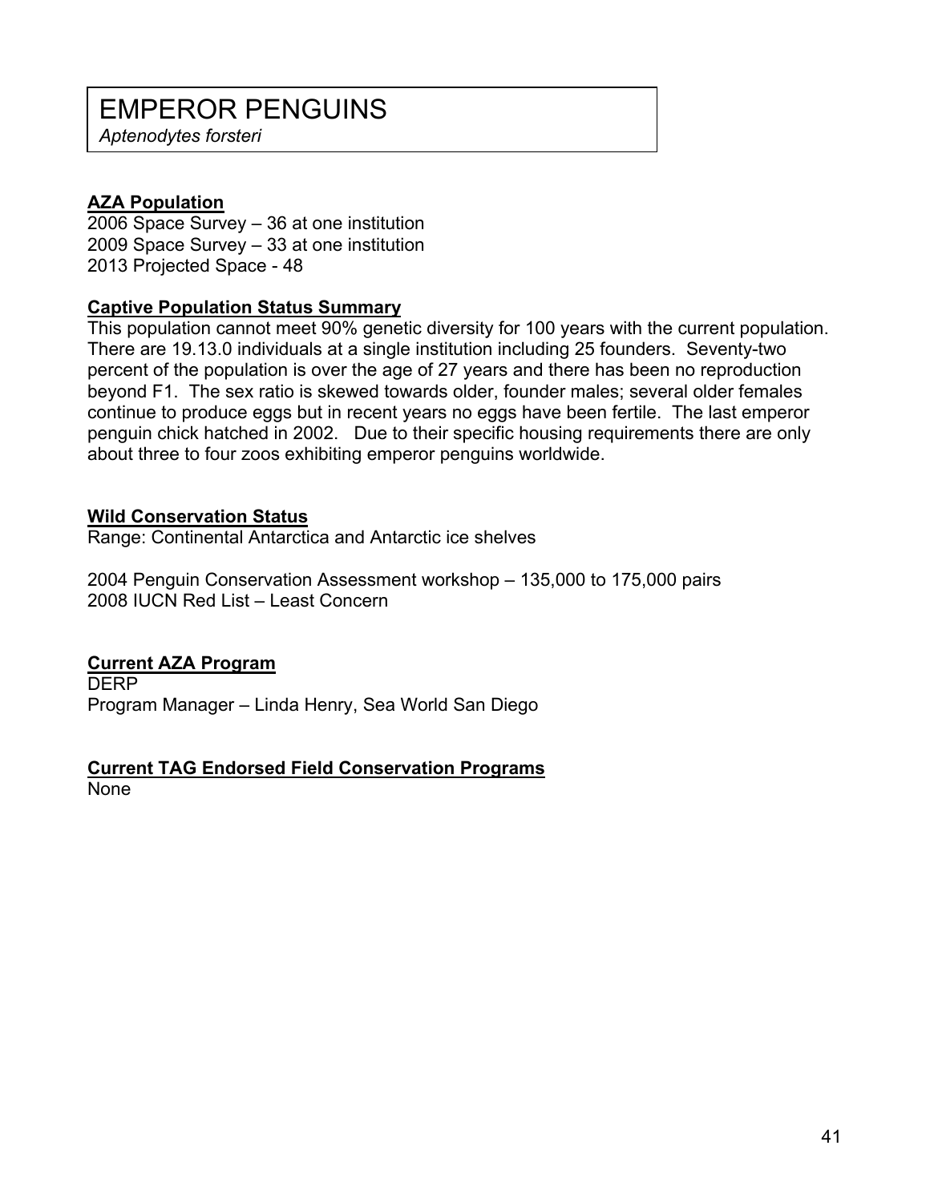# EMPEROR PENGUINS

*Aptenodytes forsteri*

## AZA Population

2006 Space Survey – 36 at one institution
2009 Space Survey – 33 at one institution
2013 Projected Space - 48

## Captive Population Status Summary

This population cannot meet 90% genetic diversity for 100 years with the current population. There are 19.13.0 individuals at a single institution including 25 founders. Seventy-two percent of the population is over the age of 27 years and there has been no reproduction beyond F1. The sex ratio is skewed towards older, founder males; several older females continue to produce eggs but in recent years no eggs have been fertile. The last emperor penguin chick hatched in 2002. Due to their specific housing requirements there are only about three to four zoos exhibiting emperor penguins worldwide.

## Wild Conservation Status

Range: Continental Antarctica and Antarctic ice shelves

2004 Penguin Conservation Assessment workshop – 135,000 to 175,000 pairs
2008 IUCN Red List – Least Concern

## Current AZA Program

DERP
Program Manager – Linda Henry, Sea World San Diego

## Current TAG Endorsed Field Conservation Programs

None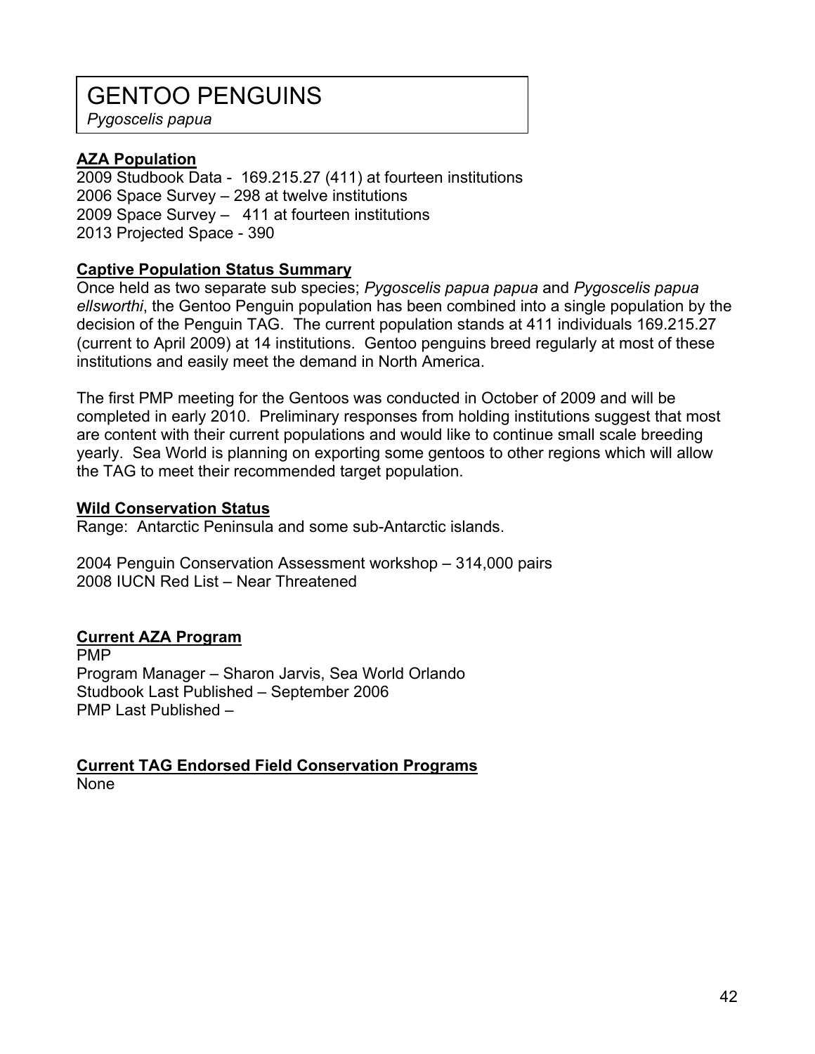# GENTOO PENGUINS

*Pygoscelis papua*

**AZA Population**

2009 Studbook Data - 169.215.27 (411) at fourteen institutions
2006 Space Survey – 298 at twelve institutions
2009 Space Survey – 411 at fourteen institutions
2013 Projected Space - 390

**Captive Population Status Summary**

Once held as two separate sub species; *Pygoscelis papua papua* and *Pygoscelis papua ellsworthi*, the Gentoo Penguin population has been combined into a single population by the decision of the Penguin TAG. The current population stands at 411 individuals 169.215.27 (current to April 2009) at 14 institutions. Gentoo penguins breed regularly at most of these institutions and easily meet the demand in North America.

The first PMP meeting for the Gentoos was conducted in October of 2009 and will be completed in early 2010. Preliminary responses from holding institutions suggest that most are content with their current populations and would like to continue small scale breeding yearly. Sea World is planning on exporting some gentoos to other regions which will allow the TAG to meet their recommended target population.

**Wild Conservation Status**

Range: Antarctic Peninsula and some sub-Antarctic islands.

2004 Penguin Conservation Assessment workshop – 314,000 pairs
2008 IUCN Red List – Near Threatened

**Current AZA Program**

PMP
Program Manager – Sharon Jarvis, Sea World Orlando
Studbook Last Published – September 2006
PMP Last Published –

**Current TAG Endorsed Field Conservation Programs**

None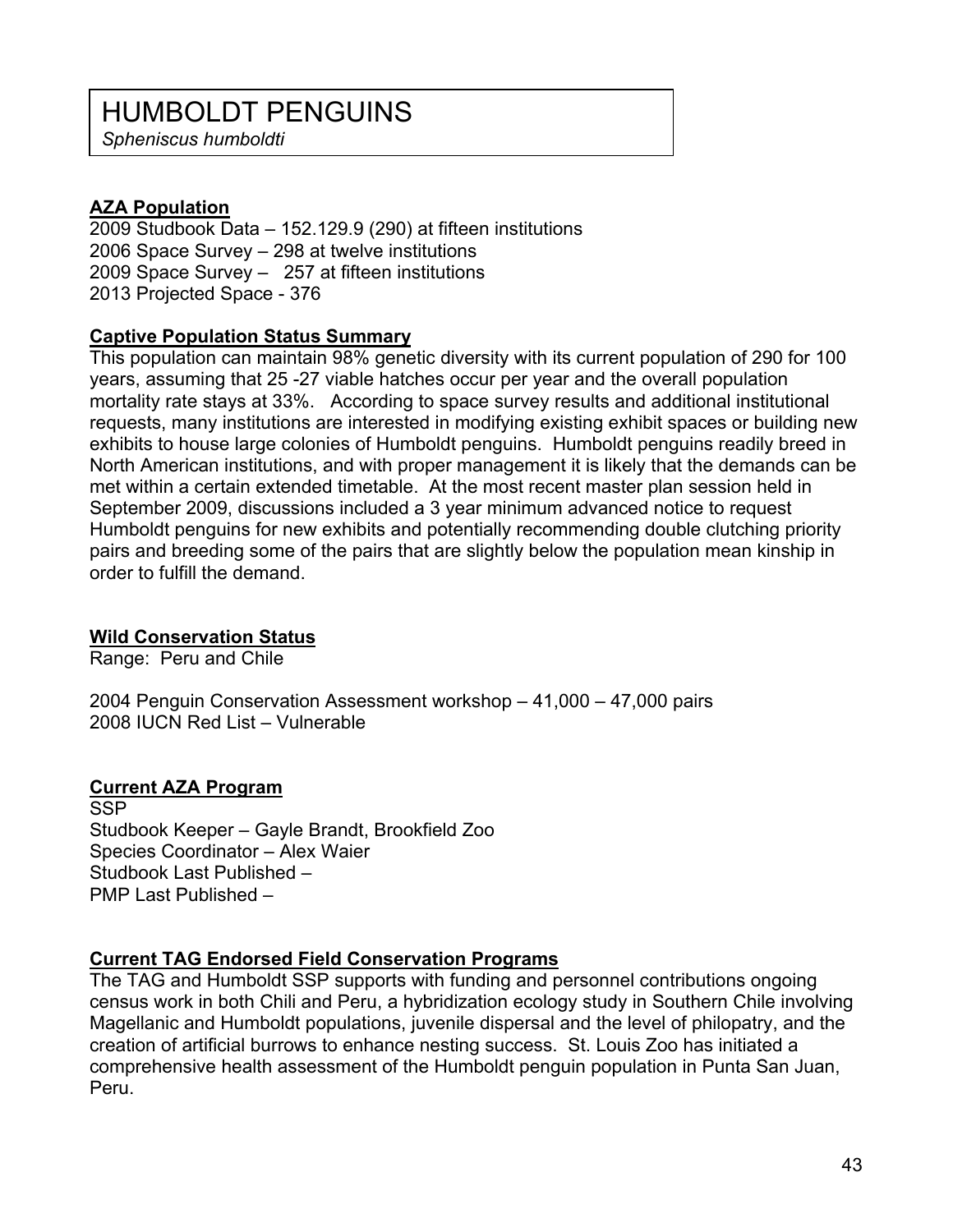# HUMBOLDT PENGUINS

*Spheniscus humboldti*

**AZA Population**

2009 Studbook Data – 152.129.9 (290) at fifteen institutions
2006 Space Survey – 298 at twelve institutions
2009 Space Survey – 257 at fifteen institutions
2013 Projected Space - 376

**Captive Population Status Summary**

This population can maintain 98% genetic diversity with its current population of 290 for 100 years, assuming that 25 -27 viable hatches occur per year and the overall population mortality rate stays at 33%. According to space survey results and additional institutional requests, many institutions are interested in modifying existing exhibit spaces or building new exhibits to house large colonies of Humboldt penguins. Humboldt penguins readily breed in North American institutions, and with proper management it is likely that the demands can be met within a certain extended timetable. At the most recent master plan session held in September 2009, discussions included a 3 year minimum advanced notice to request Humboldt penguins for new exhibits and potentially recommending double clutching priority pairs and breeding some of the pairs that are slightly below the population mean kinship in order to fulfill the demand.

**Wild Conservation Status**

Range: Peru and Chile

2004 Penguin Conservation Assessment workshop – 41,000 – 47,000 pairs
2008 IUCN Red List – Vulnerable

**Current AZA Program**

SSP
Studbook Keeper – Gayle Brandt, Brookfield Zoo
Species Coordinator – Alex Waier
Studbook Last Published –
PMP Last Published –

**Current TAG Endorsed Field Conservation Programs**

The TAG and Humboldt SSP supports with funding and personnel contributions ongoing census work in both Chili and Peru, a hybridization ecology study in Southern Chile involving Magellanic and Humboldt populations, juvenile dispersal and the level of philopatry, and the creation of artificial burrows to enhance nesting success. St. Louis Zoo has initiated a comprehensive health assessment of the Humboldt penguin population in Punta San Juan, Peru.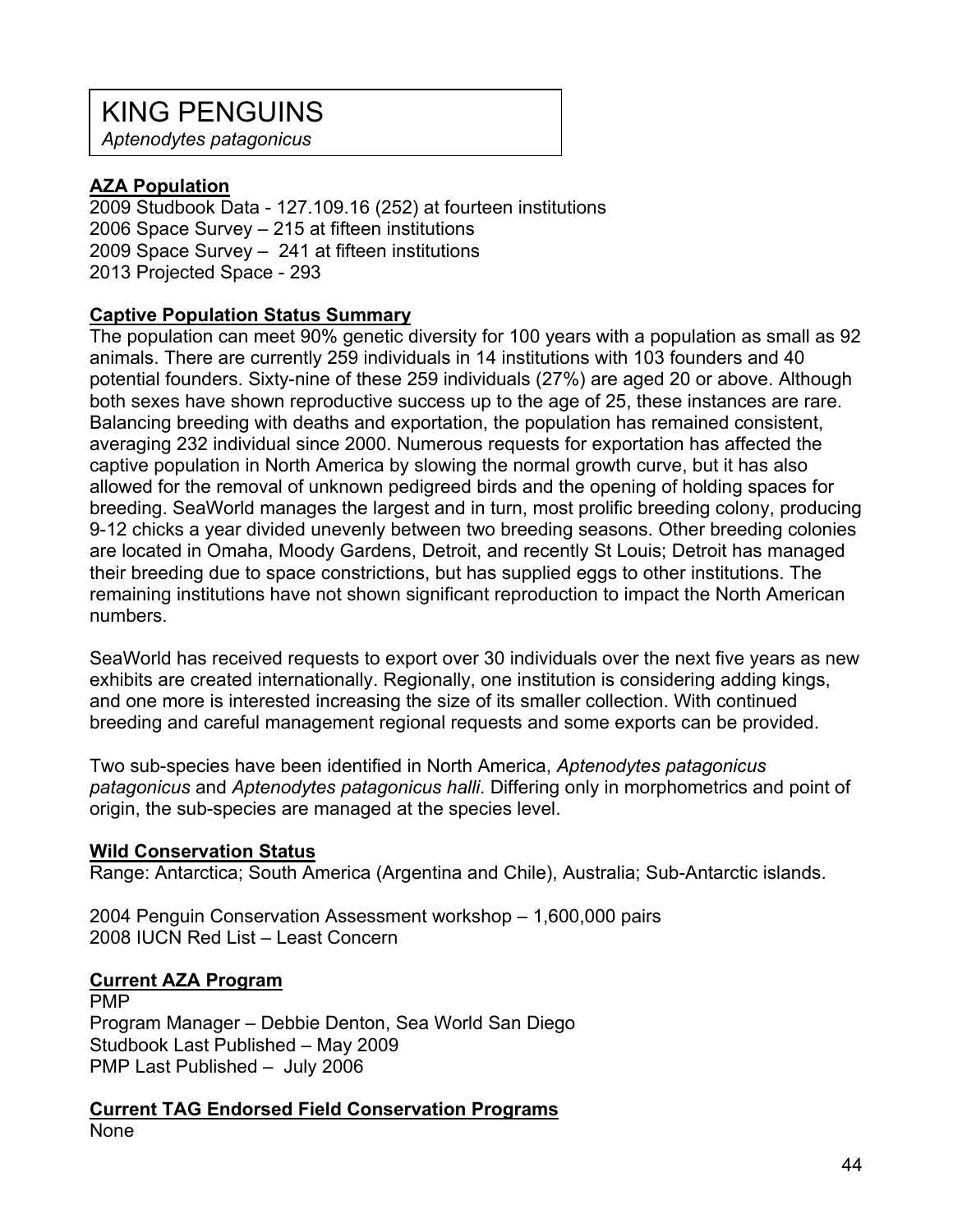# KING PENGUINS

*Aptenodytes patagonicus*

**AZA Population**

2009 Studbook Data - 127.109.16 (252) at fourteen institutions
2006 Space Survey – 215 at fifteen institutions
2009 Space Survey – 241 at fifteen institutions
2013 Projected Space - 293

**Captive Population Status Summary**

The population can meet 90% genetic diversity for 100 years with a population as small as 92 animals. There are currently 259 individuals in 14 institutions with 103 founders and 40 potential founders. Sixty-nine of these 259 individuals (27%) are aged 20 or above. Although both sexes have shown reproductive success up to the age of 25, these instances are rare. Balancing breeding with deaths and exportation, the population has remained consistent, averaging 232 individual since 2000. Numerous requests for exportation has affected the captive population in North America by slowing the normal growth curve, but it has also allowed for the removal of unknown pedigreed birds and the opening of holding spaces for breeding. SeaWorld manages the largest and in turn, most prolific breeding colony, producing 9-12 chicks a year divided unevenly between two breeding seasons. Other breeding colonies are located in Omaha, Moody Gardens, Detroit, and recently St Louis; Detroit has managed their breeding due to space constrictions, but has supplied eggs to other institutions. The remaining institutions have not shown significant reproduction to impact the North American numbers.

SeaWorld has received requests to export over 30 individuals over the next five years as new exhibits are created internationally. Regionally, one institution is considering adding kings, and one more is interested increasing the size of its smaller collection. With continued breeding and careful management regional requests and some exports can be provided.

Two sub-species have been identified in North America, *Aptenodytes patagonicus patagonicus* and *Aptenodytes patagonicus halli*. Differing only in morphometrics and point of origin, the sub-species are managed at the species level.

**Wild Conservation Status**

Range: Antarctica; South America (Argentina and Chile), Australia; Sub-Antarctic islands.

2004 Penguin Conservation Assessment workshop – 1,600,000 pairs
2008 IUCN Red List – Least Concern

**Current AZA Program**

PMP
Program Manager – Debbie Denton, Sea World San Diego
Studbook Last Published – May 2009
PMP Last Published – July 2006

**Current TAG Endorsed Field Conservation Programs**

None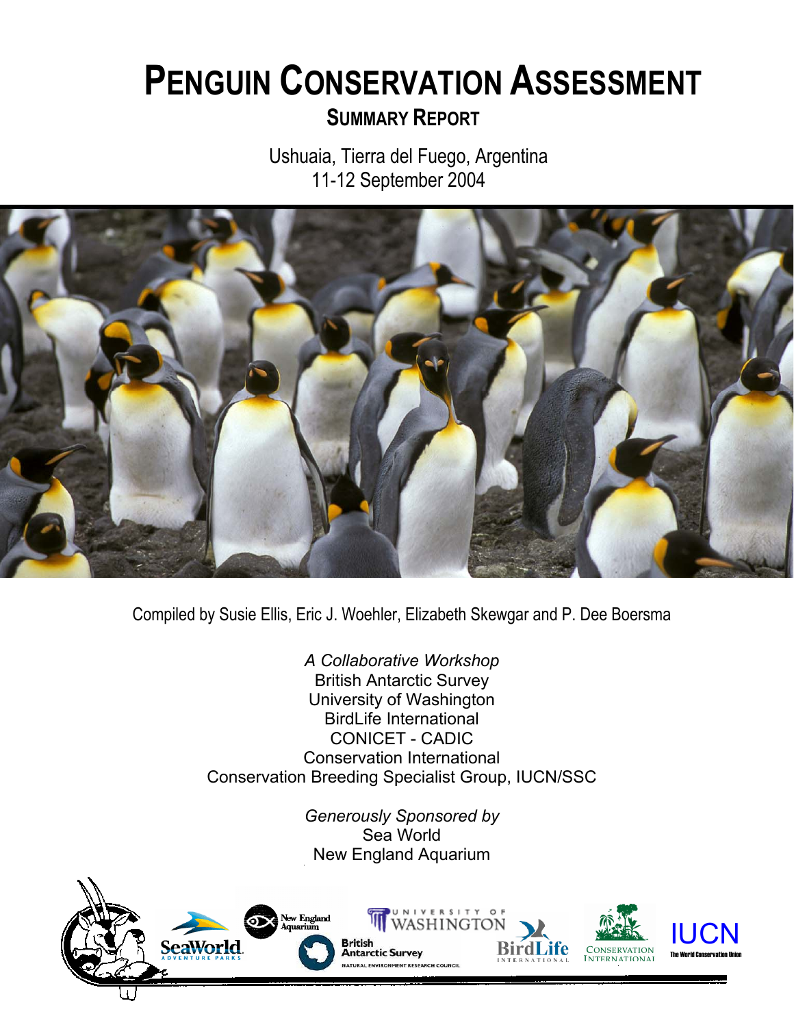# PENGUIN CONSERVATION ASSESSMENT

## SUMMARY REPORT

Ushuaia, Tierra del Fuego, Argentina
11-12 September 2004

Compiled by Susie Ellis, Eric J. Woehler, Elizabeth Skewgar and P. Dee Boersma

*A Collaborative Workshop*
British Antarctic Survey
University of Washington
BirdLife International
CONICET - CADIC
Conservation International
Conservation Breeding Specialist Group, IUCN/SSC

*Generously Sponsored by*
Sea World
New England Aquarium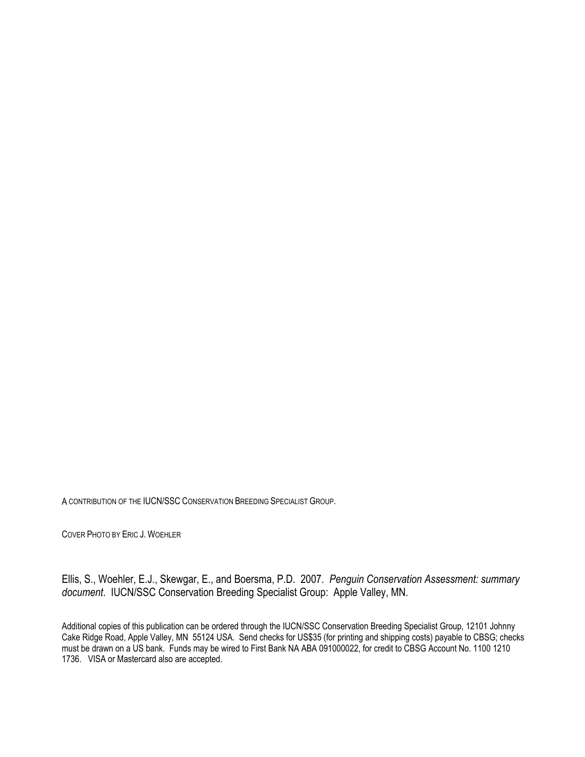A CONTRIBUTION OF THE IUCN/SSC CONSERVATION BREEDING SPECIALIST GROUP.

COVER PHOTO BY ERIC J. WOEHLER

Ellis, S., Woehler, E.J., Skewgar, E., and Boersma, P.D. 2007. *Penguin Conservation Assessment: summary document*. IUCN/SSC Conservation Breeding Specialist Group: Apple Valley, MN.

Additional copies of this publication can be ordered through the IUCN/SSC Conservation Breeding Specialist Group, 12101 Johnny Cake Ridge Road, Apple Valley, MN 55124 USA. Send checks for US$35 (for printing and shipping costs) payable to CBSG; checks must be drawn on a US bank. Funds may be wired to First Bank NA ABA 091000022, for credit to CBSG Account No. 1100 1210 1736. VISA or Mastercard also are accepted.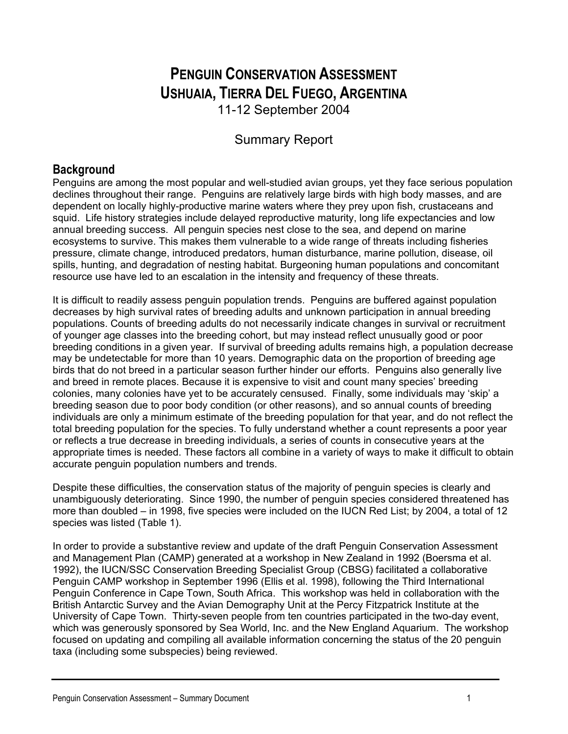# Penguin Conservation Assessment
# Ushuaia, Tierra del Fuego, Argentina

11-12 September 2004

Summary Report

## Background

Penguins are among the most popular and well-studied avian groups, yet they face serious population declines throughout their range. Penguins are relatively large birds with high body masses, and are dependent on locally highly-productive marine waters where they prey upon fish, crustaceans and squid. Life history strategies include delayed reproductive maturity, long life expectancies and low annual breeding success. All penguin species nest close to the sea, and depend on marine ecosystems to survive. This makes them vulnerable to a wide range of threats including fisheries pressure, climate change, introduced predators, human disturbance, marine pollution, disease, oil spills, hunting, and degradation of nesting habitat. Burgeoning human populations and concomitant resource use have led to an escalation in the intensity and frequency of these threats.

It is difficult to readily assess penguin population trends. Penguins are buffered against population decreases by high survival rates of breeding adults and unknown participation in annual breeding populations. Counts of breeding adults do not necessarily indicate changes in survival or recruitment of younger age classes into the breeding cohort, but may instead reflect unusually good or poor breeding conditions in a given year. If survival of breeding adults remains high, a population decrease may be undetectable for more than 10 years. Demographic data on the proportion of breeding age birds that do not breed in a particular season further hinder our efforts. Penguins also generally live and breed in remote places. Because it is expensive to visit and count many species' breeding colonies, many colonies have yet to be accurately censused. Finally, some individuals may 'skip' a breeding season due to poor body condition (or other reasons), and so annual counts of breeding individuals are only a minimum estimate of the breeding population for that year, and do not reflect the total breeding population for the species. To fully understand whether a count represents a poor year or reflects a true decrease in breeding individuals, a series of counts in consecutive years at the appropriate times is needed. These factors all combine in a variety of ways to make it difficult to obtain accurate penguin population numbers and trends.

Despite these difficulties, the conservation status of the majority of penguin species is clearly and unambiguously deteriorating. Since 1990, the number of penguin species considered threatened has more than doubled – in 1998, five species were included on the IUCN Red List; by 2004, a total of 12 species was listed (Table 1).

In order to provide a substantive review and update of the draft Penguin Conservation Assessment and Management Plan (CAMP) generated at a workshop in New Zealand in 1992 (Boersma et al. 1992), the IUCN/SSC Conservation Breeding Specialist Group (CBSG) facilitated a collaborative Penguin CAMP workshop in September 1996 (Ellis et al. 1998), following the Third International Penguin Conference in Cape Town, South Africa. This workshop was held in collaboration with the British Antarctic Survey and the Avian Demography Unit at the Percy Fitzpatrick Institute at the University of Cape Town. Thirty-seven people from ten countries participated in the two-day event, which was generously sponsored by Sea World, Inc. and the New England Aquarium. The workshop focused on updating and compiling all available information concerning the status of the 20 penguin taxa (including some subspecies) being reviewed.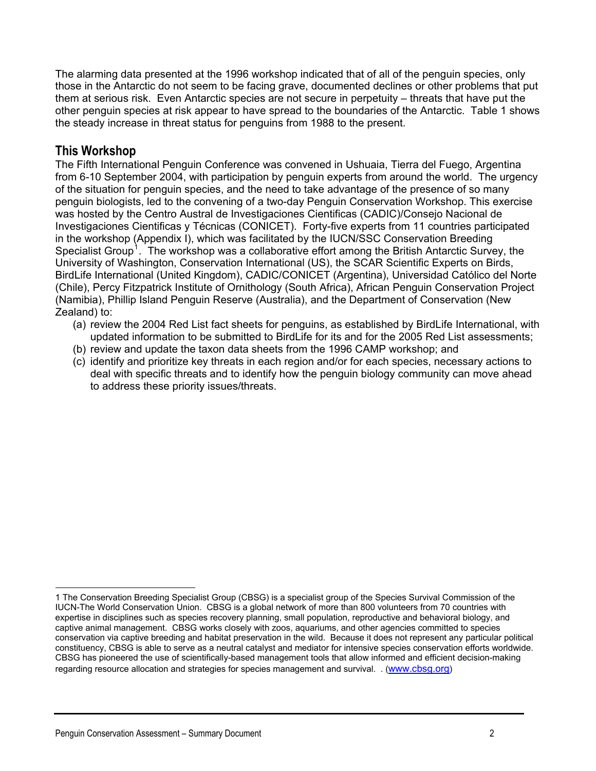The alarming data presented at the 1996 workshop indicated that of all of the penguin species, only those in the Antarctic do not seem to be facing grave, documented declines or other problems that put them at serious risk. Even Antarctic species are not secure in perpetuity – threats that have put the other penguin species at risk appear to have spread to the boundaries of the Antarctic. Table 1 shows the steady increase in threat status for penguins from 1988 to the present.

## This Workshop

The Fifth International Penguin Conference was convened in Ushuaia, Tierra del Fuego, Argentina from 6-10 September 2004, with participation by penguin experts from around the world. The urgency of the situation for penguin species, and the need to take advantage of the presence of so many penguin biologists, led to the convening of a two-day Penguin Conservation Workshop. This exercise was hosted by the Centro Austral de Investigaciones Cientificas (CADIC)/Consejo Nacional de Investigaciones Cientificas y Técnicas (CONICET). Forty-five experts from 11 countries participated in the workshop (Appendix I), which was facilitated by the IUCN/SSC Conservation Breeding Specialist Group[1]. The workshop was a collaborative effort among the British Antarctic Survey, the University of Washington, Conservation International (US), the SCAR Scientific Experts on Birds, BirdLife International (United Kingdom), CADIC/CONICET (Argentina), Universidad Católico del Norte (Chile), Percy Fitzpatrick Institute of Ornithology (South Africa), African Penguin Conservation Project (Namibia), Phillip Island Penguin Reserve (Australia), and the Department of Conservation (New Zealand) to:

(a) review the 2004 Red List fact sheets for penguins, as established by BirdLife International, with updated information to be submitted to BirdLife for its and for the 2005 Red List assessments;
(b) review and update the taxon data sheets from the 1996 CAMP workshop; and
(c) identify and prioritize key threats in each region and/or for each species, necessary actions to deal with specific threats and to identify how the penguin biology community can move ahead to address these priority issues/threats.

---

1 The Conservation Breeding Specialist Group (CBSG) is a specialist group of the Species Survival Commission of the IUCN-The World Conservation Union. CBSG is a global network of more than 800 volunteers from 70 countries with expertise in disciplines such as species recovery planning, small population, reproductive and behavioral biology, and captive animal management. CBSG works closely with zoos, aquariums, and other agencies committed to species conservation via captive breeding and habitat preservation in the wild. Because it does not represent any particular political constituency, CBSG is able to serve as a neutral catalyst and mediator for intensive species conservation efforts worldwide. CBSG has pioneered the use of scientifically-based management tools that allow informed and efficient decision-making regarding resource allocation and strategies for species management and survival. . (www.cbsg.org)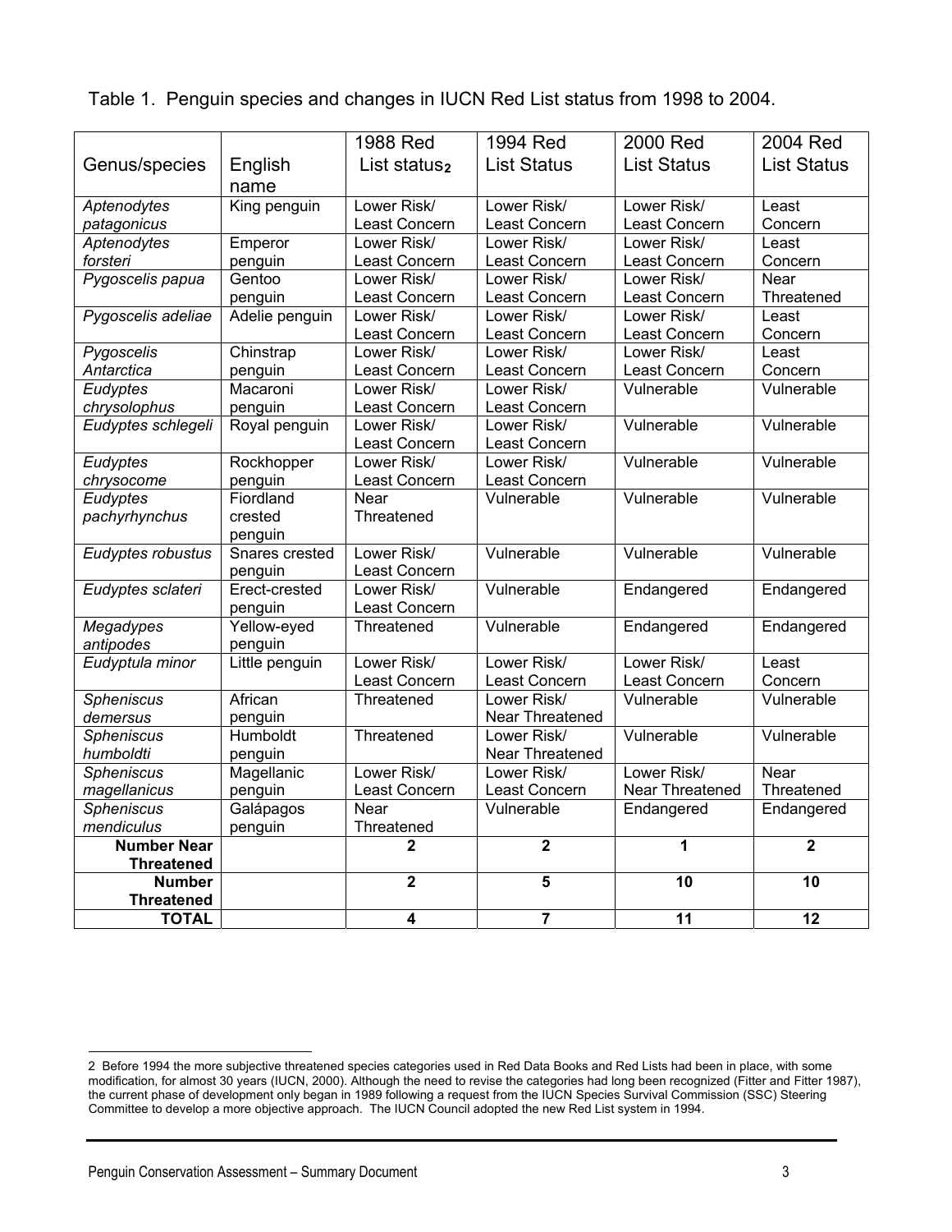Table 1. Penguin species and changes in IUCN Red List status from 1998 to 2004.

| Genus/species | English name | 1988 Red List status[2] | 1994 Red List Status | 2000 Red List Status | 2004 Red List Status |
|---|---|---|---|---|---|
| *Aptenodytes patagonicus* | King penguin | Lower Risk/ Least Concern | Lower Risk/ Least Concern | Lower Risk/ Least Concern | Least Concern |
| *Aptenodytes forsteri* | Emperor penguin | Lower Risk/ Least Concern | Lower Risk/ Least Concern | Lower Risk/ Least Concern | Least Concern |
| *Pygoscelis papua* | Gentoo penguin | Lower Risk/ Least Concern | Lower Risk/ Least Concern | Lower Risk/ Least Concern | Near Threatened |
| *Pygoscelis adeliae* | Adelie penguin | Lower Risk/ Least Concern | Lower Risk/ Least Concern | Lower Risk/ Least Concern | Least Concern |
| *Pygoscelis Antarctica* | Chinstrap penguin | Lower Risk/ Least Concern | Lower Risk/ Least Concern | Lower Risk/ Least Concern | Least Concern |
| *Eudyptes chrysolophus* | Macaroni penguin | Lower Risk/ Least Concern | Lower Risk/ Least Concern | Vulnerable | Vulnerable |
| *Eudyptes schlegeli* | Royal penguin | Lower Risk/ Least Concern | Lower Risk/ Least Concern | Vulnerable | Vulnerable |
| *Eudyptes chrysocome* | Rockhopper penguin | Lower Risk/ Least Concern | Lower Risk/ Least Concern | Vulnerable | Vulnerable |
| *Eudyptes pachyrhynchus* | Fiordland crested penguin | Near Threatened | Vulnerable | Vulnerable | Vulnerable |
| *Eudyptes robustus* | Snares crested penguin | Lower Risk/ Least Concern | Vulnerable | Vulnerable | Vulnerable |
| *Eudyptes sclateri* | Erect-crested penguin | Lower Risk/ Least Concern | Vulnerable | Endangered | Endangered |
| *Megadypes antipodes* | Yellow-eyed penguin | Threatened | Vulnerable | Endangered | Endangered |
| *Eudyptula minor* | Little penguin | Lower Risk/ Least Concern | Lower Risk/ Least Concern | Lower Risk/ Least Concern | Least Concern |
| *Spheniscus demersus* | African penguin | Threatened | Lower Risk/ Near Threatened | Vulnerable | Vulnerable |
| *Spheniscus humboldti* | Humboldt penguin | Threatened | Lower Risk/ Near Threatened | Vulnerable | Vulnerable |
| *Spheniscus magellanicus* | Magellanic penguin | Lower Risk/ Least Concern | Lower Risk/ Least Concern | Lower Risk/ Near Threatened | Near Threatened |
| *Spheniscus mendiculus* | Galápagos penguin | Near Threatened | Vulnerable | Endangered | Endangered |
| **Number Near Threatened** | | **2** | **2** | **1** | **2** |
| **Number Threatened** | | **2** | **5** | **10** | **10** |
| **TOTAL** | | **4** | **7** | **11** | **12** |

2 Before 1994 the more subjective threatened species categories used in Red Data Books and Red Lists had been in place, with some modification, for almost 30 years (IUCN, 2000). Although the need to revise the categories had long been recognized (Fitter and Fitter 1987), the current phase of development only began in 1989 following a request from the IUCN Species Survival Commission (SSC) Steering Committee to develop a more objective approach. The IUCN Council adopted the new Red List system in 1994.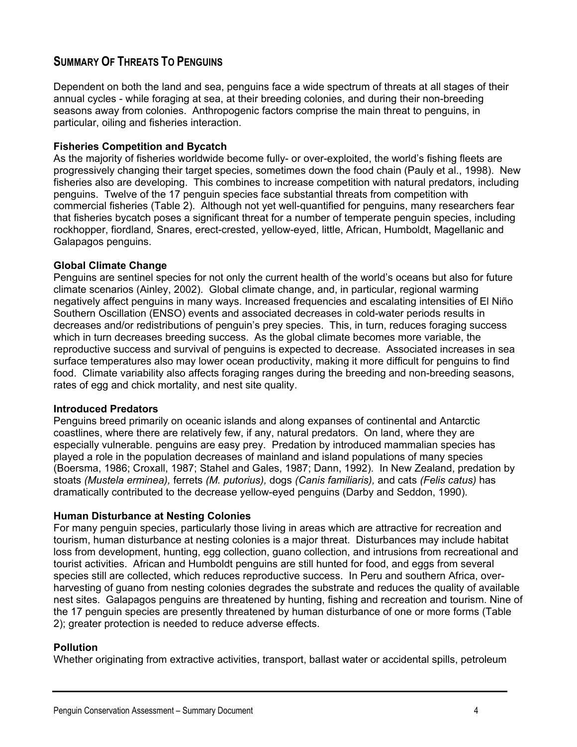## SUMMARY OF THREATS TO PENGUINS

Dependent on both the land and sea, penguins face a wide spectrum of threats at all stages of their annual cycles - while foraging at sea, at their breeding colonies, and during their non-breeding seasons away from colonies. Anthropogenic factors comprise the main threat to penguins, in particular, oiling and fisheries interaction.

**Fisheries Competition and Bycatch**

As the majority of fisheries worldwide become fully- or over-exploited, the world's fishing fleets are progressively changing their target species, sometimes down the food chain (Pauly et al., 1998). New fisheries also are developing. This combines to increase competition with natural predators, including penguins. Twelve of the 17 penguin species face substantial threats from competition with commercial fisheries (Table 2). Although not yet well-quantified for penguins, many researchers fear that fisheries bycatch poses a significant threat for a number of temperate penguin species, including rockhopper, fiordland*,* Snares, erect-crested, yellow-eyed, little, African, Humboldt, Magellanic and Galapagos penguins.

**Global Climate Change**

Penguins are sentinel species for not only the current health of the world's oceans but also for future climate scenarios (Ainley, 2002). Global climate change, and, in particular, regional warming negatively affect penguins in many ways. Increased frequencies and escalating intensities of El Niño Southern Oscillation (ENSO) events and associated decreases in cold-water periods results in decreases and/or redistributions of penguin's prey species. This, in turn, reduces foraging success which in turn decreases breeding success. As the global climate becomes more variable, the reproductive success and survival of penguins is expected to decrease. Associated increases in sea surface temperatures also may lower ocean productivity, making it more difficult for penguins to find food. Climate variability also affects foraging ranges during the breeding and non-breeding seasons, rates of egg and chick mortality, and nest site quality.

**Introduced Predators**

Penguins breed primarily on oceanic islands and along expanses of continental and Antarctic coastlines, where there are relatively few, if any, natural predators. On land, where they are especially vulnerable. penguins are easy prey. Predation by introduced mammalian species has played a role in the population decreases of mainland and island populations of many species (Boersma, 1986; Croxall, 1987; Stahel and Gales, 1987; Dann, 1992). In New Zealand, predation by stoats *(Mustela erminea),* ferrets *(M. putorius),* dogs *(Canis familiaris),* and cats *(Felis catus)* has dramatically contributed to the decrease yellow-eyed penguins (Darby and Seddon, 1990).

**Human Disturbance at Nesting Colonies**

For many penguin species, particularly those living in areas which are attractive for recreation and tourism, human disturbance at nesting colonies is a major threat. Disturbances may include habitat loss from development, hunting, egg collection, guano collection, and intrusions from recreational and tourist activities. African and Humboldt penguins are still hunted for food, and eggs from several species still are collected, which reduces reproductive success. In Peru and southern Africa, over-harvesting of guano from nesting colonies degrades the substrate and reduces the quality of available nest sites. Galapagos penguins are threatened by hunting, fishing and recreation and tourism. Nine of the 17 penguin species are presently threatened by human disturbance of one or more forms (Table 2); greater protection is needed to reduce adverse effects.

**Pollution**

Whether originating from extractive activities, transport, ballast water or accidental spills, petroleum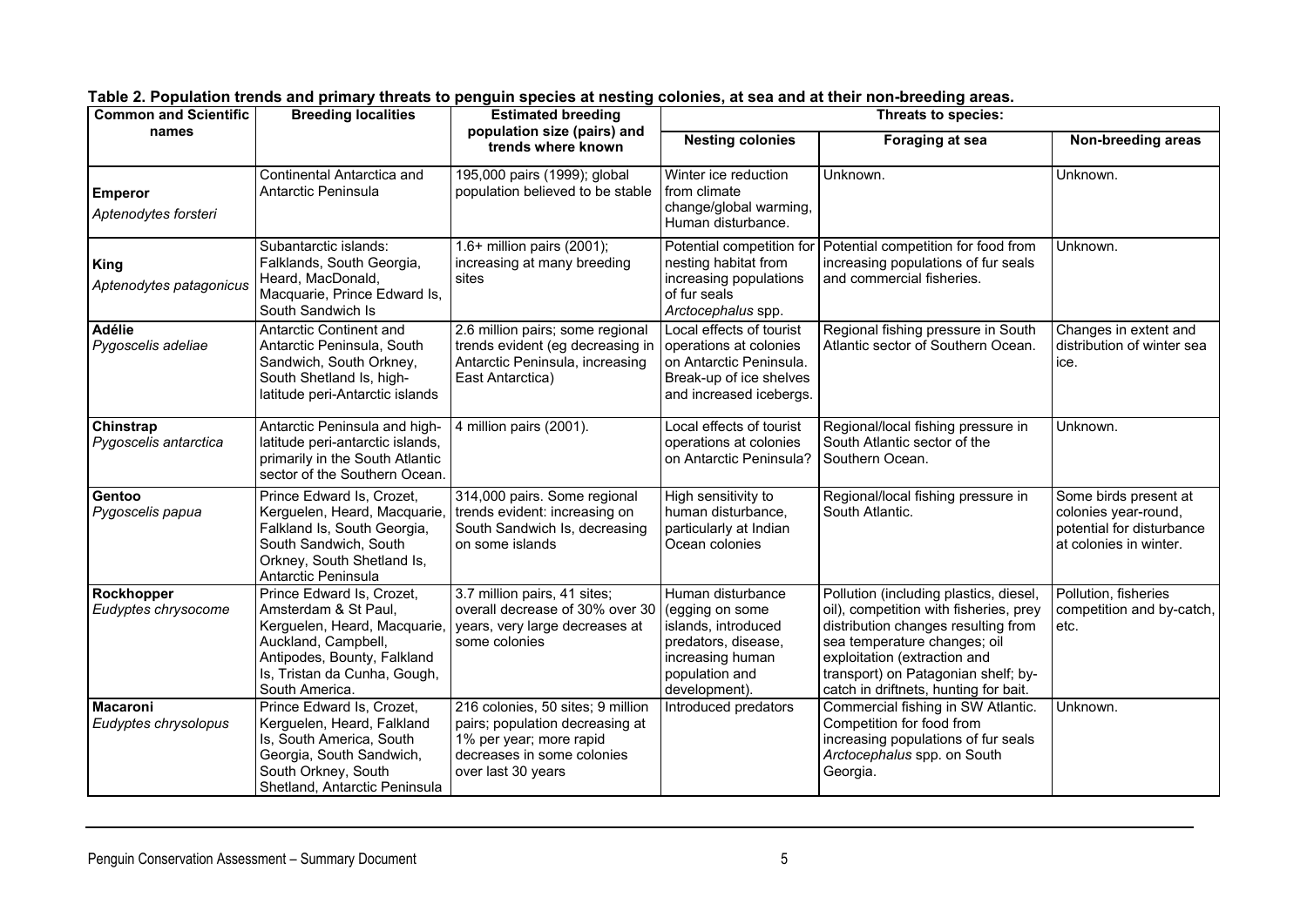**Table 2. Population trends and primary threats to penguin species at nesting colonies, at sea and at their non-breeding areas.**

| Common and Scientific names | Breeding localities | Estimated breeding population size (pairs) and trends where known | Threats to species: | | |
|---|---|---|---|---|---|
| | | | **Nesting colonies** | **Foraging at sea** | **Non-breeding areas** |
| **Emperor** *Aptenodytes forsteri* | Continental Antarctica and Antarctic Peninsula | 195,000 pairs (1999); global population believed to be stable | Winter ice reduction from climate change/global warming, Human disturbance. | Unknown. | Unknown. |
| **King** *Aptenodytes patagonicus* | Subantarctic islands: Falklands, South Georgia, Heard, MacDonald, Macquarie, Prince Edward Is, South Sandwich Is | 1.6+ million pairs (2001); increasing at many breeding sites | Potential competition for nesting habitat from increasing populations of fur seals *Arctocephalus* spp. | Potential competition for food from increasing populations of fur seals and commercial fisheries. | Unknown. |
| **Adélie** *Pygoscelis adeliae* | Antarctic Continent and Antarctic Peninsula, South Sandwich, South Orkney, South Shetland Is, high-latitude peri-Antarctic islands | 2.6 million pairs; some regional trends evident (eg decreasing in Antarctic Peninsula, increasing East Antarctica) | Local effects of tourist operations at colonies on Antarctic Peninsula. Break-up of ice shelves and increased icebergs. | Regional fishing pressure in South Atlantic sector of Southern Ocean. | Changes in extent and distribution of winter sea ice. |
| **Chinstrap** *Pygoscelis antarctica* | Antarctic Peninsula and high-latitude peri-antarctic islands, primarily in the South Atlantic sector of the Southern Ocean. | 4 million pairs (2001). | Local effects of tourist operations at colonies on Antarctic Peninsula? | Regional/local fishing pressure in South Atlantic sector of the Southern Ocean. | Unknown. |
| **Gentoo** *Pygoscelis papua* | Prince Edward Is, Crozet, Kerguelen, Heard, Macquarie, Falkland Is, South Georgia, South Sandwich, South Orkney, South Shetland Is, Antarctic Peninsula | 314,000 pairs. Some regional trends evident: increasing on South Sandwich Is, decreasing on some islands | High sensitivity to human disturbance, particularly at Indian Ocean colonies | Regional/local fishing pressure in South Atlantic. | Some birds present at colonies year-round, potential for disturbance at colonies in winter. |
| **Rockhopper** *Eudyptes chrysocome* | Prince Edward Is, Crozet, Amsterdam & St Paul, Kerguelen, Heard, Macquarie, Auckland, Campbell, Antipodes, Bounty, Falkland Is, Tristan da Cunha, Gough, South America. | 3.7 million pairs, 41 sites; overall decrease of 30% over 30 years, very large decreases at some colonies | Human disturbance (egging on some islands, introduced predators, disease, increasing human population and development). | Pollution (including plastics, diesel, oil), competition with fisheries, prey distribution changes resulting from sea temperature changes; oil exploitation (extraction and transport) on Patagonian shelf; by-catch in driftnets, hunting for bait. | Pollution, fisheries competition and by-catch, etc. |
| **Macaroni** *Eudyptes chrysolophus* | Prince Edward Is, Crozet, Kerguelen, Heard, Falkland Is, South America, South Georgia, South Sandwich, South Orkney, South Shetland, Antarctic Peninsula | 216 colonies, 50 sites; 9 million pairs; population decreasing at 1% per year; more rapid decreases in some colonies over last 30 years | Introduced predators | Commercial fishing in SW Atlantic. Competition for food from increasing populations of fur seals *Arctocephalus* spp. on South Georgia. | Unknown. |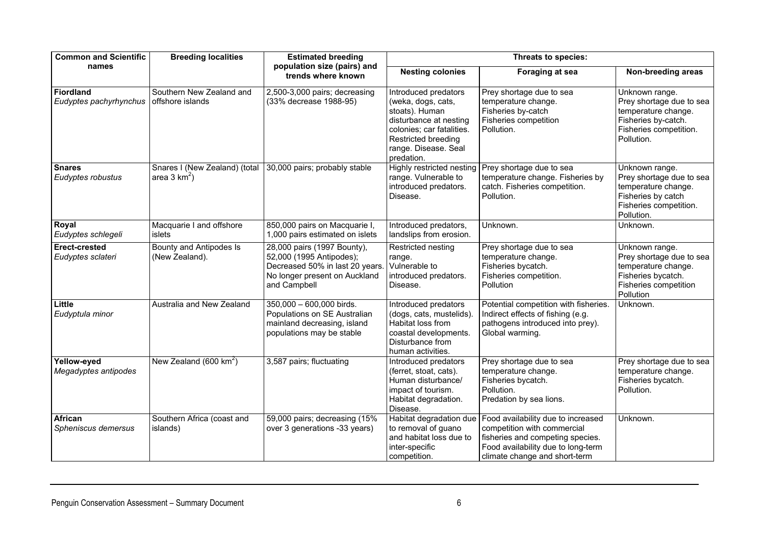| Common and Scientific names | Breeding localities | Estimated breeding population size (pairs) and trends where known | Threats to species: | | |
|---|---|---|---|---|---|
| | | | **Nesting colonies** | **Foraging at sea** | **Non-breeding areas** |
| **Fiordland** *Eudyptes pachyrhynchus* | Southern New Zealand and offshore islands | 2,500-3,000 pairs; decreasing (33% decrease 1988-95) | Introduced predators (weka, dogs, cats, stoats). Human disturbance at nesting colonies; car fatalities. Restricted breeding range. Disease. Seal predation. | Prey shortage due to sea temperature change. Fisheries by-catch Fisheries competition Pollution. | Unknown range. Prey shortage due to sea temperature change. Fisheries by-catch. Fisheries competition. Pollution. |
| **Snares** *Eudyptes robustus* | Snares I (New Zealand) (total area 3 km$^2$) | 30,000 pairs; probably stable | Highly restricted nesting range. Vulnerable to introduced predators. Disease. | Prey shortage due to sea temperature change. Fisheries by catch. Fisheries competition. Pollution. | Unknown range. Prey shortage due to sea temperature change. Fisheries by catch Fisheries competition. Pollution. |
| **Royal** *Eudyptes schlegeli* | Macquarie I and offshore islets | 850,000 pairs on Macquarie I, 1,000 pairs estimated on islets | Introduced predators, landslips from erosion. | Unknown. | Unknown. |
| **Erect-crested** *Eudyptes sclateri* | Bounty and Antipodes Is (New Zealand). | 28,000 pairs (1997 Bounty), 52,000 (1995 Antipodes); Decreased 50% in last 20 years. No longer present on Auckland and Campbell | Restricted nesting range. Vulnerable to introduced predators. Disease. | Prey shortage due to sea temperature change. Fisheries bycatch. Fisheries competition. Pollution | Unknown range. Prey shortage due to sea temperature change. Fisheries bycatch. Fisheries competition Pollution |
| **Little** *Eudyptula minor* | Australia and New Zealand | 350,000 – 600,000 birds. Populations on SE Australian mainland decreasing, island populations may be stable | Introduced predators (dogs, cats, mustelids). Habitat loss from coastal developments. Disturbance from human activities. | Potential competition with fisheries. Indirect effects of fishing (e.g. pathogens introduced into prey). Global warming. | Unknown. |
| **Yellow-eyed** *Megadyptes antipodes* | New Zealand (600 km$^2$) | 3,587 pairs; fluctuating | Introduced predators (ferret, stoat, cats). Human disturbance/ impact of tourism. Habitat degradation. Disease. | Prey shortage due to sea temperature change. Fisheries bycatch. Pollution. Predation by sea lions. | Prey shortage due to sea temperature change. Fisheries bycatch. Pollution. |
| **African** *Spheniscus demersus* | Southern Africa (coast and islands) | 59,000 pairs; decreasing (15% over 3 generations -33 years) | Habitat degradation due to removal of guano and habitat loss due to inter-specific competition. | Food availability due to increased competition with commercial fisheries and competing species. Food availability due to long-term climate change and short-term | Unknown. |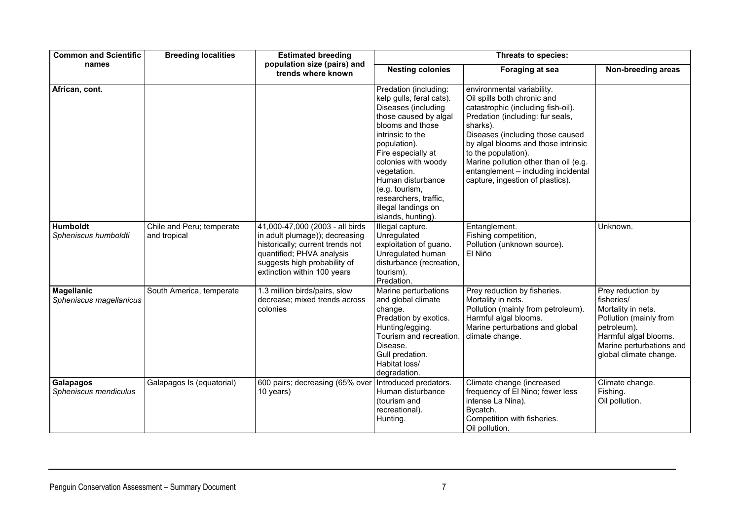| Common and Scientific names | Breeding localities | Estimated breeding population size (pairs) and trends where known | Threats to species: | | |
|---|---|---|---|---|---|
| | | | **Nesting colonies** | **Foraging at sea** | **Non-breeding areas** |
| **African, cont.** | | | Predation (including: kelp gulls, feral cats). Diseases (including those caused by algal blooms and those intrinsic to the population). Fire especially at colonies with woody vegetation. Human disturbance (e.g. tourism, researchers, traffic, illegal landings on islands, hunting). | environmental variability. Oil spills both chronic and catastrophic (including fish-oil). Predation (including: fur seals, sharks). Diseases (including those caused by algal blooms and those intrinsic to the population). Marine pollution other than oil (e.g. entanglement – including incidental capture, ingestion of plastics). | |
| **Humboldt** *Spheniscus humboldti* | Chile and Peru; temperate and tropical | 41,000-47,000 (2003 - all birds in adult plumage)); decreasing historically; current trends not quantified; PHVA analysis suggests high probability of extinction within 100 years | Illegal capture. Unregulated exploitation of guano. Unregulated human disturbance (recreation, tourism). Predation. | Entanglement. Fishing competition, Pollution (unknown source). El Niño | Unknown. |
| **Magellanic** *Spheniscus magellanicus* | South America, temperate | 1.3 million birds/pairs, slow decrease; mixed trends across colonies | Marine perturbations and global climate change. Predation by exotics. Hunting/egging. Tourism and recreation. Disease. Gull predation. Habitat loss/ degradation. | Prey reduction by fisheries. Mortality in nets. Pollution (mainly from petroleum). Harmful algal blooms. Marine perturbations and global climate change. | Prey reduction by fisheries/ Mortality in nets. Pollution (mainly from petroleum). Harmful algal blooms. Marine perturbations and global climate change. |
| **Galapagos** *Spheniscus mendiculus* | Galapagos Is (equatorial) | 600 pairs; decreasing (65% over 10 years) | Introduced predators. Human disturbance (tourism and recreational). Hunting. | Climate change (increased frequency of El Nino; fewer less intense La Nina). Bycatch. Competition with fisheries. Oil pollution. | Climate change. Fishing. Oil pollution. |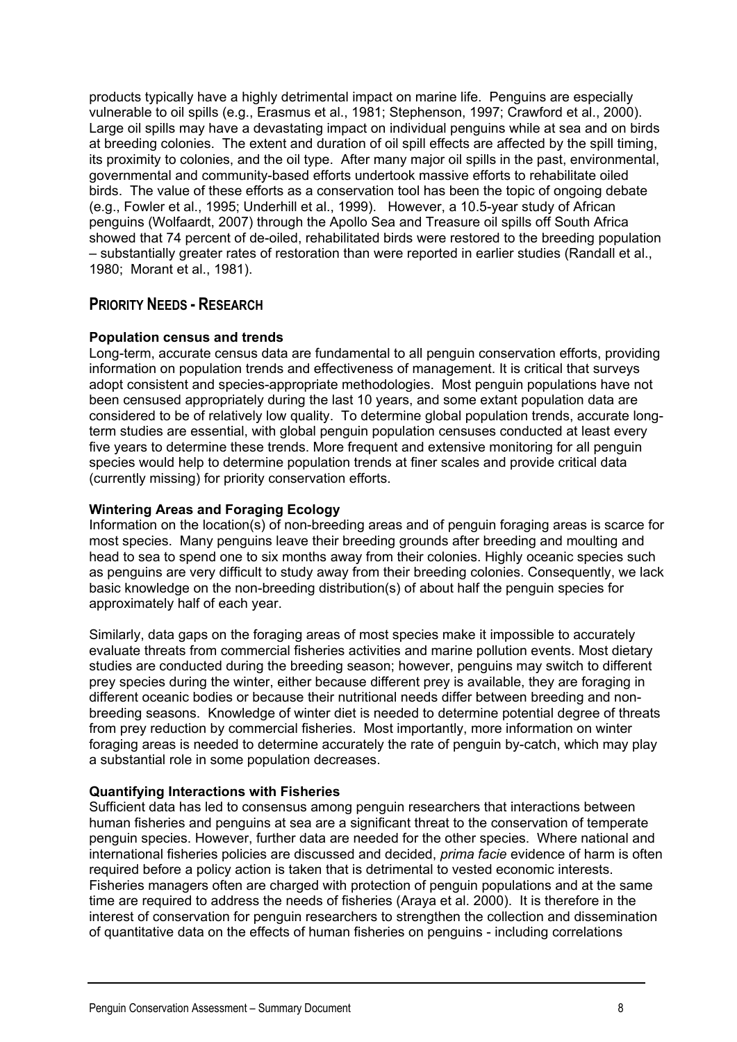products typically have a highly detrimental impact on marine life. Penguins are especially vulnerable to oil spills (e.g., Erasmus et al., 1981; Stephenson, 1997; Crawford et al., 2000). Large oil spills may have a devastating impact on individual penguins while at sea and on birds at breeding colonies. The extent and duration of oil spill effects are affected by the spill timing, its proximity to colonies, and the oil type. After many major oil spills in the past, environmental, governmental and community-based efforts undertook massive efforts to rehabilitate oiled birds. The value of these efforts as a conservation tool has been the topic of ongoing debate (e.g., Fowler et al., 1995; Underhill et al., 1999). However, a 10.5-year study of African penguins (Wolfaardt, 2007) through the Apollo Sea and Treasure oil spills off South Africa showed that 74 percent of de-oiled, rehabilitated birds were restored to the breeding population – substantially greater rates of restoration than were reported in earlier studies (Randall et al., 1980; Morant et al., 1981).

## PRIORITY NEEDS - RESEARCH

**Population census and trends**

Long-term, accurate census data are fundamental to all penguin conservation efforts, providing information on population trends and effectiveness of management. It is critical that surveys adopt consistent and species-appropriate methodologies. Most penguin populations have not been censused appropriately during the last 10 years, and some extant population data are considered to be of relatively low quality. To determine global population trends, accurate long-term studies are essential, with global penguin population censuses conducted at least every five years to determine these trends. More frequent and extensive monitoring for all penguin species would help to determine population trends at finer scales and provide critical data (currently missing) for priority conservation efforts.

**Wintering Areas and Foraging Ecology**

Information on the location(s) of non-breeding areas and of penguin foraging areas is scarce for most species. Many penguins leave their breeding grounds after breeding and moulting and head to sea to spend one to six months away from their colonies. Highly oceanic species such as penguins are very difficult to study away from their breeding colonies. Consequently, we lack basic knowledge on the non-breeding distribution(s) of about half the penguin species for approximately half of each year.

Similarly, data gaps on the foraging areas of most species make it impossible to accurately evaluate threats from commercial fisheries activities and marine pollution events. Most dietary studies are conducted during the breeding season; however, penguins may switch to different prey species during the winter, either because different prey is available, they are foraging in different oceanic bodies or because their nutritional needs differ between breeding and non-breeding seasons. Knowledge of winter diet is needed to determine potential degree of threats from prey reduction by commercial fisheries. Most importantly, more information on winter foraging areas is needed to determine accurately the rate of penguin by-catch, which may play a substantial role in some population decreases.

**Quantifying Interactions with Fisheries**

Sufficient data has led to consensus among penguin researchers that interactions between human fisheries and penguins at sea are a significant threat to the conservation of temperate penguin species. However, further data are needed for the other species. Where national and international fisheries policies are discussed and decided, *prima facie* evidence of harm is often required before a policy action is taken that is detrimental to vested economic interests. Fisheries managers often are charged with protection of penguin populations and at the same time are required to address the needs of fisheries (Araya et al. 2000). It is therefore in the interest of conservation for penguin researchers to strengthen the collection and dissemination of quantitative data on the effects of human fisheries on penguins - including correlations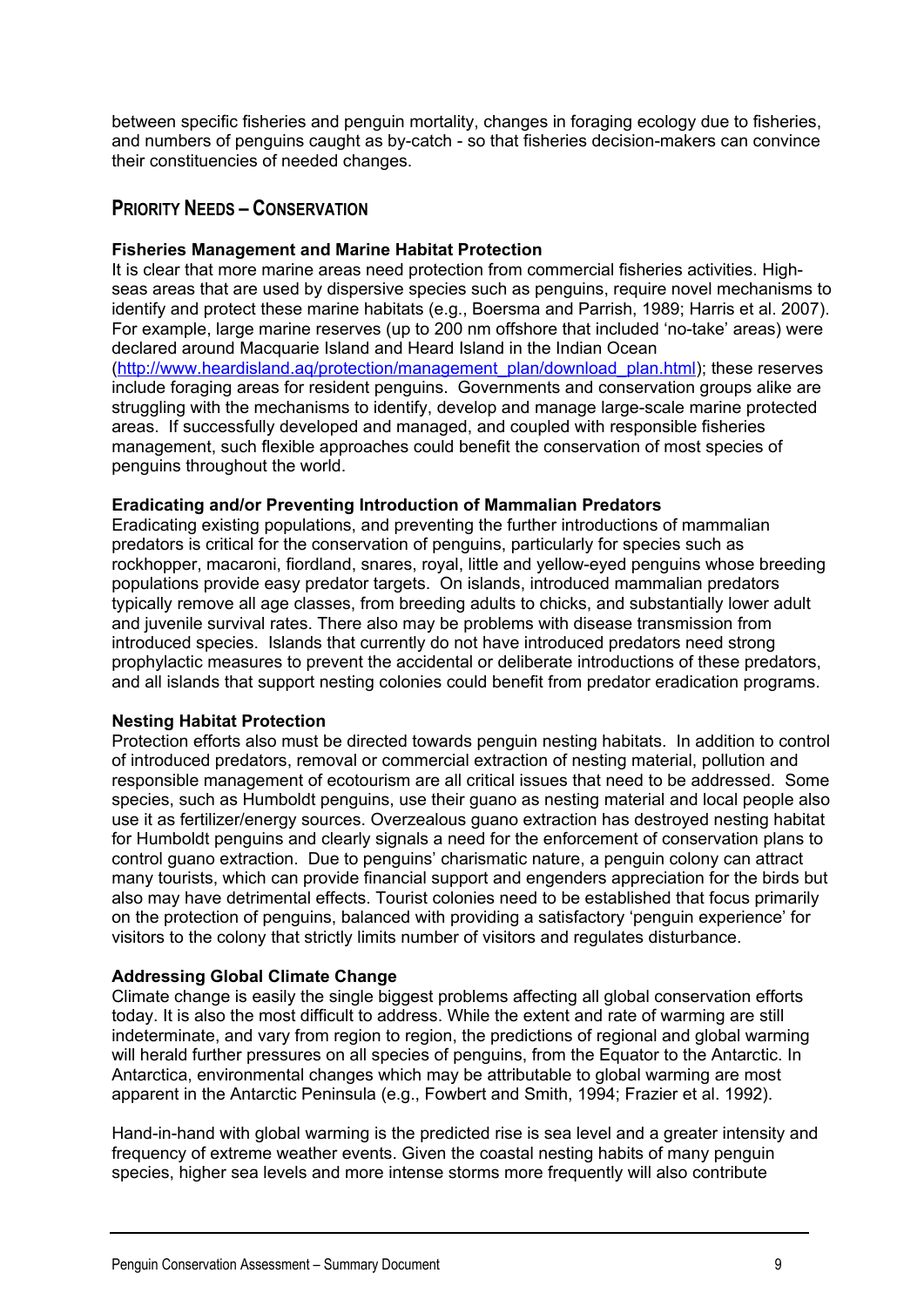between specific fisheries and penguin mortality, changes in foraging ecology due to fisheries, and numbers of penguins caught as by-catch - so that fisheries decision-makers can convince their constituencies of needed changes.

## PRIORITY NEEDS – CONSERVATION

### Fisheries Management and Marine Habitat Protection

It is clear that more marine areas need protection from commercial fisheries activities. High-seas areas that are used by dispersive species such as penguins, require novel mechanisms to identify and protect these marine habitats (e.g., Boersma and Parrish, 1989; Harris et al. 2007). For example, large marine reserves (up to 200 nm offshore that included 'no-take' areas) were declared around Macquarie Island and Heard Island in the Indian Ocean (http://www.heardisland.aq/protection/management_plan/download_plan.html); these reserves include foraging areas for resident penguins. Governments and conservation groups alike are struggling with the mechanisms to identify, develop and manage large-scale marine protected areas. If successfully developed and managed, and coupled with responsible fisheries management, such flexible approaches could benefit the conservation of most species of penguins throughout the world.

### Eradicating and/or Preventing Introduction of Mammalian Predators

Eradicating existing populations, and preventing the further introductions of mammalian predators is critical for the conservation of penguins, particularly for species such as rockhopper, macaroni, fiordland, snares, royal, little and yellow-eyed penguins whose breeding populations provide easy predator targets. On islands, introduced mammalian predators typically remove all age classes, from breeding adults to chicks, and substantially lower adult and juvenile survival rates. There also may be problems with disease transmission from introduced species. Islands that currently do not have introduced predators need strong prophylactic measures to prevent the accidental or deliberate introductions of these predators, and all islands that support nesting colonies could benefit from predator eradication programs.

### Nesting Habitat Protection

Protection efforts also must be directed towards penguin nesting habitats. In addition to control of introduced predators, removal or commercial extraction of nesting material, pollution and responsible management of ecotourism are all critical issues that need to be addressed. Some species, such as Humboldt penguins, use their guano as nesting material and local people also use it as fertilizer/energy sources. Overzealous guano extraction has destroyed nesting habitat for Humboldt penguins and clearly signals a need for the enforcement of conservation plans to control guano extraction. Due to penguins' charismatic nature, a penguin colony can attract many tourists, which can provide financial support and engenders appreciation for the birds but also may have detrimental effects. Tourist colonies need to be established that focus primarily on the protection of penguins, balanced with providing a satisfactory 'penguin experience' for visitors to the colony that strictly limits number of visitors and regulates disturbance.

### Addressing Global Climate Change

Climate change is easily the single biggest problems affecting all global conservation efforts today. It is also the most difficult to address. While the extent and rate of warming are still indeterminate, and vary from region to region, the predictions of regional and global warming will herald further pressures on all species of penguins, from the Equator to the Antarctic. In Antarctica, environmental changes which may be attributable to global warming are most apparent in the Antarctic Peninsula (e.g., Fowbert and Smith, 1994; Frazier et al. 1992).

Hand-in-hand with global warming is the predicted rise is sea level and a greater intensity and frequency of extreme weather events. Given the coastal nesting habits of many penguin species, higher sea levels and more intense storms more frequently will also contribute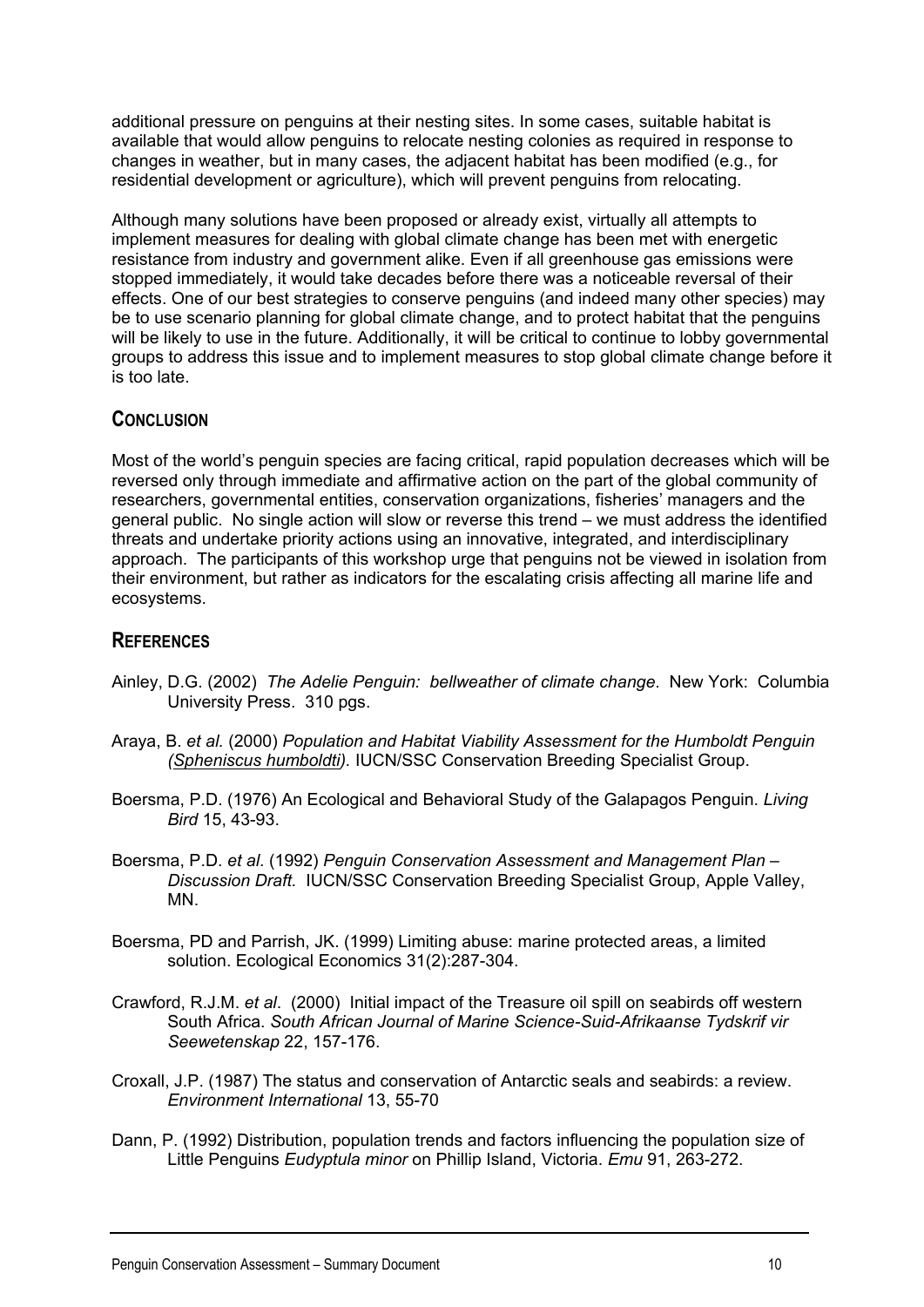additional pressure on penguins at their nesting sites. In some cases, suitable habitat is available that would allow penguins to relocate nesting colonies as required in response to changes in weather, but in many cases, the adjacent habitat has been modified (e.g., for residential development or agriculture), which will prevent penguins from relocating.

Although many solutions have been proposed or already exist, virtually all attempts to implement measures for dealing with global climate change has been met with energetic resistance from industry and government alike. Even if all greenhouse gas emissions were stopped immediately, it would take decades before there was a noticeable reversal of their effects. One of our best strategies to conserve penguins (and indeed many other species) may be to use scenario planning for global climate change, and to protect habitat that the penguins will be likely to use in the future. Additionally, it will be critical to continue to lobby governmental groups to address this issue and to implement measures to stop global climate change before it is too late.

## CONCLUSION

Most of the world's penguin species are facing critical, rapid population decreases which will be reversed only through immediate and affirmative action on the part of the global community of researchers, governmental entities, conservation organizations, fisheries' managers and the general public. No single action will slow or reverse this trend – we must address the identified threats and undertake priority actions using an innovative, integrated, and interdisciplinary approach. The participants of this workshop urge that penguins not be viewed in isolation from their environment, but rather as indicators for the escalating crisis affecting all marine life and ecosystems.

## REFERENCES

Ainley, D.G. (2002) *The Adelie Penguin: bellweather of climate change*. New York: Columbia University Press. 310 pgs.

Araya, B. *et al.* (2000) *Population and Habitat Viability Assessment for the Humboldt Penguin (Spheniscus humboldti).* IUCN/SSC Conservation Breeding Specialist Group.

Boersma, P.D. (1976) An Ecological and Behavioral Study of the Galapagos Penguin. *Living Bird* 15, 43-93.

Boersma, P.D. *et al*. (1992) *Penguin Conservation Assessment and Management Plan – Discussion Draft.* IUCN/SSC Conservation Breeding Specialist Group, Apple Valley, MN.

Boersma, PD and Parrish, JK. (1999) Limiting abuse: marine protected areas, a limited solution. Ecological Economics 31(2):287-304.

Crawford, R.J.M. *et al*. (2000) Initial impact of the Treasure oil spill on seabirds off western South Africa. *South African Journal of Marine Science-Suid-Afrikaanse Tydskrif vir Seewetenskap* 22, 157-176.

Croxall, J.P. (1987) The status and conservation of Antarctic seals and seabirds: a review. *Environment International* 13, 55-70

Dann, P. (1992) Distribution, population trends and factors influencing the population size of Little Penguins *Eudyptula minor* on Phillip Island, Victoria. *Emu* 91, 263-272.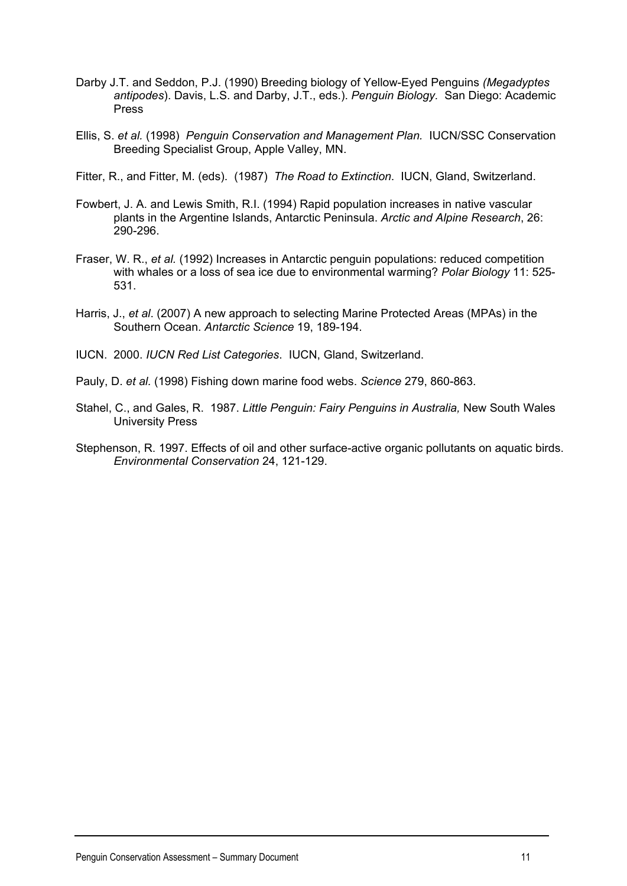Darby J.T. and Seddon, P.J. (1990) Breeding biology of Yellow-Eyed Penguins *(Megadyptes antipodes*). Davis, L.S. and Darby, J.T., eds.). *Penguin Biology*. San Diego: Academic Press

Ellis, S. *et al.* (1998) *Penguin Conservation and Management Plan.* IUCN/SSC Conservation Breeding Specialist Group, Apple Valley, MN.

Fitter, R., and Fitter, M. (eds). (1987) *The Road to Extinction*. IUCN, Gland, Switzerland.

Fowbert, J. A. and Lewis Smith, R.I. (1994) Rapid population increases in native vascular plants in the Argentine Islands, Antarctic Peninsula. *Arctic and Alpine Research*, 26: 290-296.

Fraser, W. R., *et al.* (1992) Increases in Antarctic penguin populations: reduced competition with whales or a loss of sea ice due to environmental warming? *Polar Biology* 11: 525-531.

Harris, J., *et al*. (2007) A new approach to selecting Marine Protected Areas (MPAs) in the Southern Ocean. *Antarctic Science* 19, 189-194.

IUCN. 2000. *IUCN Red List Categories*. IUCN, Gland, Switzerland.

Pauly, D. *et al.* (1998) Fishing down marine food webs. *Science* 279, 860-863.

Stahel, C., and Gales, R. 1987. *Little Penguin: Fairy Penguins in Australia,* New South Wales University Press

Stephenson, R. 1997. Effects of oil and other surface-active organic pollutants on aquatic birds. *Environmental Conservation* 24, 121-129.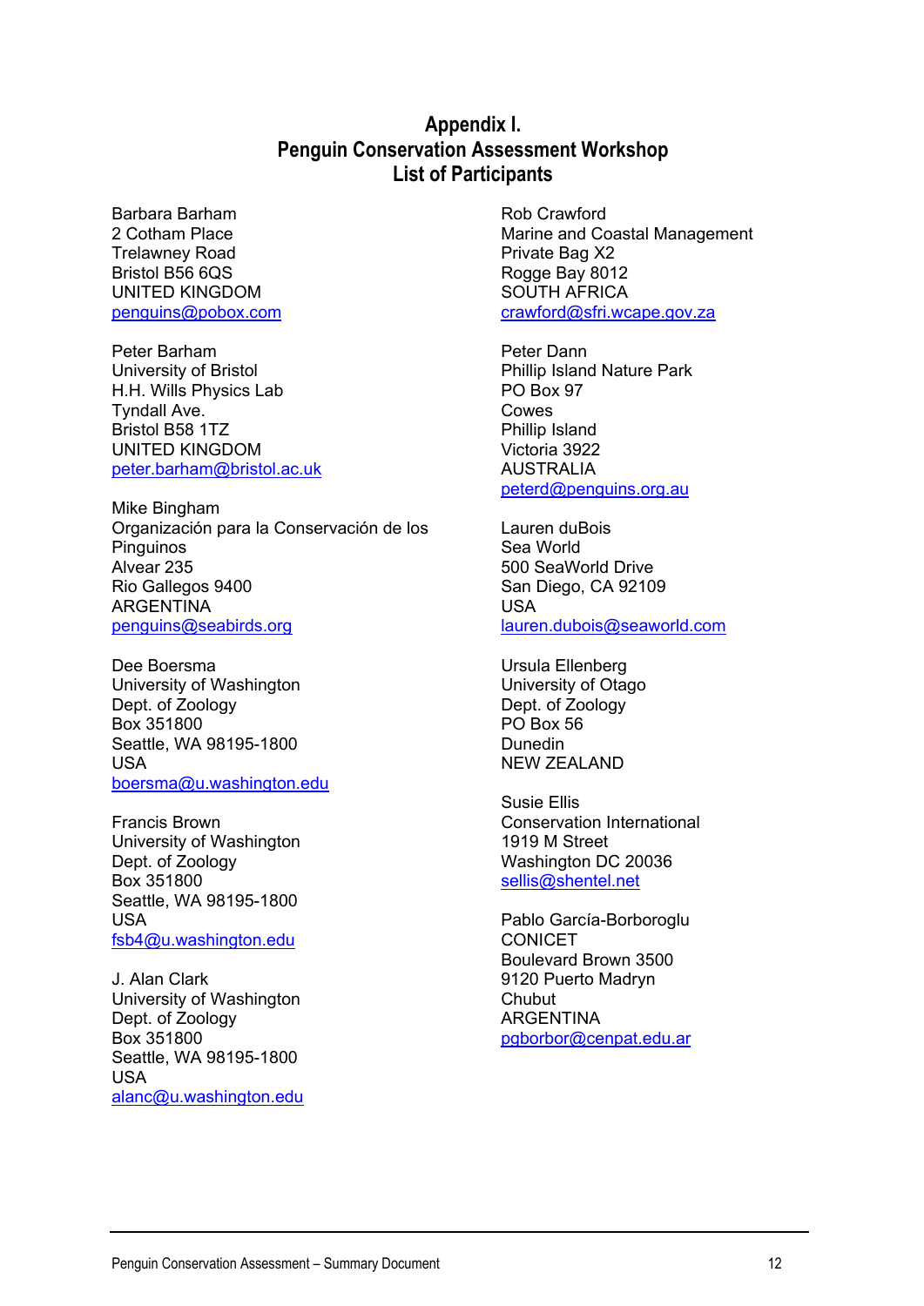# Appendix I.
## Penguin Conservation Assessment Workshop
## List of Participants

Barbara Barham
2 Cotham Place
Trelawney Road
Bristol B56 6QS
UNITED KINGDOM
penguins@pobox.com

Peter Barham
University of Bristol
H.H. Wills Physics Lab
Tyndall Ave.
Bristol B58 1TZ
UNITED KINGDOM
peter.barham@bristol.ac.uk

Mike Bingham
Organización para la Conservación de los Pinguinos
Alvear 235
Rio Gallegos 9400
ARGENTINA
penguins@seabirds.org

Dee Boersma
University of Washington
Dept. of Zoology
Box 351800
Seattle, WA 98195-1800
USA
boersma@u.washington.edu

Francis Brown
University of Washington
Dept. of Zoology
Box 351800
Seattle, WA 98195-1800
USA
fsb4@u.washington.edu

J. Alan Clark
University of Washington
Dept. of Zoology
Box 351800
Seattle, WA 98195-1800
USA
alanc@u.washington.edu

Rob Crawford
Marine and Coastal Management
Private Bag X2
Rogge Bay 8012
SOUTH AFRICA
crawford@sfri.wcape.gov.za

Peter Dann
Phillip Island Nature Park
PO Box 97
Cowes
Phillip Island
Victoria 3922
AUSTRALIA
peterd@penguins.org.au

Lauren duBois
Sea World
500 SeaWorld Drive
San Diego, CA 92109
USA
lauren.dubois@seaworld.com

Ursula Ellenberg
University of Otago
Dept. of Zoology
PO Box 56
Dunedin
NEW ZEALAND

Susie Ellis
Conservation International
1919 M Street
Washington DC 20036
sellis@shentel.net

Pablo García-Borboroglu
CONICET
Boulevard Brown 3500
9120 Puerto Madryn
Chubut
ARGENTINA
pgborbor@cenpat.edu.ar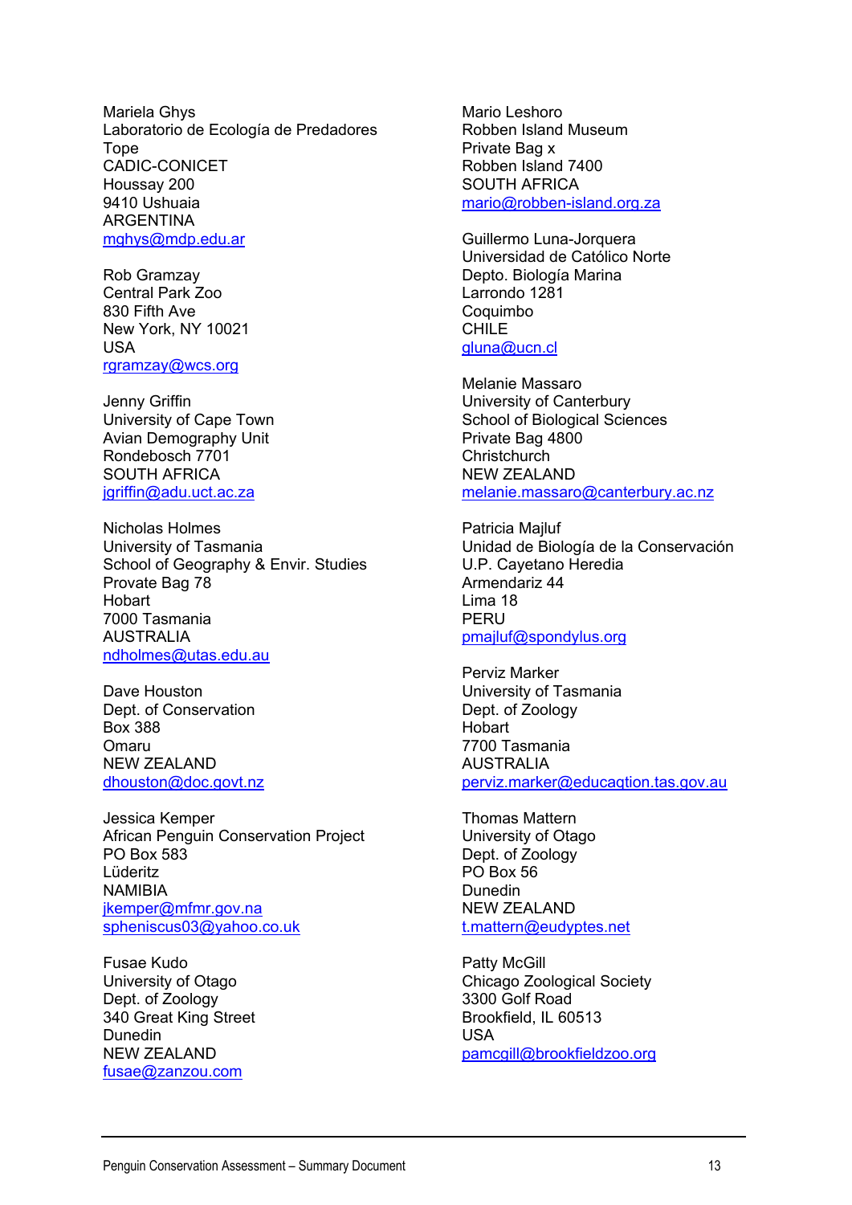Mariela Ghys
Laboratorio de Ecología de Predadores
Tope
CADIC-CONICET
Houssay 200
9410 Ushuaia
ARGENTINA
mghys@mdp.edu.ar

Rob Gramzay
Central Park Zoo
830 Fifth Ave
New York, NY 10021
USA
rgramzay@wcs.org

Jenny Griffin
University of Cape Town
Avian Demography Unit
Rondebosch 7701
SOUTH AFRICA
jgriffin@adu.uct.ac.za

Nicholas Holmes
University of Tasmania
School of Geography & Envir. Studies
Provate Bag 78
Hobart
7000 Tasmania
AUSTRALIA
ndholmes@utas.edu.au

Dave Houston
Dept. of Conservation
Box 388
Omaru
NEW ZEALAND
dhouston@doc.govt.nz

Jessica Kemper
African Penguin Conservation Project
PO Box 583
Lüderitz
NAMIBIA
jkemper@mfmr.gov.na
spheniscus03@yahoo.co.uk

Fusae Kudo
University of Otago
Dept. of Zoology
340 Great King Street
Dunedin
NEW ZEALAND
fusae@zanzou.com

Mario Leshoro
Robben Island Museum
Private Bag x
Robben Island 7400
SOUTH AFRICA
mario@robben-island.org.za

Guillermo Luna-Jorquera
Universidad de Católico Norte
Depto. Biología Marina
Larrondo 1281
Coquimbo
CHILE
gluna@ucn.cl

Melanie Massaro
University of Canterbury
School of Biological Sciences
Private Bag 4800
Christchurch
NEW ZEALAND
melanie.massaro@canterbury.ac.nz

Patricia Majluf
Unidad de Biología de la Conservación
U.P. Cayetano Heredia
Armendariz 44
Lima 18
PERU
pmajluf@spondylus.org

Perviz Marker
University of Tasmania
Dept. of Zoology
Hobart
7700 Tasmania
AUSTRALIA
perviz.marker@educaqtion.tas.gov.au

Thomas Mattern
University of Otago
Dept. of Zoology
PO Box 56
Dunedin
NEW ZEALAND
t.mattern@eudyptes.net

Patty McGill
Chicago Zoological Society
3300 Golf Road
Brookfield, IL 60513
USA
pamcgill@brookfieldzoo.org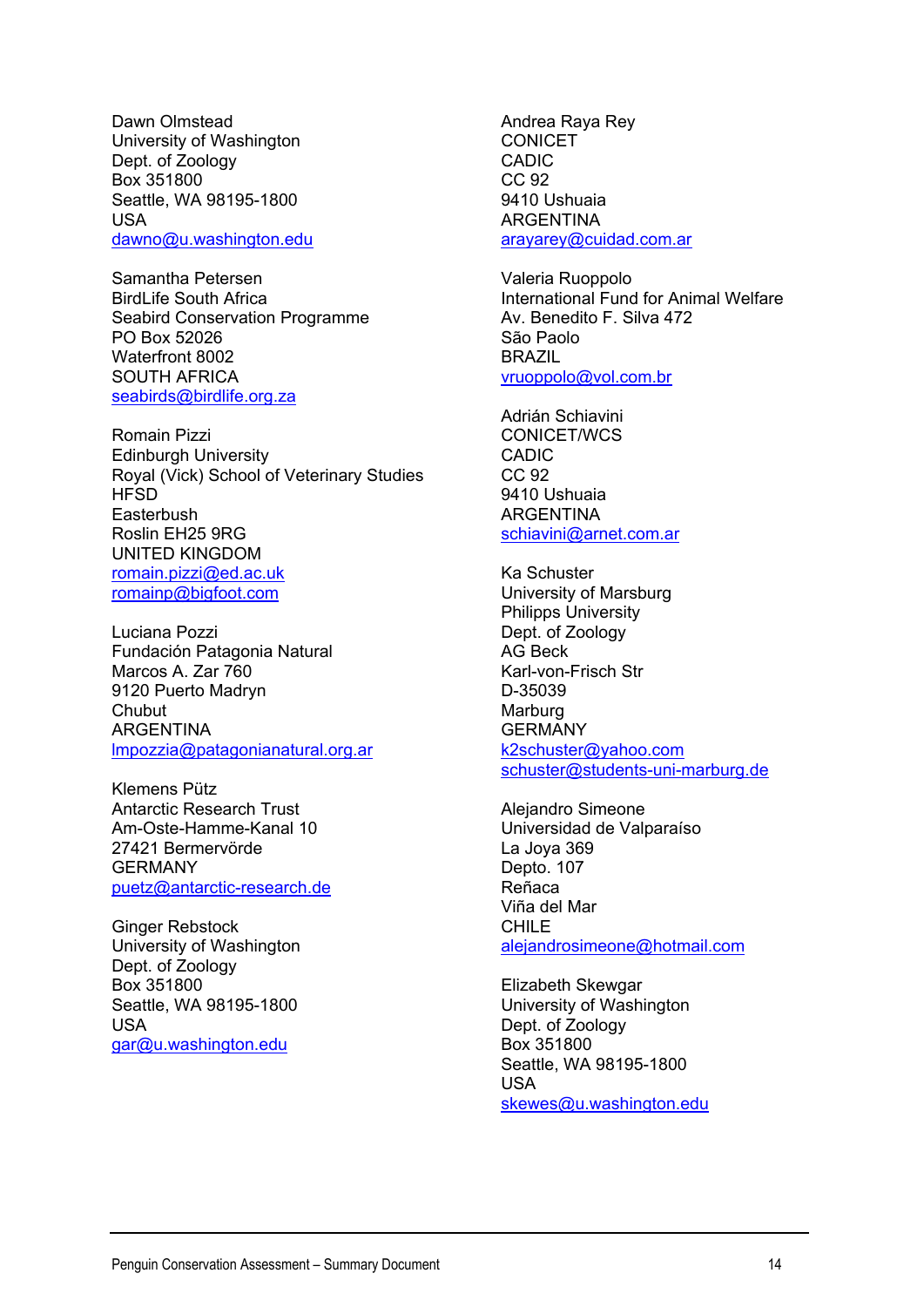Dawn Olmstead
University of Washington
Dept. of Zoology
Box 351800
Seattle, WA 98195-1800
USA
dawno@u.washington.edu

Samantha Petersen
BirdLife South Africa
Seabird Conservation Programme
PO Box 52026
Waterfront 8002
SOUTH AFRICA
seabirds@birdlife.org.za

Romain Pizzi
Edinburgh University
Royal (Vick) School of Veterinary Studies
HFSD
Easterbush
Roslin EH25 9RG
UNITED KINGDOM
romain.pizzi@ed.ac.uk
romainp@bigfoot.com

Luciana Pozzi
Fundación Patagonia Natural
Marcos A. Zar 760
9120 Puerto Madryn
Chubut
ARGENTINA
lmpozzia@patagonianatural.org.ar

Klemens Pütz
Antarctic Research Trust
Am-Oste-Hamme-Kanal 10
27421 Bermervörde
GERMANY
puetz@antarctic-research.de

Ginger Rebstock
University of Washington
Dept. of Zoology
Box 351800
Seattle, WA 98195-1800
USA
gar@u.washington.edu

Andrea Raya Rey
CONICET
CADIC
CC 92
9410 Ushuaia
ARGENTINA
arayarey@cuidad.com.ar

Valeria Ruoppolo
International Fund for Animal Welfare
Av. Benedito F. Silva 472
São Paolo
BRAZIL
vruoppolo@vol.com.br

Adrián Schiavini
CONICET/WCS
CADIC
CC 92
9410 Ushuaia
ARGENTINA
schiavini@arnet.com.ar

Ka Schuster
University of Marsburg
Philipps University
Dept. of Zoology
AG Beck
Karl-von-Frisch Str
D-35039
Marburg
GERMANY
k2schuster@yahoo.com
schuster@students-uni-marburg.de

Alejandro Simeone
Universidad de Valparaíso
La Joya 369
Depto. 107
Reñaca
Viña del Mar
CHILE
alejandrosimeone@hotmail.com

Elizabeth Skewgar
University of Washington
Dept. of Zoology
Box 351800
Seattle, WA 98195-1800
USA
skewes@u.washington.edu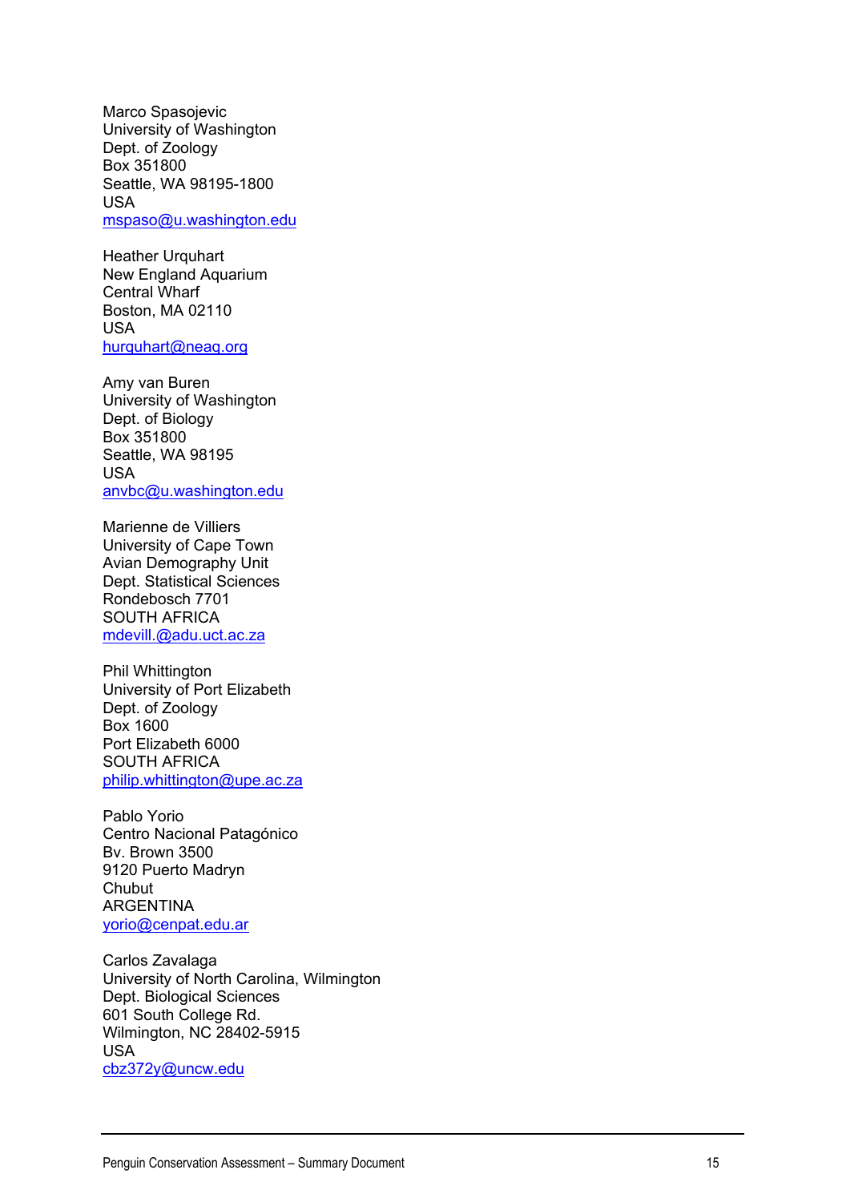Marco Spasojevic
University of Washington
Dept. of Zoology
Box 351800
Seattle, WA 98195-1800
USA
mspaso@u.washington.edu

Heather Urquhart
New England Aquarium
Central Wharf
Boston, MA 02110
USA
hurquhart@neaq.org

Amy van Buren
University of Washington
Dept. of Biology
Box 351800
Seattle, WA 98195
USA
anvbc@u.washington.edu

Marienne de Villiers
University of Cape Town
Avian Demography Unit
Dept. Statistical Sciences
Rondebosch 7701
SOUTH AFRICA
mdevill.@adu.uct.ac.za

Phil Whittington
University of Port Elizabeth
Dept. of Zoology
Box 1600
Port Elizabeth 6000
SOUTH AFRICA
philip.whittington@upe.ac.za

Pablo Yorio
Centro Nacional Patagónico
Bv. Brown 3500
9120 Puerto Madryn
Chubut
ARGENTINA
yorio@cenpat.edu.ar

Carlos Zavalaga
University of North Carolina, Wilmington
Dept. Biological Sciences
601 South College Rd.
Wilmington, NC 28402-5915
USA
cbz372y@uncw.edu